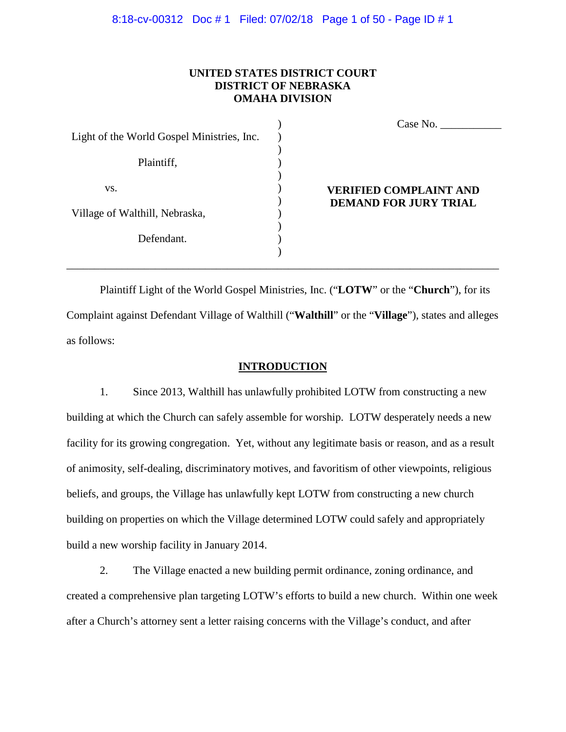**UNITED STATES DISTRICT COURT**
**DISTRICT OF NEBRASKA**
**OMAHA DIVISION**

| | |
|---|---|
| Light of the World Gospel Ministries, Inc.<br><br>Plaintiff,<br><br>vs.<br><br>Village of Walthill, Nebraska,<br><br>Defendant. | Case No. \_\_\_\_\_\_\_\_\_\_\_<br><br>**VERIFIED COMPLAINT AND DEMAND FOR JURY TRIAL** |

Plaintiff Light of the World Gospel Ministries, Inc. ("**LOTW**" or the "**Church**"), for its Complaint against Defendant Village of Walthill ("**Walthill**" or the "**Village**"), states and alleges as follows:

## INTRODUCTION

1. Since 2013, Walthill has unlawfully prohibited LOTW from constructing a new building at which the Church can safely assemble for worship. LOTW desperately needs a new facility for its growing congregation. Yet, without any legitimate basis or reason, and as a result of animosity, self-dealing, discriminatory motives, and favoritism of other viewpoints, religious beliefs, and groups, the Village has unlawfully kept LOTW from constructing a new church building on properties on which the Village determined LOTW could safely and appropriately build a new worship facility in January 2014.

2. The Village enacted a new building permit ordinance, zoning ordinance, and created a comprehensive plan targeting LOTW's efforts to build a new church. Within one week after a Church's attorney sent a letter raising concerns with the Village's conduct, and after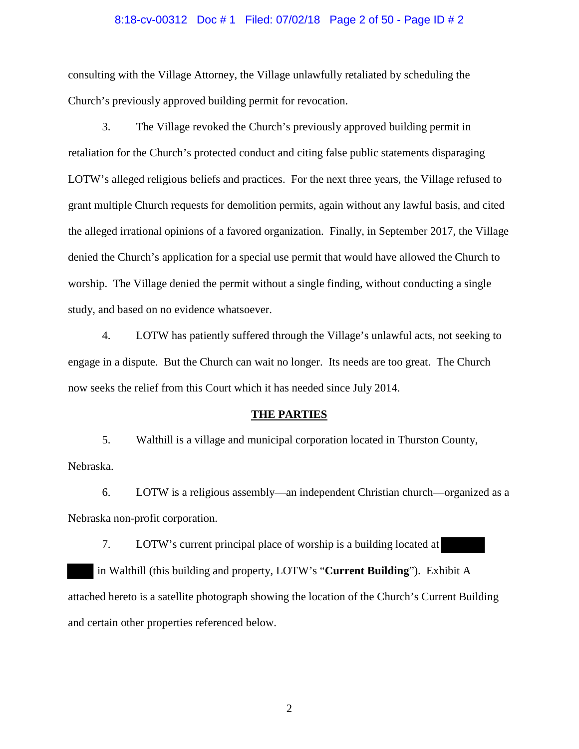consulting with the Village Attorney, the Village unlawfully retaliated by scheduling the Church's previously approved building permit for revocation.

3. The Village revoked the Church's previously approved building permit in retaliation for the Church's protected conduct and citing false public statements disparaging LOTW's alleged religious beliefs and practices. For the next three years, the Village refused to grant multiple Church requests for demolition permits, again without any lawful basis, and cited the alleged irrational opinions of a favored organization. Finally, in September 2017, the Village denied the Church's application for a special use permit that would have allowed the Church to worship. The Village denied the permit without a single finding, without conducting a single study, and based on no evidence whatsoever.

4. LOTW has patiently suffered through the Village's unlawful acts, not seeking to engage in a dispute. But the Church can wait no longer. Its needs are too great. The Church now seeks the relief from this Court which it has needed since July 2014.

## THE PARTIES

5. Walthill is a village and municipal corporation located in Thurston County, Nebraska.

6. LOTW is a religious assembly—an independent Christian church—organized as a Nebraska non-profit corporation.

7. LOTW's current principal place of worship is a building located at [REDACTED] [REDACTED] in Walthill (this building and property, LOTW's "**Current Building**"). Exhibit A attached hereto is a satellite photograph showing the location of the Church's Current Building and certain other properties referenced below.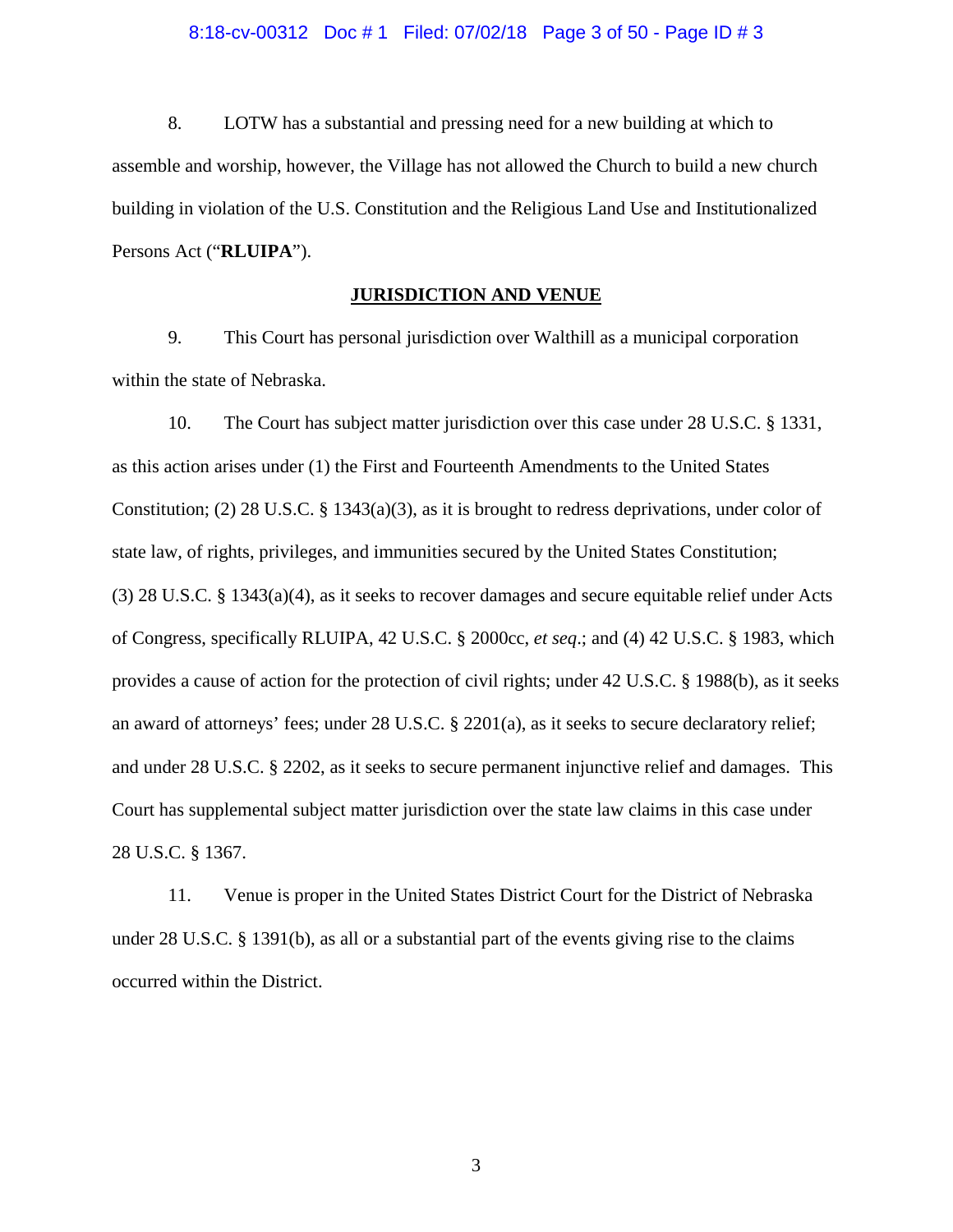8. LOTW has a substantial and pressing need for a new building at which to assemble and worship, however, the Village has not allowed the Church to build a new church building in violation of the U.S. Constitution and the Religious Land Use and Institutionalized Persons Act ("**RLUIPA**").

## JURISDICTION AND VENUE

9. This Court has personal jurisdiction over Walthill as a municipal corporation within the state of Nebraska.

10. The Court has subject matter jurisdiction over this case under 28 U.S.C. § 1331, as this action arises under (1) the First and Fourteenth Amendments to the United States Constitution; (2) 28 U.S.C. § 1343(a)(3), as it is brought to redress deprivations, under color of state law, of rights, privileges, and immunities secured by the United States Constitution; (3) 28 U.S.C. § 1343(a)(4), as it seeks to recover damages and secure equitable relief under Acts of Congress, specifically RLUIPA, 42 U.S.C. § 2000cc, *et seq*.; and (4) 42 U.S.C. § 1983, which provides a cause of action for the protection of civil rights; under 42 U.S.C. § 1988(b), as it seeks an award of attorneys' fees; under 28 U.S.C. § 2201(a), as it seeks to secure declaratory relief; and under 28 U.S.C. § 2202, as it seeks to secure permanent injunctive relief and damages. This Court has supplemental subject matter jurisdiction over the state law claims in this case under 28 U.S.C. § 1367.

11. Venue is proper in the United States District Court for the District of Nebraska under 28 U.S.C. § 1391(b), as all or a substantial part of the events giving rise to the claims occurred within the District.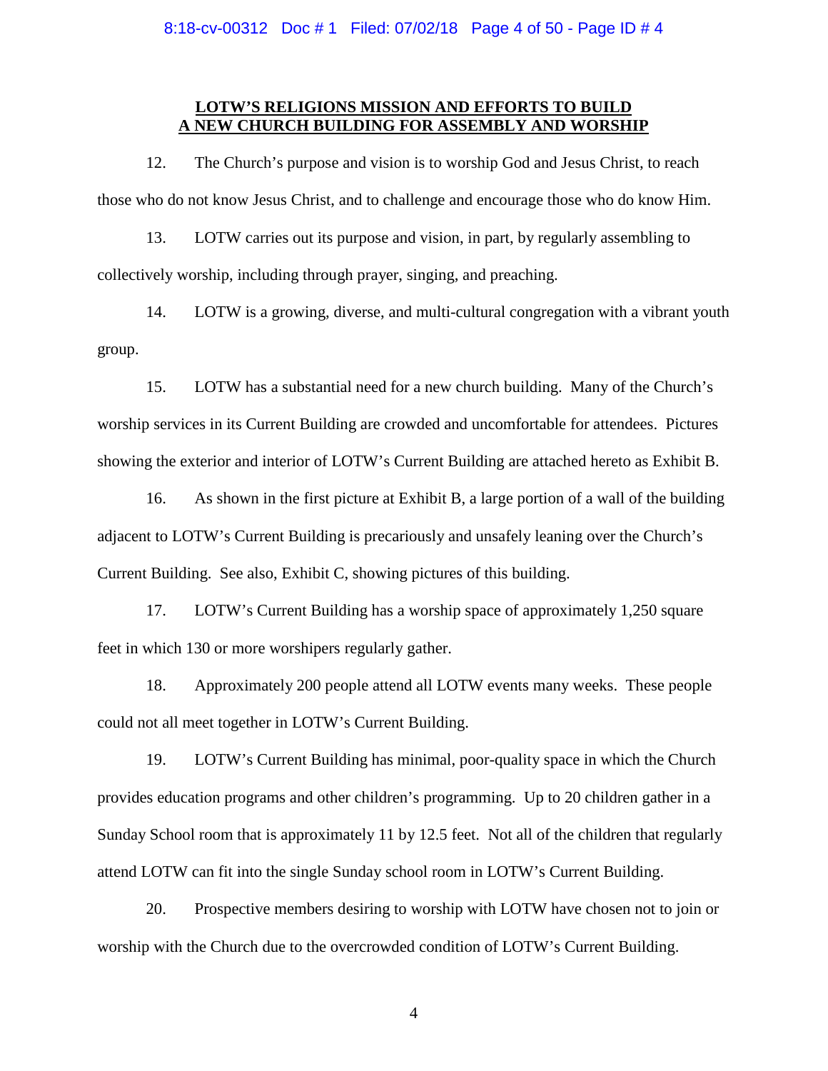## LOTW'S RELIGIONS MISSION AND EFFORTS TO BUILD A NEW CHURCH BUILDING FOR ASSEMBLY AND WORSHIP

12. The Church's purpose and vision is to worship God and Jesus Christ, to reach those who do not know Jesus Christ, and to challenge and encourage those who do know Him.

13. LOTW carries out its purpose and vision, in part, by regularly assembling to collectively worship, including through prayer, singing, and preaching.

14. LOTW is a growing, diverse, and multi-cultural congregation with a vibrant youth group.

15. LOTW has a substantial need for a new church building. Many of the Church's worship services in its Current Building are crowded and uncomfortable for attendees. Pictures showing the exterior and interior of LOTW's Current Building are attached hereto as Exhibit B.

16. As shown in the first picture at Exhibit B, a large portion of a wall of the building adjacent to LOTW's Current Building is precariously and unsafely leaning over the Church's Current Building. See also, Exhibit C, showing pictures of this building.

17. LOTW's Current Building has a worship space of approximately 1,250 square feet in which 130 or more worshipers regularly gather.

18. Approximately 200 people attend all LOTW events many weeks. These people could not all meet together in LOTW's Current Building.

19. LOTW's Current Building has minimal, poor-quality space in which the Church provides education programs and other children's programming. Up to 20 children gather in a Sunday School room that is approximately 11 by 12.5 feet. Not all of the children that regularly attend LOTW can fit into the single Sunday school room in LOTW's Current Building.

20. Prospective members desiring to worship with LOTW have chosen not to join or worship with the Church due to the overcrowded condition of LOTW's Current Building.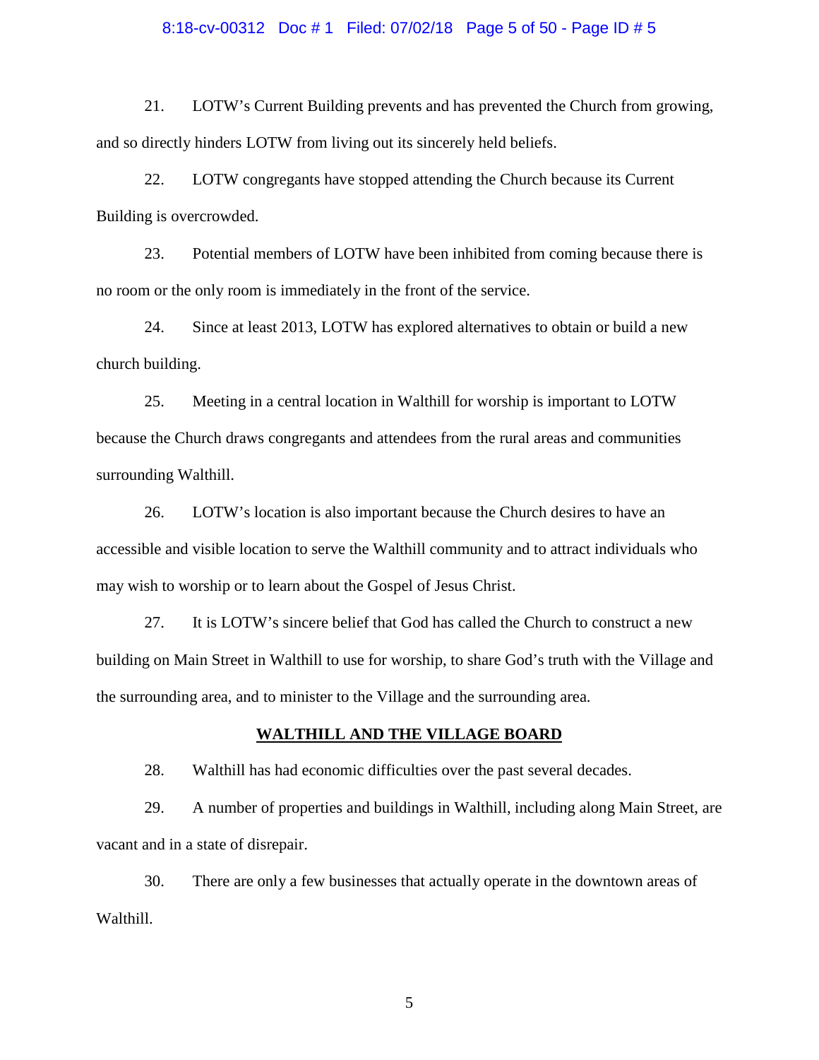21. LOTW's Current Building prevents and has prevented the Church from growing, and so directly hinders LOTW from living out its sincerely held beliefs.

22. LOTW congregants have stopped attending the Church because its Current Building is overcrowded.

23. Potential members of LOTW have been inhibited from coming because there is no room or the only room is immediately in the front of the service.

24. Since at least 2013, LOTW has explored alternatives to obtain or build a new church building.

25. Meeting in a central location in Walthill for worship is important to LOTW because the Church draws congregants and attendees from the rural areas and communities surrounding Walthill.

26. LOTW's location is also important because the Church desires to have an accessible and visible location to serve the Walthill community and to attract individuals who may wish to worship or to learn about the Gospel of Jesus Christ.

27. It is LOTW's sincere belief that God has called the Church to construct a new building on Main Street in Walthill to use for worship, to share God's truth with the Village and the surrounding area, and to minister to the Village and the surrounding area.

## WALTHILL AND THE VILLAGE BOARD

28. Walthill has had economic difficulties over the past several decades.

29. A number of properties and buildings in Walthill, including along Main Street, are vacant and in a state of disrepair.

30. There are only a few businesses that actually operate in the downtown areas of Walthill.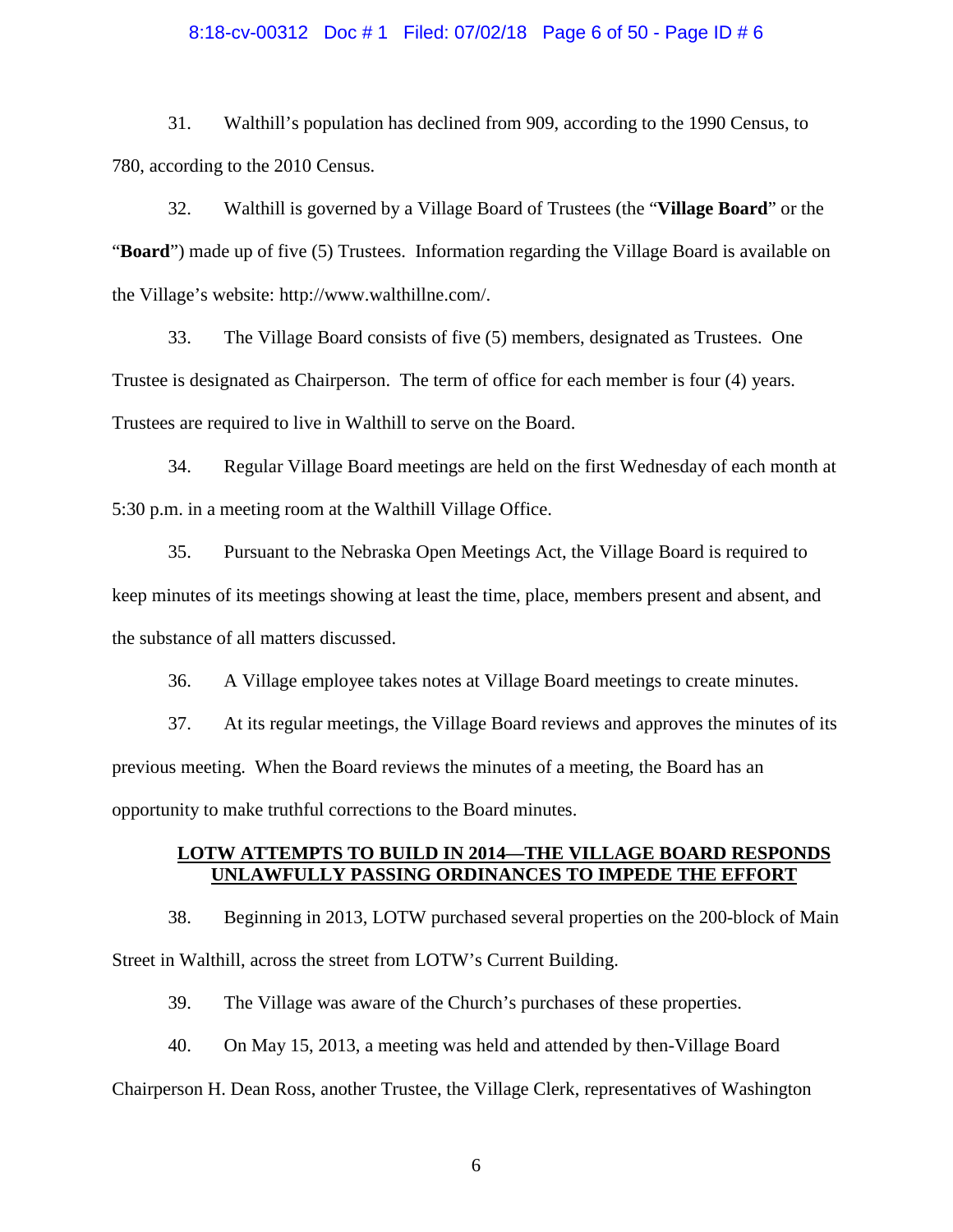31. Walthill's population has declined from 909, according to the 1990 Census, to 780, according to the 2010 Census.

32. Walthill is governed by a Village Board of Trustees (the "**Village Board**" or the "**Board**") made up of five (5) Trustees. Information regarding the Village Board is available on the Village's website: http://www.walthillne.com/.

33. The Village Board consists of five (5) members, designated as Trustees. One Trustee is designated as Chairperson. The term of office for each member is four (4) years. Trustees are required to live in Walthill to serve on the Board.

34. Regular Village Board meetings are held on the first Wednesday of each month at 5:30 p.m. in a meeting room at the Walthill Village Office.

35. Pursuant to the Nebraska Open Meetings Act, the Village Board is required to keep minutes of its meetings showing at least the time, place, members present and absent, and the substance of all matters discussed.

36. A Village employee takes notes at Village Board meetings to create minutes.

37. At its regular meetings, the Village Board reviews and approves the minutes of its previous meeting. When the Board reviews the minutes of a meeting, the Board has an opportunity to make truthful corrections to the Board minutes.

## LOTW ATTEMPTS TO BUILD IN 2014—THE VILLAGE BOARD RESPONDS UNLAWFULLY PASSING ORDINANCES TO IMPEDE THE EFFORT

38. Beginning in 2013, LOTW purchased several properties on the 200-block of Main Street in Walthill, across the street from LOTW's Current Building.

39. The Village was aware of the Church's purchases of these properties.

40. On May 15, 2013, a meeting was held and attended by then-Village Board Chairperson H. Dean Ross, another Trustee, the Village Clerk, representatives of Washington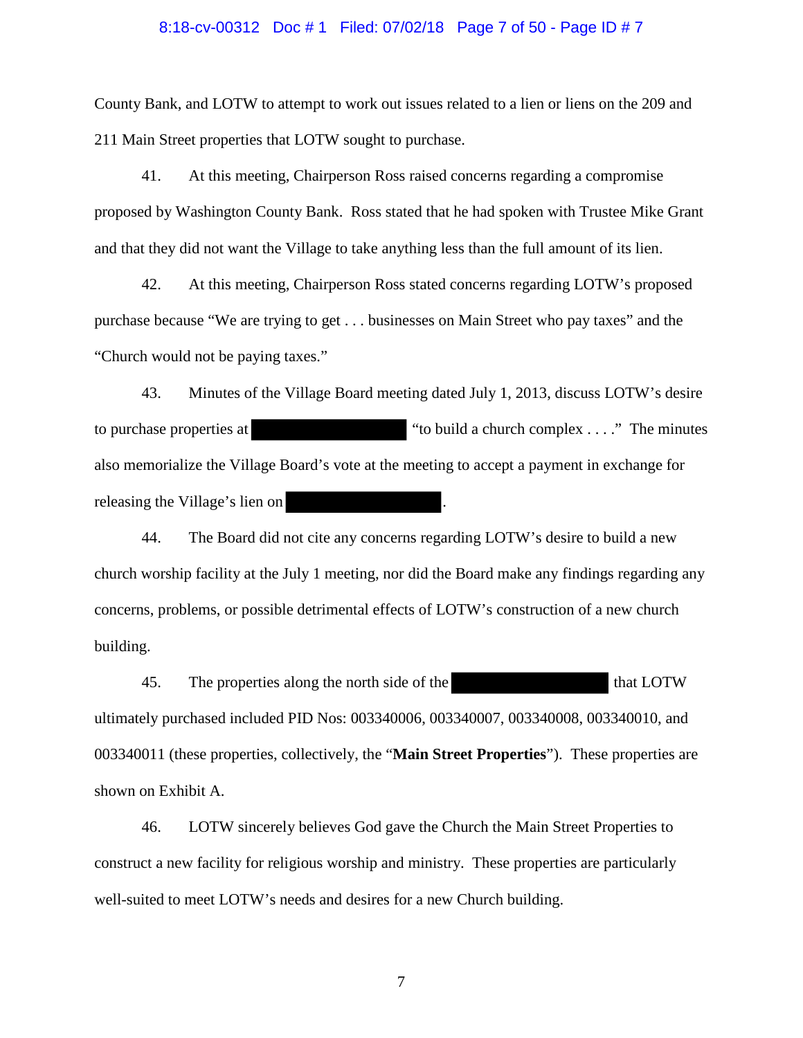County Bank, and LOTW to attempt to work out issues related to a lien or liens on the 209 and 211 Main Street properties that LOTW sought to purchase.

41. At this meeting, Chairperson Ross raised concerns regarding a compromise proposed by Washington County Bank. Ross stated that he had spoken with Trustee Mike Grant and that they did not want the Village to take anything less than the full amount of its lien.

42. At this meeting, Chairperson Ross stated concerns regarding LOTW's proposed purchase because "We are trying to get . . . businesses on Main Street who pay taxes" and the "Church would not be paying taxes."

43. Minutes of the Village Board meeting dated July 1, 2013, discuss LOTW's desire to purchase properties at [REDACTED] "to build a church complex . . . ." The minutes also memorialize the Village Board's vote at the meeting to accept a payment in exchange for releasing the Village's lien on [REDACTED].

44. The Board did not cite any concerns regarding LOTW's desire to build a new church worship facility at the July 1 meeting, nor did the Board make any findings regarding any concerns, problems, or possible detrimental effects of LOTW's construction of a new church building.

45. The properties along the north side of the [REDACTED] that LOTW ultimately purchased included PID Nos: 003340006, 003340007, 003340008, 003340010, and 003340011 (these properties, collectively, the "**Main Street Properties**"). These properties are shown on Exhibit A.

46. LOTW sincerely believes God gave the Church the Main Street Properties to construct a new facility for religious worship and ministry. These properties are particularly well-suited to meet LOTW's needs and desires for a new Church building.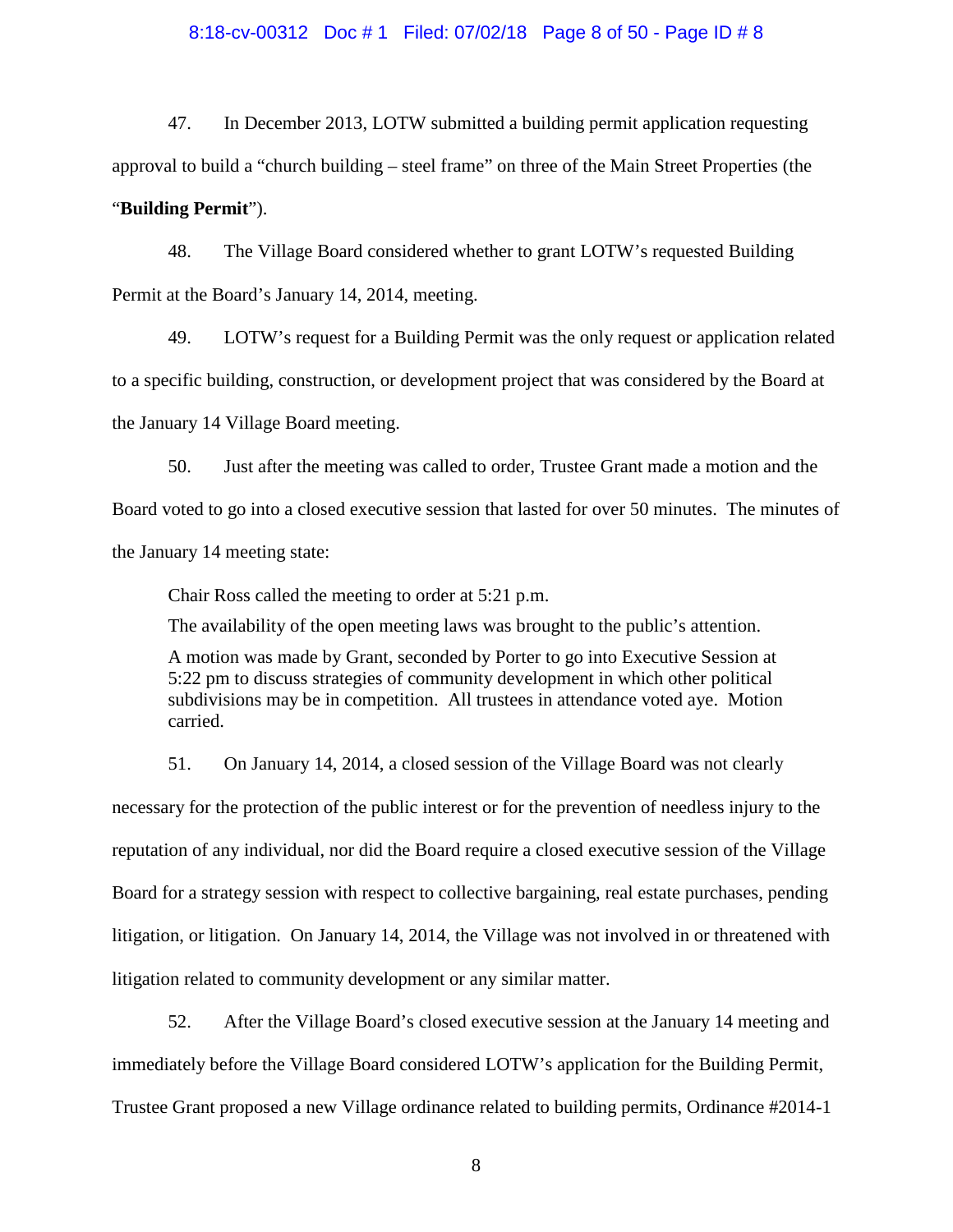47. In December 2013, LOTW submitted a building permit application requesting approval to build a "church building – steel frame" on three of the Main Street Properties (the "**Building Permit**").

48. The Village Board considered whether to grant LOTW's requested Building Permit at the Board's January 14, 2014, meeting.

49. LOTW's request for a Building Permit was the only request or application related to a specific building, construction, or development project that was considered by the Board at the January 14 Village Board meeting.

50. Just after the meeting was called to order, Trustee Grant made a motion and the Board voted to go into a closed executive session that lasted for over 50 minutes. The minutes of the January 14 meeting state:

> Chair Ross called the meeting to order at 5:21 p.m.
>
> The availability of the open meeting laws was brought to the public's attention.
>
> A motion was made by Grant, seconded by Porter to go into Executive Session at 5:22 pm to discuss strategies of community development in which other political subdivisions may be in competition. All trustees in attendance voted aye. Motion carried.

51. On January 14, 2014, a closed session of the Village Board was not clearly necessary for the protection of the public interest or for the prevention of needless injury to the reputation of any individual, nor did the Board require a closed executive session of the Village Board for a strategy session with respect to collective bargaining, real estate purchases, pending litigation, or litigation. On January 14, 2014, the Village was not involved in or threatened with litigation related to community development or any similar matter.

52. After the Village Board's closed executive session at the January 14 meeting and immediately before the Village Board considered LOTW's application for the Building Permit, Trustee Grant proposed a new Village ordinance related to building permits, Ordinance #2014-1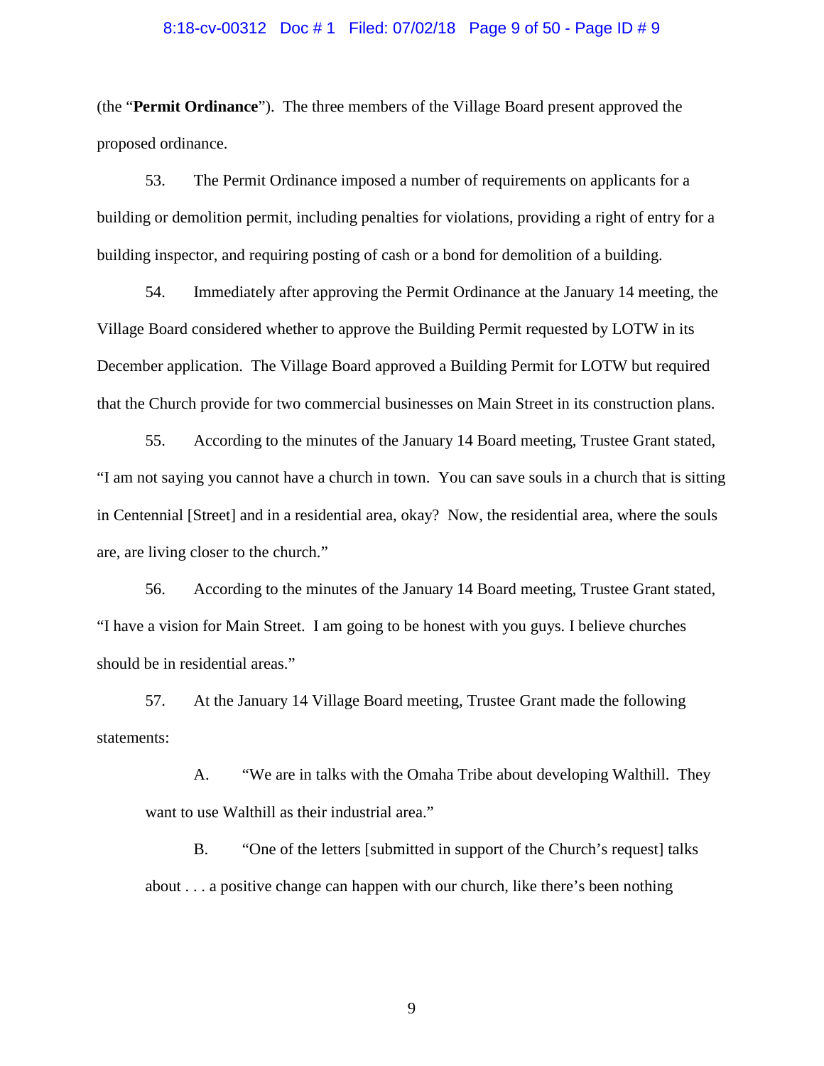(the "**Permit Ordinance**"). The three members of the Village Board present approved the proposed ordinance.

53. The Permit Ordinance imposed a number of requirements on applicants for a building or demolition permit, including penalties for violations, providing a right of entry for a building inspector, and requiring posting of cash or a bond for demolition of a building.

54. Immediately after approving the Permit Ordinance at the January 14 meeting, the Village Board considered whether to approve the Building Permit requested by LOTW in its December application. The Village Board approved a Building Permit for LOTW but required that the Church provide for two commercial businesses on Main Street in its construction plans.

55. According to the minutes of the January 14 Board meeting, Trustee Grant stated, "I am not saying you cannot have a church in town. You can save souls in a church that is sitting in Centennial [Street] and in a residential area, okay? Now, the residential area, where the souls are, are living closer to the church."

56. According to the minutes of the January 14 Board meeting, Trustee Grant stated, "I have a vision for Main Street. I am going to be honest with you guys. I believe churches should be in residential areas."

57. At the January 14 Village Board meeting, Trustee Grant made the following statements:

> A. "We are in talks with the Omaha Tribe about developing Walthill. They want to use Walthill as their industrial area."
>
> B. "One of the letters [submitted in support of the Church's request] talks about . . . a positive change can happen with our church, like there's been nothing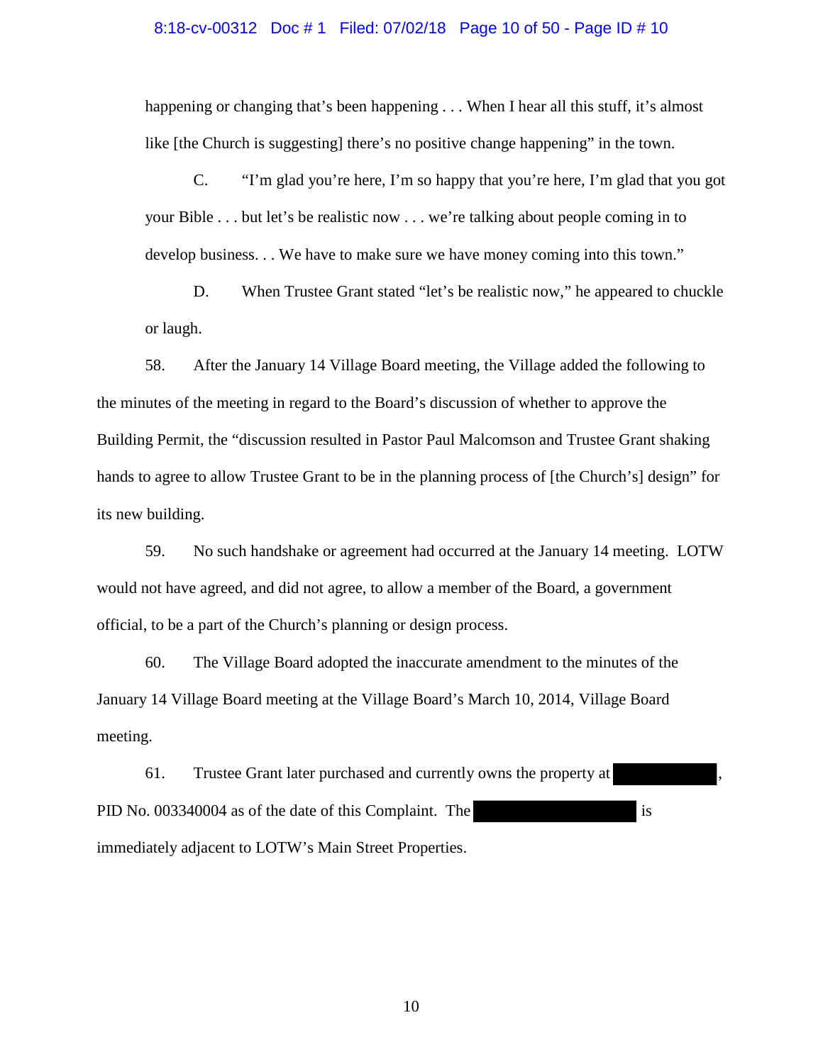happening or changing that's been happening . . . When I hear all this stuff, it's almost like [the Church is suggesting] there's no positive change happening" in the town.

C. "I'm glad you're here, I'm so happy that you're here, I'm glad that you got your Bible . . . but let's be realistic now . . . we're talking about people coming in to develop business. . . We have to make sure we have money coming into this town."

D. When Trustee Grant stated "let's be realistic now," he appeared to chuckle or laugh.

58. After the January 14 Village Board meeting, the Village added the following to the minutes of the meeting in regard to the Board's discussion of whether to approve the Building Permit, the "discussion resulted in Pastor Paul Malcomson and Trustee Grant shaking hands to agree to allow Trustee Grant to be in the planning process of [the Church's] design" for its new building.

59. No such handshake or agreement had occurred at the January 14 meeting. LOTW would not have agreed, and did not agree, to allow a member of the Board, a government official, to be a part of the Church's planning or design process.

60. The Village Board adopted the inaccurate amendment to the minutes of the January 14 Village Board meeting at the Village Board's March 10, 2014, Village Board meeting.

61. Trustee Grant later purchased and currently owns the property at [REDACTED], PID No. 003340004 as of the date of this Complaint. The [REDACTED] is immediately adjacent to LOTW's Main Street Properties.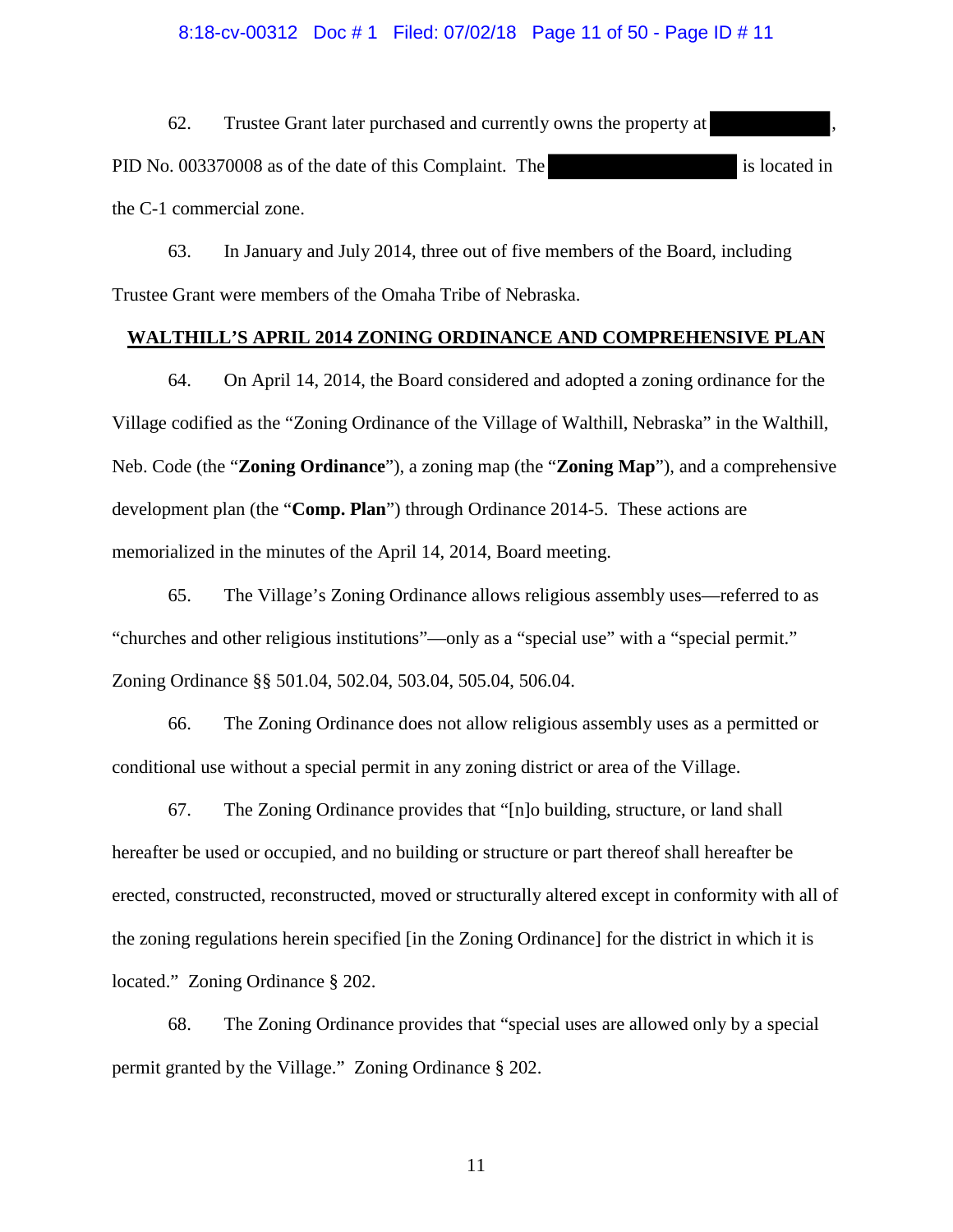62. Trustee Grant later purchased and currently owns the property at [REDACTED], PID No. 003370008 as of the date of this Complaint. The [REDACTED] is located in the C-1 commercial zone.

63. In January and July 2014, three out of five members of the Board, including Trustee Grant were members of the Omaha Tribe of Nebraska.

## WALTHILL'S APRIL 2014 ZONING ORDINANCE AND COMPREHENSIVE PLAN

64. On April 14, 2014, the Board considered and adopted a zoning ordinance for the Village codified as the "Zoning Ordinance of the Village of Walthill, Nebraska" in the Walthill, Neb. Code (the "**Zoning Ordinance**"), a zoning map (the "**Zoning Map**"), and a comprehensive development plan (the "**Comp. Plan**") through Ordinance 2014-5. These actions are memorialized in the minutes of the April 14, 2014, Board meeting.

65. The Village's Zoning Ordinance allows religious assembly uses—referred to as "churches and other religious institutions"—only as a "special use" with a "special permit." Zoning Ordinance §§ 501.04, 502.04, 503.04, 505.04, 506.04.

66. The Zoning Ordinance does not allow religious assembly uses as a permitted or conditional use without a special permit in any zoning district or area of the Village.

67. The Zoning Ordinance provides that "[n]o building, structure, or land shall hereafter be used or occupied, and no building or structure or part thereof shall hereafter be erected, constructed, reconstructed, moved or structurally altered except in conformity with all of the zoning regulations herein specified [in the Zoning Ordinance] for the district in which it is located." Zoning Ordinance § 202.

68. The Zoning Ordinance provides that "special uses are allowed only by a special permit granted by the Village." Zoning Ordinance § 202.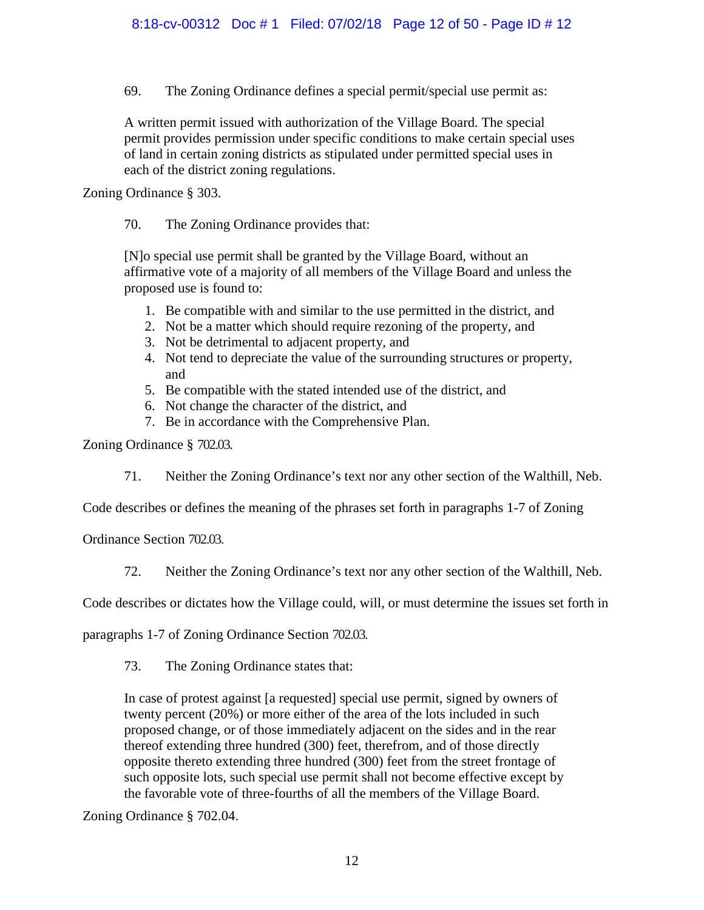69. The Zoning Ordinance defines a special permit/special use permit as:

> A written permit issued with authorization of the Village Board. The special permit provides permission under specific conditions to make certain special uses of land in certain zoning districts as stipulated under permitted special uses in each of the district zoning regulations.

Zoning Ordinance § 303.

70. The Zoning Ordinance provides that:

> [N]o special use permit shall be granted by the Village Board, without an affirmative vote of a majority of all members of the Village Board and unless the proposed use is found to:
>
> 1. Be compatible with and similar to the use permitted in the district, and
> 2. Not be a matter which should require rezoning of the property, and
> 3. Not be detrimental to adjacent property, and
> 4. Not tend to depreciate the value of the surrounding structures or property, and
> 5. Be compatible with the stated intended use of the district, and
> 6. Not change the character of the district, and
> 7. Be in accordance with the Comprehensive Plan.

Zoning Ordinance § 702.03.

71. Neither the Zoning Ordinance's text nor any other section of the Walthill, Neb. Code describes or defines the meaning of the phrases set forth in paragraphs 1-7 of Zoning Ordinance Section 702.03.

72. Neither the Zoning Ordinance's text nor any other section of the Walthill, Neb. Code describes or dictates how the Village could, will, or must determine the issues set forth in paragraphs 1-7 of Zoning Ordinance Section 702.03.

73. The Zoning Ordinance states that:

> In case of protest against [a requested] special use permit, signed by owners of twenty percent (20%) or more either of the area of the lots included in such proposed change, or of those immediately adjacent on the sides and in the rear thereof extending three hundred (300) feet, therefrom, and of those directly opposite thereto extending three hundred (300) feet from the street frontage of such opposite lots, such special use permit shall not become effective except by the favorable vote of three-fourths of all the members of the Village Board.

Zoning Ordinance § 702.04.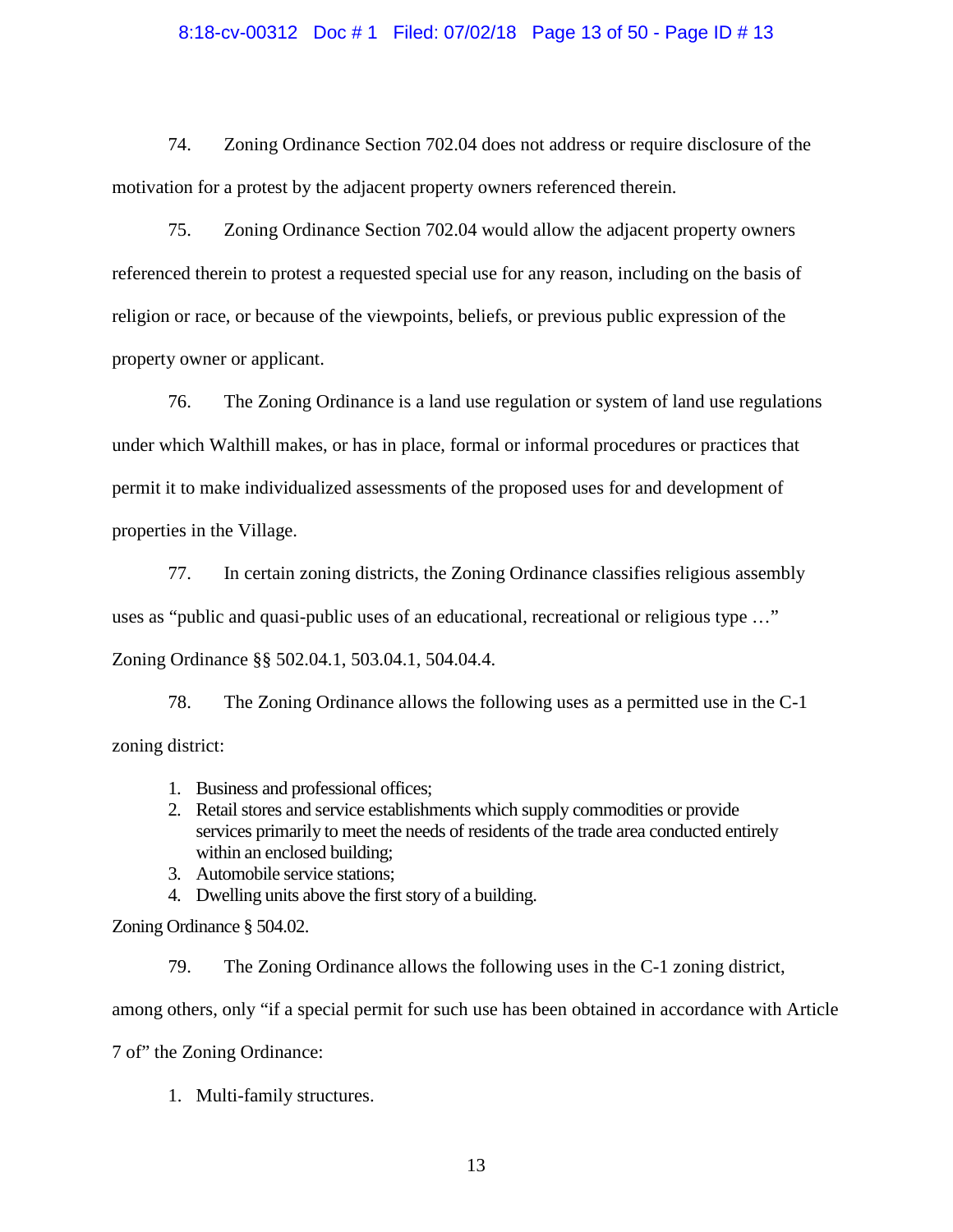74. Zoning Ordinance Section 702.04 does not address or require disclosure of the motivation for a protest by the adjacent property owners referenced therein.

75. Zoning Ordinance Section 702.04 would allow the adjacent property owners referenced therein to protest a requested special use for any reason, including on the basis of religion or race, or because of the viewpoints, beliefs, or previous public expression of the property owner or applicant.

76. The Zoning Ordinance is a land use regulation or system of land use regulations under which Walthill makes, or has in place, formal or informal procedures or practices that permit it to make individualized assessments of the proposed uses for and development of properties in the Village.

77. In certain zoning districts, the Zoning Ordinance classifies religious assembly uses as "public and quasi-public uses of an educational, recreational or religious type …" Zoning Ordinance §§ 502.04.1, 503.04.1, 504.04.4.

78. The Zoning Ordinance allows the following uses as a permitted use in the C-1 zoning district:

1. Business and professional offices;
2. Retail stores and service establishments which supply commodities or provide services primarily to meet the needs of residents of the trade area conducted entirely within an enclosed building;
3. Automobile service stations;
4. Dwelling units above the first story of a building.

Zoning Ordinance § 504.02.

79. The Zoning Ordinance allows the following uses in the C-1 zoning district, among others, only "if a special permit for such use has been obtained in accordance with Article 7 of" the Zoning Ordinance:

1. Multi-family structures.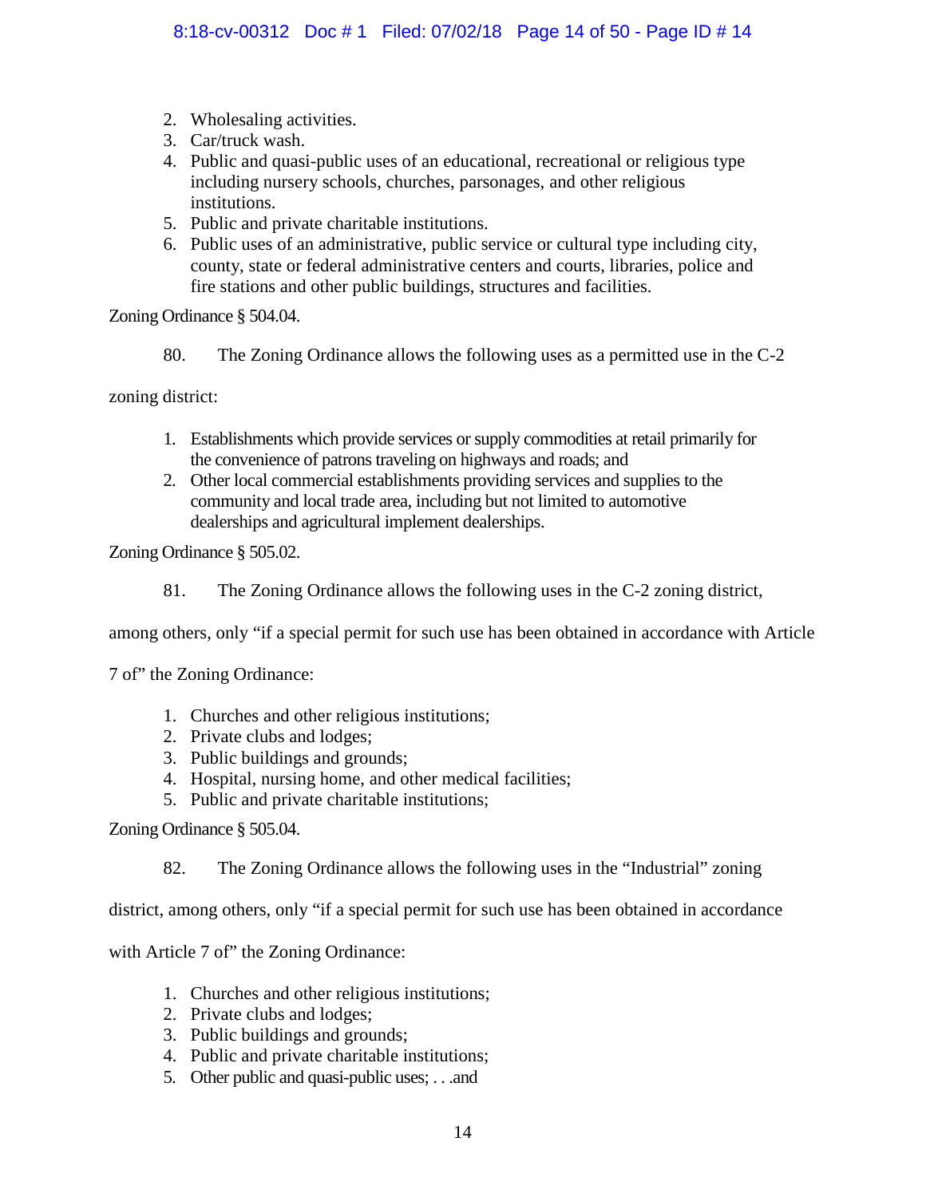2. Wholesaling activities.
3. Car/truck wash.
4. Public and quasi-public uses of an educational, recreational or religious type including nursery schools, churches, parsonages, and other religious institutions.
5. Public and private charitable institutions.
6. Public uses of an administrative, public service or cultural type including city, county, state or federal administrative centers and courts, libraries, police and fire stations and other public buildings, structures and facilities.

Zoning Ordinance § 504.04.

80. The Zoning Ordinance allows the following uses as a permitted use in the C-2 zoning district:

1. Establishments which provide services or supply commodities at retail primarily for the convenience of patrons traveling on highways and roads; and
2. Other local commercial establishments providing services and supplies to the community and local trade area, including but not limited to automotive dealerships and agricultural implement dealerships.

Zoning Ordinance § 505.02.

81. The Zoning Ordinance allows the following uses in the C-2 zoning district, among others, only "if a special permit for such use has been obtained in accordance with Article 7 of" the Zoning Ordinance:

1. Churches and other religious institutions;
2. Private clubs and lodges;
3. Public buildings and grounds;
4. Hospital, nursing home, and other medical facilities;
5. Public and private charitable institutions;

Zoning Ordinance § 505.04.

82. The Zoning Ordinance allows the following uses in the "Industrial" zoning district, among others, only "if a special permit for such use has been obtained in accordance with Article 7 of" the Zoning Ordinance:

1. Churches and other religious institutions;
2. Private clubs and lodges;
3. Public buildings and grounds;
4. Public and private charitable institutions;
5. Other public and quasi-public uses; . . .and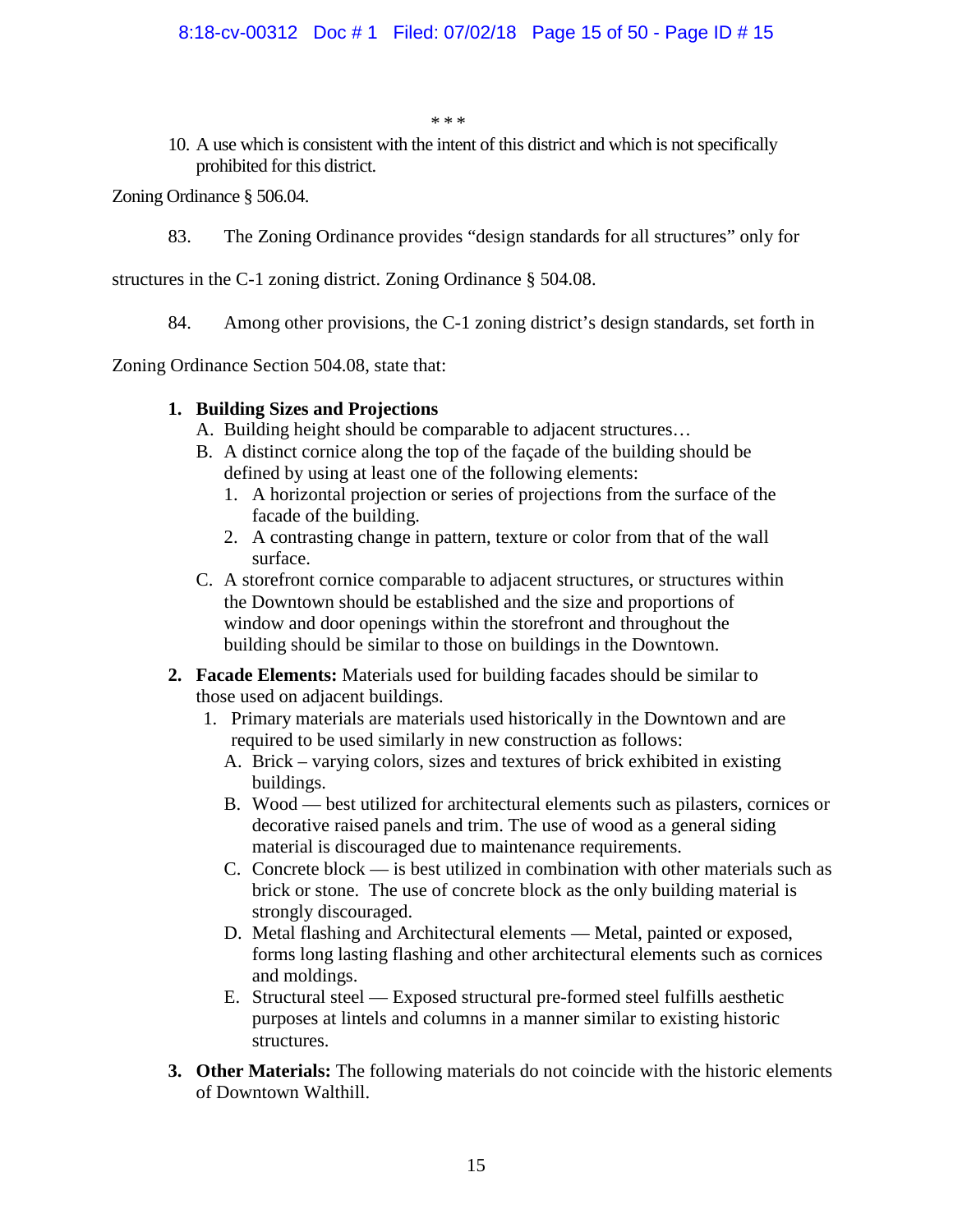\* \* \*

10. A use which is consistent with the intent of this district and which is not specifically prohibited for this district.

Zoning Ordinance § 506.04.

83. The Zoning Ordinance provides "design standards for all structures" only for structures in the C-1 zoning district. Zoning Ordinance § 504.08.

84. Among other provisions, the C-1 zoning district's design standards, set forth in Zoning Ordinance Section 504.08, state that:

1. **Building Sizes and Projections**
   - A. Building height should be comparable to adjacent structures…
   - B. A distinct cornice along the top of the façade of the building should be defined by using at least one of the following elements:
     1. A horizontal projection or series of projections from the surface of the facade of the building.
     2. A contrasting change in pattern, texture or color from that of the wall surface.
   - C. A storefront cornice comparable to adjacent structures, or structures within the Downtown should be established and the size and proportions of window and door openings within the storefront and throughout the building should be similar to those on buildings in the Downtown.
2. **Facade Elements:** Materials used for building facades should be similar to those used on adjacent buildings.
   1. Primary materials are materials used historically in the Downtown and are required to be used similarly in new construction as follows:
      - A. Brick – varying colors, sizes and textures of brick exhibited in existing buildings.
      - B. Wood — best utilized for architectural elements such as pilasters, cornices or decorative raised panels and trim. The use of wood as a general siding material is discouraged due to maintenance requirements.
      - C. Concrete block — is best utilized in combination with other materials such as brick or stone. The use of concrete block as the only building material is strongly discouraged.
      - D. Metal flashing and Architectural elements — Metal, painted or exposed, forms long lasting flashing and other architectural elements such as cornices and moldings.
      - E. Structural steel — Exposed structural pre-formed steel fulfills aesthetic purposes at lintels and columns in a manner similar to existing historic structures.
3. **Other Materials:** The following materials do not coincide with the historic elements of Downtown Walthill.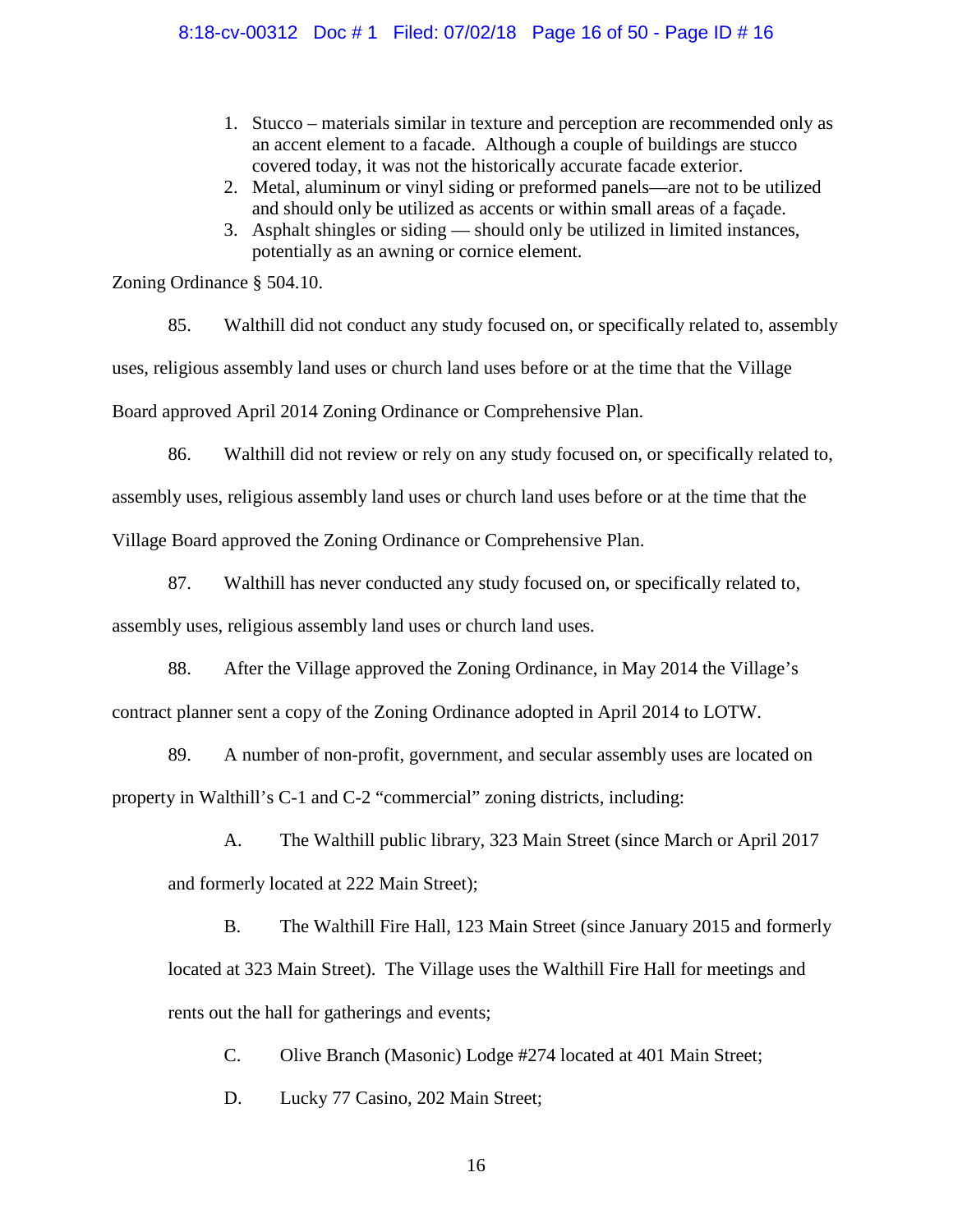1. Stucco – materials similar in texture and perception are recommended only as an accent element to a facade. Although a couple of buildings are stucco covered today, it was not the historically accurate facade exterior.
2. Metal, aluminum or vinyl siding or preformed panels—are not to be utilized and should only be utilized as accents or within small areas of a façade.
3. Asphalt shingles or siding — should only be utilized in limited instances, potentially as an awning or cornice element.

Zoning Ordinance § 504.10.

85. Walthill did not conduct any study focused on, or specifically related to, assembly uses, religious assembly land uses or church land uses before or at the time that the Village Board approved April 2014 Zoning Ordinance or Comprehensive Plan.

86. Walthill did not review or rely on any study focused on, or specifically related to, assembly uses, religious assembly land uses or church land uses before or at the time that the Village Board approved the Zoning Ordinance or Comprehensive Plan.

87. Walthill has never conducted any study focused on, or specifically related to, assembly uses, religious assembly land uses or church land uses.

88. After the Village approved the Zoning Ordinance, in May 2014 the Village's contract planner sent a copy of the Zoning Ordinance adopted in April 2014 to LOTW.

89. A number of non-profit, government, and secular assembly uses are located on property in Walthill's C-1 and C-2 "commercial" zoning districts, including:

A. The Walthill public library, 323 Main Street (since March or April 2017 and formerly located at 222 Main Street);

B. The Walthill Fire Hall, 123 Main Street (since January 2015 and formerly located at 323 Main Street). The Village uses the Walthill Fire Hall for meetings and rents out the hall for gatherings and events;

C. Olive Branch (Masonic) Lodge #274 located at 401 Main Street;

D. Lucky 77 Casino, 202 Main Street;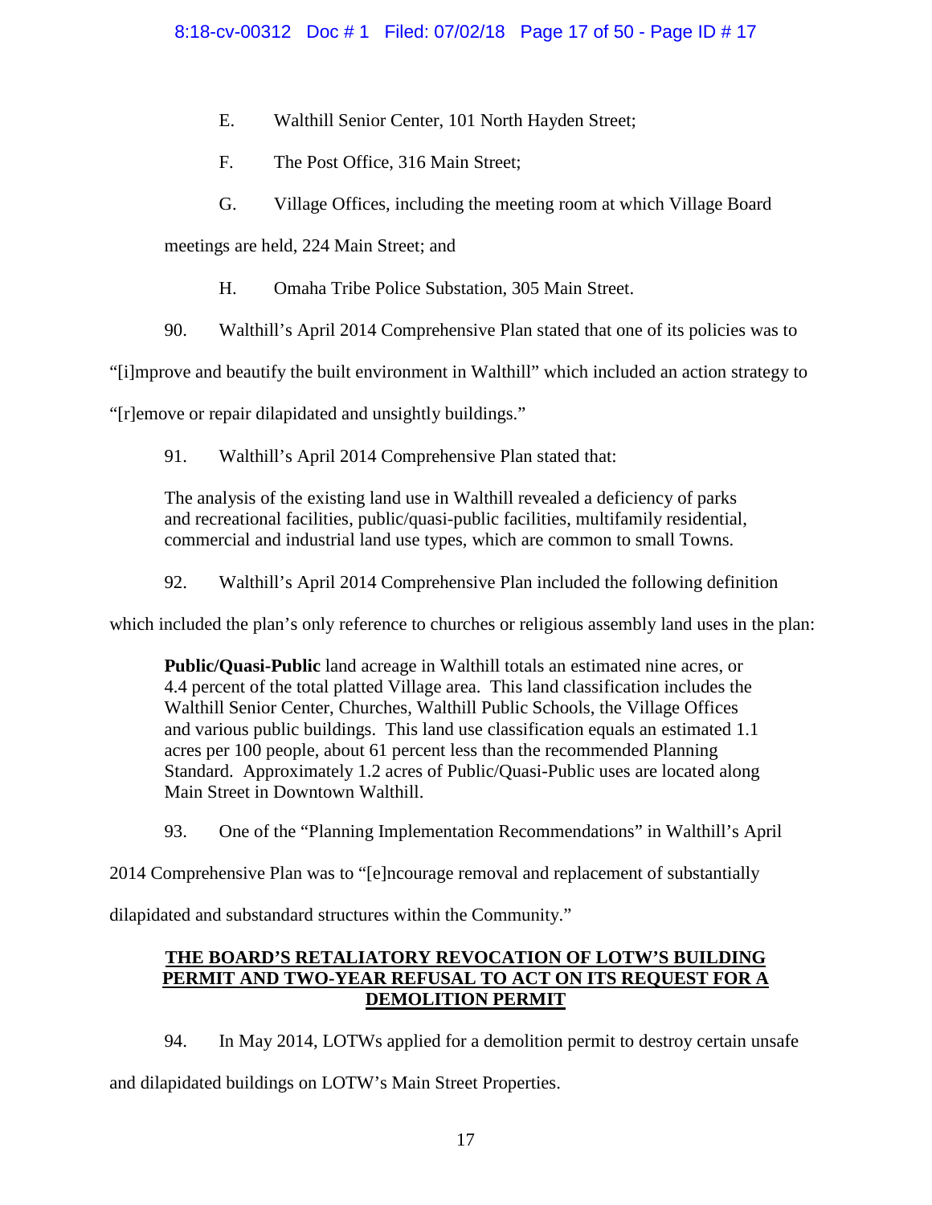E. Walthill Senior Center, 101 North Hayden Street;

F. The Post Office, 316 Main Street;

G. Village Offices, including the meeting room at which Village Board meetings are held, 224 Main Street; and

H. Omaha Tribe Police Substation, 305 Main Street.

90. Walthill's April 2014 Comprehensive Plan stated that one of its policies was to "[i]mprove and beautify the built environment in Walthill" which included an action strategy to "[r]emove or repair dilapidated and unsightly buildings."

91. Walthill's April 2014 Comprehensive Plan stated that:

> The analysis of the existing land use in Walthill revealed a deficiency of parks and recreational facilities, public/quasi-public facilities, multifamily residential, commercial and industrial land use types, which are common to small Towns.

92. Walthill's April 2014 Comprehensive Plan included the following definition which included the plan's only reference to churches or religious assembly land uses in the plan:

> **Public/Quasi-Public** land acreage in Walthill totals an estimated nine acres, or 4.4 percent of the total platted Village area. This land classification includes the Walthill Senior Center, Churches, Walthill Public Schools, the Village Offices and various public buildings. This land use classification equals an estimated 1.1 acres per 100 people, about 61 percent less than the recommended Planning Standard. Approximately 1.2 acres of Public/Quasi-Public uses are located along Main Street in Downtown Walthill.

93. One of the "Planning Implementation Recommendations" in Walthill's April 2014 Comprehensive Plan was to "[e]ncourage removal and replacement of substantially dilapidated and substandard structures within the Community."

## THE BOARD'S RETALIATORY REVOCATION OF LOTW'S BUILDING PERMIT AND TWO-YEAR REFUSAL TO ACT ON ITS REQUEST FOR A DEMOLITION PERMIT

94. In May 2014, LOTWs applied for a demolition permit to destroy certain unsafe and dilapidated buildings on LOTW's Main Street Properties.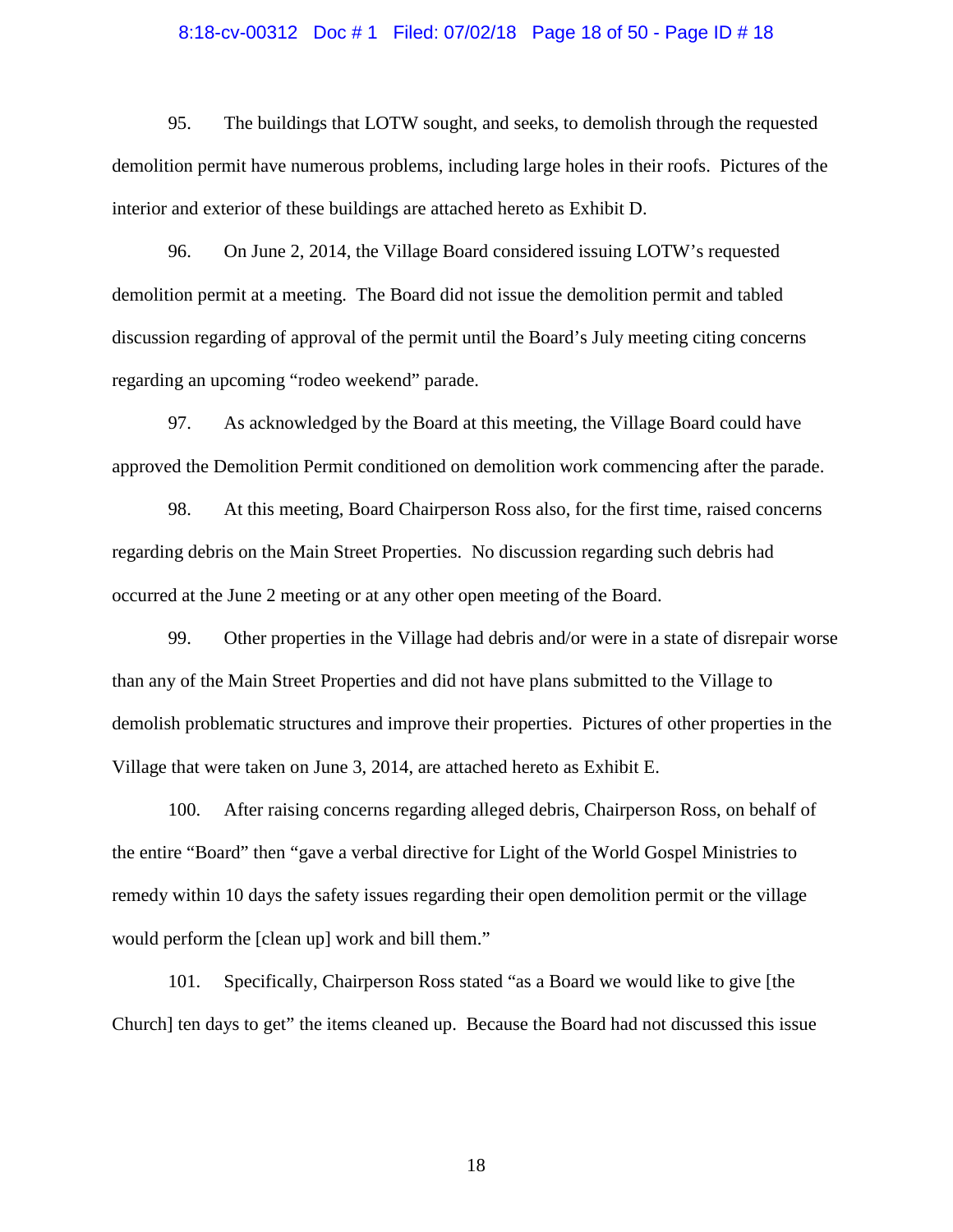95. The buildings that LOTW sought, and seeks, to demolish through the requested demolition permit have numerous problems, including large holes in their roofs. Pictures of the interior and exterior of these buildings are attached hereto as Exhibit D.

96. On June 2, 2014, the Village Board considered issuing LOTW's requested demolition permit at a meeting. The Board did not issue the demolition permit and tabled discussion regarding of approval of the permit until the Board's July meeting citing concerns regarding an upcoming "rodeo weekend" parade.

97. As acknowledged by the Board at this meeting, the Village Board could have approved the Demolition Permit conditioned on demolition work commencing after the parade.

98. At this meeting, Board Chairperson Ross also, for the first time, raised concerns regarding debris on the Main Street Properties. No discussion regarding such debris had occurred at the June 2 meeting or at any other open meeting of the Board.

99. Other properties in the Village had debris and/or were in a state of disrepair worse than any of the Main Street Properties and did not have plans submitted to the Village to demolish problematic structures and improve their properties. Pictures of other properties in the Village that were taken on June 3, 2014, are attached hereto as Exhibit E.

100. After raising concerns regarding alleged debris, Chairperson Ross, on behalf of the entire "Board" then "gave a verbal directive for Light of the World Gospel Ministries to remedy within 10 days the safety issues regarding their open demolition permit or the village would perform the [clean up] work and bill them."

101. Specifically, Chairperson Ross stated "as a Board we would like to give [the Church] ten days to get" the items cleaned up. Because the Board had not discussed this issue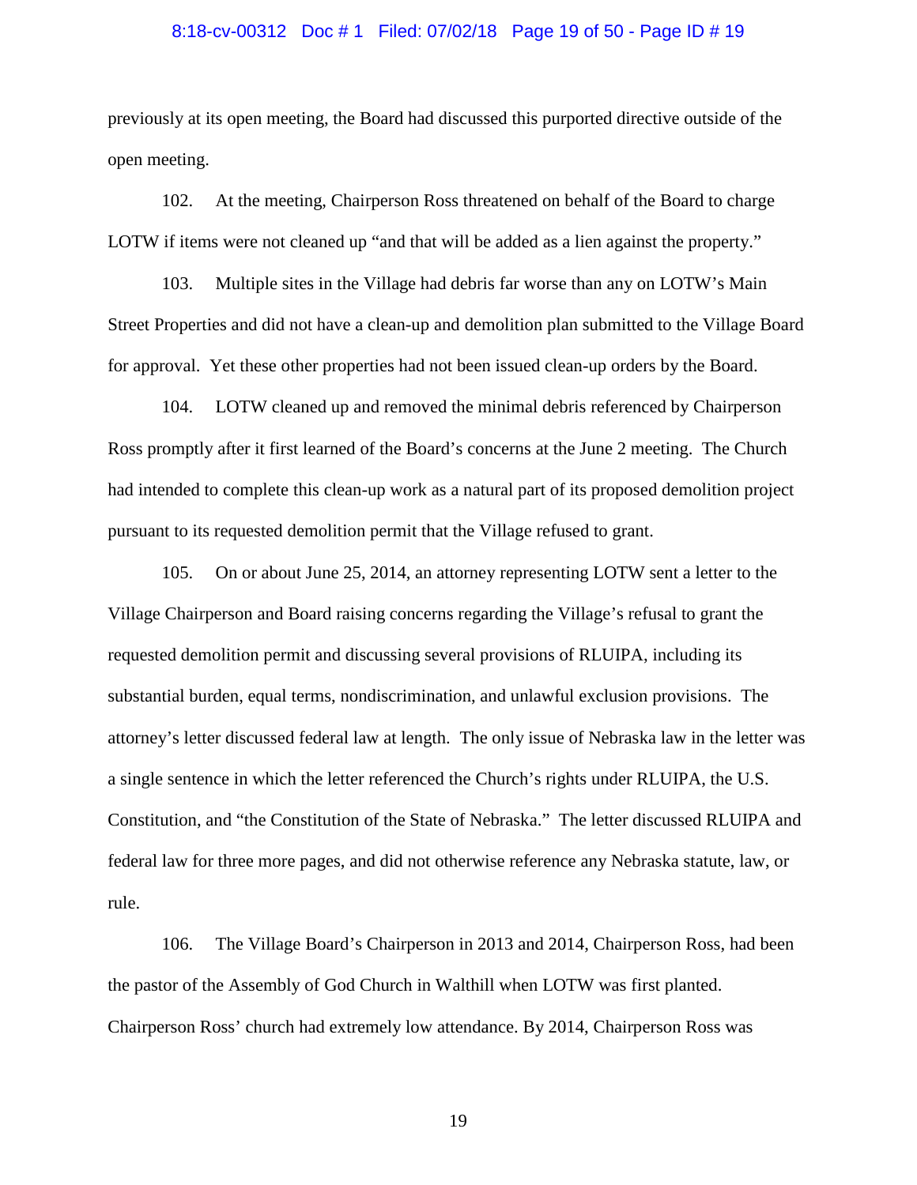previously at its open meeting, the Board had discussed this purported directive outside of the open meeting.

102. At the meeting, Chairperson Ross threatened on behalf of the Board to charge LOTW if items were not cleaned up "and that will be added as a lien against the property."

103. Multiple sites in the Village had debris far worse than any on LOTW's Main Street Properties and did not have a clean-up and demolition plan submitted to the Village Board for approval. Yet these other properties had not been issued clean-up orders by the Board.

104. LOTW cleaned up and removed the minimal debris referenced by Chairperson Ross promptly after it first learned of the Board's concerns at the June 2 meeting. The Church had intended to complete this clean-up work as a natural part of its proposed demolition project pursuant to its requested demolition permit that the Village refused to grant.

105. On or about June 25, 2014, an attorney representing LOTW sent a letter to the Village Chairperson and Board raising concerns regarding the Village's refusal to grant the requested demolition permit and discussing several provisions of RLUIPA, including its substantial burden, equal terms, nondiscrimination, and unlawful exclusion provisions. The attorney's letter discussed federal law at length. The only issue of Nebraska law in the letter was a single sentence in which the letter referenced the Church's rights under RLUIPA, the U.S. Constitution, and "the Constitution of the State of Nebraska." The letter discussed RLUIPA and federal law for three more pages, and did not otherwise reference any Nebraska statute, law, or rule.

106. The Village Board's Chairperson in 2013 and 2014, Chairperson Ross, had been the pastor of the Assembly of God Church in Walthill when LOTW was first planted. Chairperson Ross' church had extremely low attendance. By 2014, Chairperson Ross was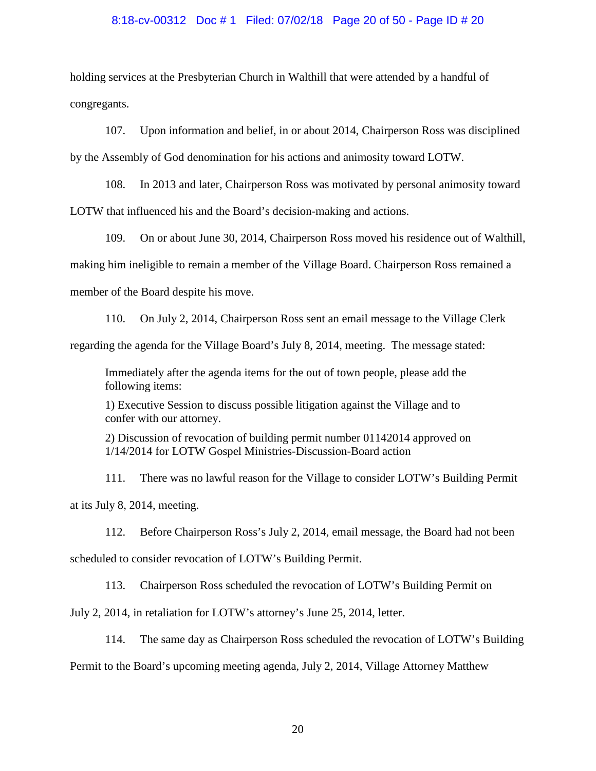holding services at the Presbyterian Church in Walthill that were attended by a handful of congregants.

107. Upon information and belief, in or about 2014, Chairperson Ross was disciplined by the Assembly of God denomination for his actions and animosity toward LOTW.

108. In 2013 and later, Chairperson Ross was motivated by personal animosity toward LOTW that influenced his and the Board's decision-making and actions.

109. On or about June 30, 2014, Chairperson Ross moved his residence out of Walthill, making him ineligible to remain a member of the Village Board. Chairperson Ross remained a member of the Board despite his move.

110. On July 2, 2014, Chairperson Ross sent an email message to the Village Clerk regarding the agenda for the Village Board's July 8, 2014, meeting. The message stated:

> Immediately after the agenda items for the out of town people, please add the following items:
>
> 1) Executive Session to discuss possible litigation against the Village and to confer with our attorney.
>
> 2) Discussion of revocation of building permit number 01142014 approved on 1/14/2014 for LOTW Gospel Ministries-Discussion-Board action

111. There was no lawful reason for the Village to consider LOTW's Building Permit at its July 8, 2014, meeting.

112. Before Chairperson Ross's July 2, 2014, email message, the Board had not been scheduled to consider revocation of LOTW's Building Permit.

113. Chairperson Ross scheduled the revocation of LOTW's Building Permit on July 2, 2014, in retaliation for LOTW's attorney's June 25, 2014, letter.

114. The same day as Chairperson Ross scheduled the revocation of LOTW's Building Permit to the Board's upcoming meeting agenda, July 2, 2014, Village Attorney Matthew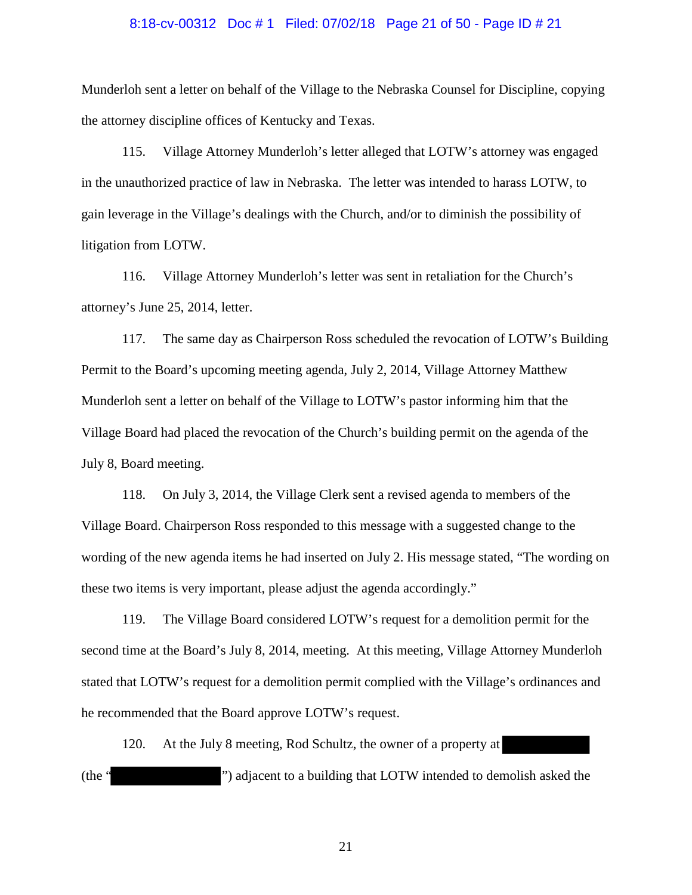Munderloh sent a letter on behalf of the Village to the Nebraska Counsel for Discipline, copying the attorney discipline offices of Kentucky and Texas.

115. Village Attorney Munderloh's letter alleged that LOTW's attorney was engaged in the unauthorized practice of law in Nebraska. The letter was intended to harass LOTW, to gain leverage in the Village's dealings with the Church, and/or to diminish the possibility of litigation from LOTW.

116. Village Attorney Munderloh's letter was sent in retaliation for the Church's attorney's June 25, 2014, letter.

117. The same day as Chairperson Ross scheduled the revocation of LOTW's Building Permit to the Board's upcoming meeting agenda, July 2, 2014, Village Attorney Matthew Munderloh sent a letter on behalf of the Village to LOTW's pastor informing him that the Village Board had placed the revocation of the Church's building permit on the agenda of the July 8, Board meeting.

118. On July 3, 2014, the Village Clerk sent a revised agenda to members of the Village Board. Chairperson Ross responded to this message with a suggested change to the wording of the new agenda items he had inserted on July 2. His message stated, "The wording on these two items is very important, please adjust the agenda accordingly."

119. The Village Board considered LOTW's request for a demolition permit for the second time at the Board's July 8, 2014, meeting. At this meeting, Village Attorney Munderloh stated that LOTW's request for a demolition permit complied with the Village's ordinances and he recommended that the Board approve LOTW's request.

120. At the July 8 meeting, Rod Schultz, the owner of a property at ██████████ (the "██████████") adjacent to a building that LOTW intended to demolish asked the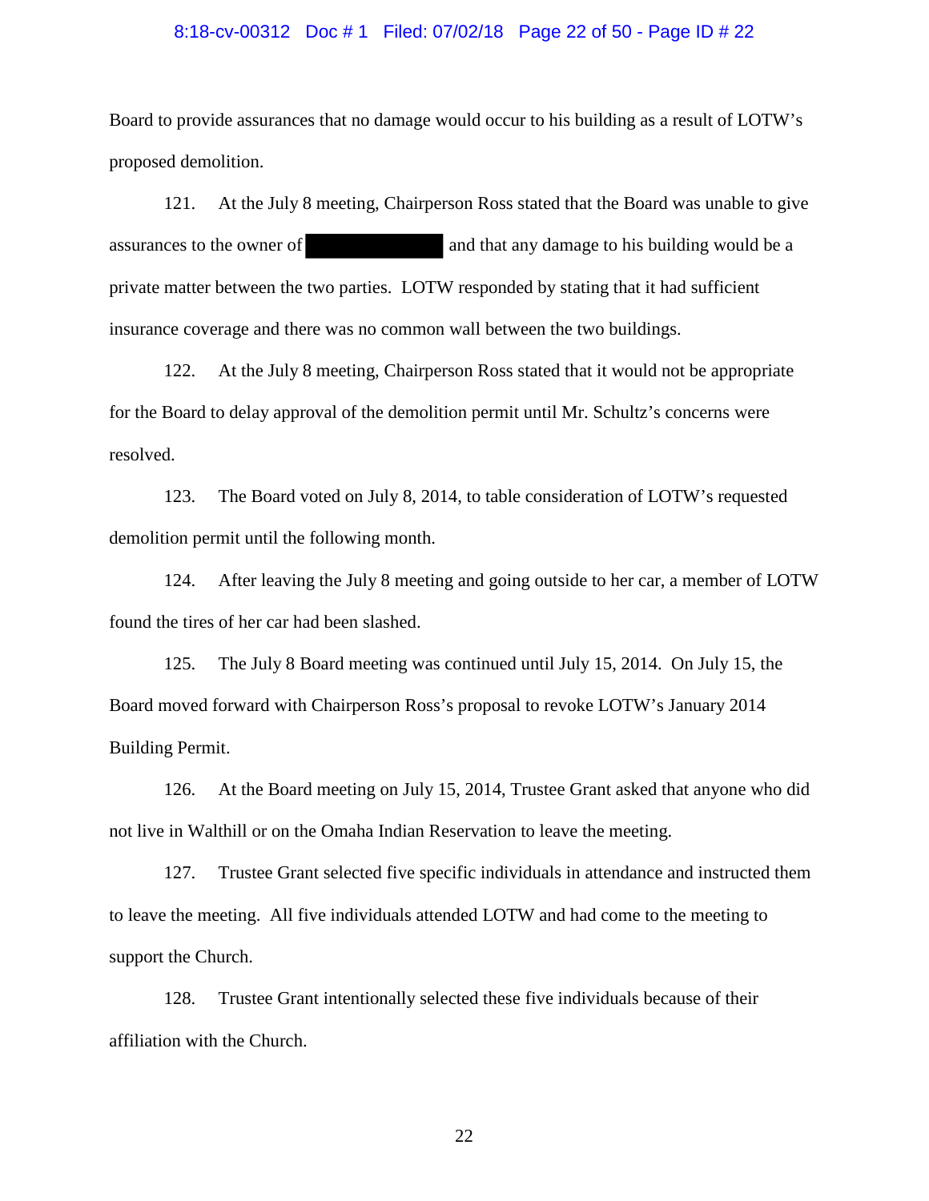Board to provide assurances that no damage would occur to his building as a result of LOTW's proposed demolition.

121. At the July 8 meeting, Chairperson Ross stated that the Board was unable to give assurances to the owner of [REDACTED] and that any damage to his building would be a private matter between the two parties. LOTW responded by stating that it had sufficient insurance coverage and there was no common wall between the two buildings.

122. At the July 8 meeting, Chairperson Ross stated that it would not be appropriate for the Board to delay approval of the demolition permit until Mr. Schultz's concerns were resolved.

123. The Board voted on July 8, 2014, to table consideration of LOTW's requested demolition permit until the following month.

124. After leaving the July 8 meeting and going outside to her car, a member of LOTW found the tires of her car had been slashed.

125. The July 8 Board meeting was continued until July 15, 2014. On July 15, the Board moved forward with Chairperson Ross's proposal to revoke LOTW's January 2014 Building Permit.

126. At the Board meeting on July 15, 2014, Trustee Grant asked that anyone who did not live in Walthill or on the Omaha Indian Reservation to leave the meeting.

127. Trustee Grant selected five specific individuals in attendance and instructed them to leave the meeting. All five individuals attended LOTW and had come to the meeting to support the Church.

128. Trustee Grant intentionally selected these five individuals because of their affiliation with the Church.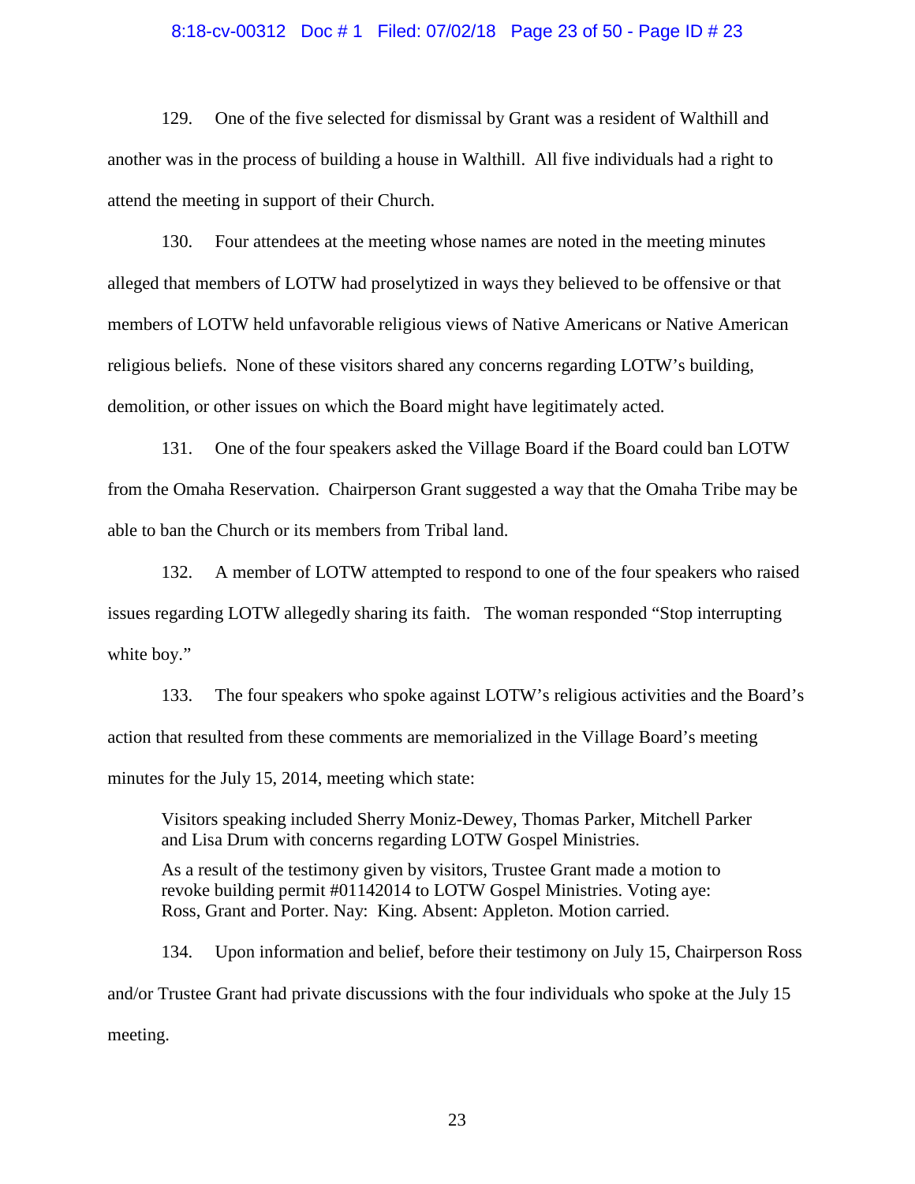129. One of the five selected for dismissal by Grant was a resident of Walthill and another was in the process of building a house in Walthill. All five individuals had a right to attend the meeting in support of their Church.

130. Four attendees at the meeting whose names are noted in the meeting minutes alleged that members of LOTW had proselytized in ways they believed to be offensive or that members of LOTW held unfavorable religious views of Native Americans or Native American religious beliefs. None of these visitors shared any concerns regarding LOTW's building, demolition, or other issues on which the Board might have legitimately acted.

131. One of the four speakers asked the Village Board if the Board could ban LOTW from the Omaha Reservation. Chairperson Grant suggested a way that the Omaha Tribe may be able to ban the Church or its members from Tribal land.

132. A member of LOTW attempted to respond to one of the four speakers who raised issues regarding LOTW allegedly sharing its faith. The woman responded "Stop interrupting white boy."

133. The four speakers who spoke against LOTW's religious activities and the Board's action that resulted from these comments are memorialized in the Village Board's meeting minutes for the July 15, 2014, meeting which state:

> Visitors speaking included Sherry Moniz-Dewey, Thomas Parker, Mitchell Parker and Lisa Drum with concerns regarding LOTW Gospel Ministries.
>
> As a result of the testimony given by visitors, Trustee Grant made a motion to revoke building permit #01142014 to LOTW Gospel Ministries. Voting aye: Ross, Grant and Porter. Nay: King. Absent: Appleton. Motion carried.

134. Upon information and belief, before their testimony on July 15, Chairperson Ross and/or Trustee Grant had private discussions with the four individuals who spoke at the July 15 meeting.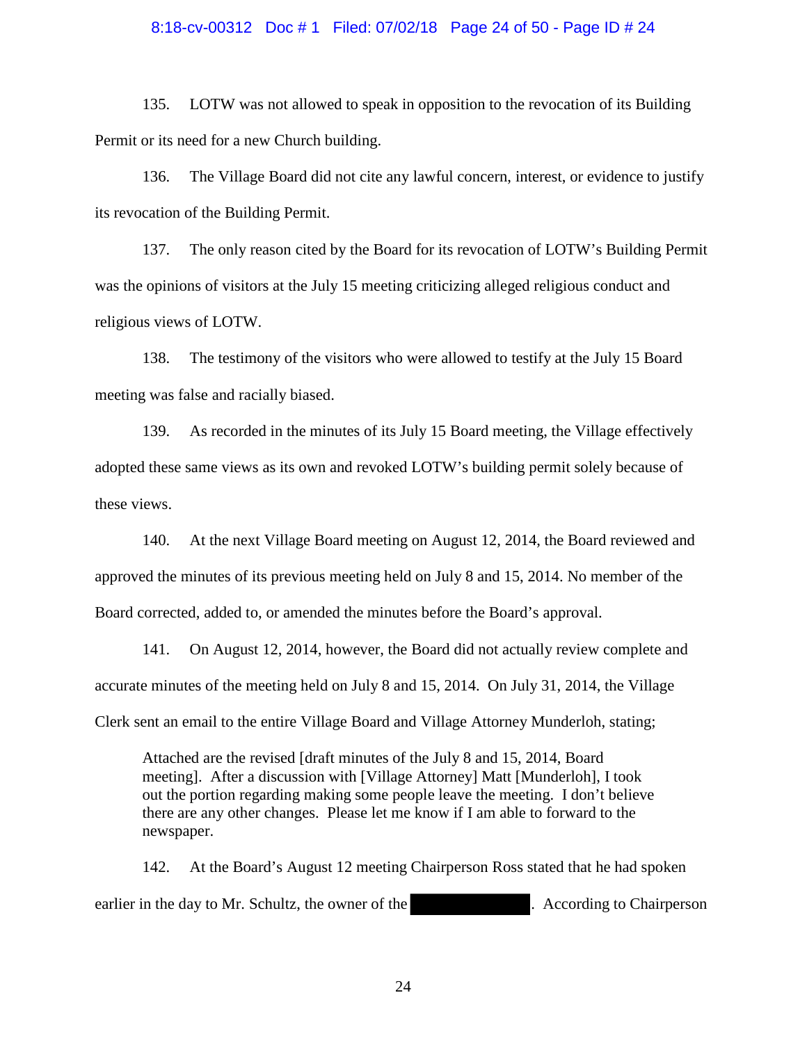135. LOTW was not allowed to speak in opposition to the revocation of its Building Permit or its need for a new Church building.

136. The Village Board did not cite any lawful concern, interest, or evidence to justify its revocation of the Building Permit.

137. The only reason cited by the Board for its revocation of LOTW's Building Permit was the opinions of visitors at the July 15 meeting criticizing alleged religious conduct and religious views of LOTW.

138. The testimony of the visitors who were allowed to testify at the July 15 Board meeting was false and racially biased.

139. As recorded in the minutes of its July 15 Board meeting, the Village effectively adopted these same views as its own and revoked LOTW's building permit solely because of these views.

140. At the next Village Board meeting on August 12, 2014, the Board reviewed and approved the minutes of its previous meeting held on July 8 and 15, 2014. No member of the Board corrected, added to, or amended the minutes before the Board's approval.

141. On August 12, 2014, however, the Board did not actually review complete and accurate minutes of the meeting held on July 8 and 15, 2014. On July 31, 2014, the Village Clerk sent an email to the entire Village Board and Village Attorney Munderloh, stating;

> Attached are the revised [draft minutes of the July 8 and 15, 2014, Board meeting]. After a discussion with [Village Attorney] Matt [Munderloh], I took out the portion regarding making some people leave the meeting. I don't believe there are any other changes. Please let me know if I am able to forward to the newspaper.

142. At the Board's August 12 meeting Chairperson Ross stated that he had spoken earlier in the day to Mr. Schultz, the owner of the [REDACTED]. According to Chairperson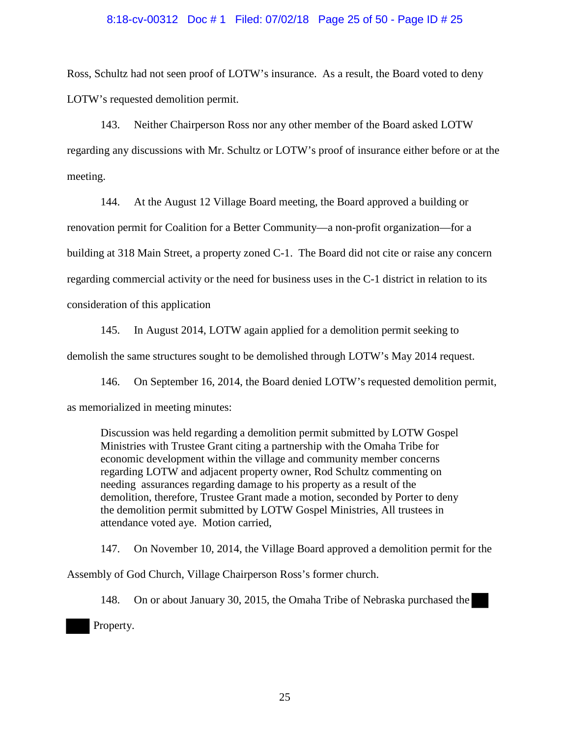Ross, Schultz had not seen proof of LOTW's insurance. As a result, the Board voted to deny LOTW's requested demolition permit.

143. Neither Chairperson Ross nor any other member of the Board asked LOTW regarding any discussions with Mr. Schultz or LOTW's proof of insurance either before or at the meeting.

144. At the August 12 Village Board meeting, the Board approved a building or renovation permit for Coalition for a Better Community—a non-profit organization—for a building at 318 Main Street, a property zoned C-1. The Board did not cite or raise any concern regarding commercial activity or the need for business uses in the C-1 district in relation to its consideration of this application

145. In August 2014, LOTW again applied for a demolition permit seeking to demolish the same structures sought to be demolished through LOTW's May 2014 request.

146. On September 16, 2014, the Board denied LOTW's requested demolition permit, as memorialized in meeting minutes:

> Discussion was held regarding a demolition permit submitted by LOTW Gospel Ministries with Trustee Grant citing a partnership with the Omaha Tribe for economic development within the village and community member concerns regarding LOTW and adjacent property owner, Rod Schultz commenting on needing assurances regarding damage to his property as a result of the demolition, therefore, Trustee Grant made a motion, seconded by Porter to deny the demolition permit submitted by LOTW Gospel Ministries, All trustees in attendance voted aye. Motion carried,

147. On November 10, 2014, the Village Board approved a demolition permit for the Assembly of God Church, Village Chairperson Ross's former church.

148. On or about January 30, 2015, the Omaha Tribe of Nebraska purchased the ████ ████ Property.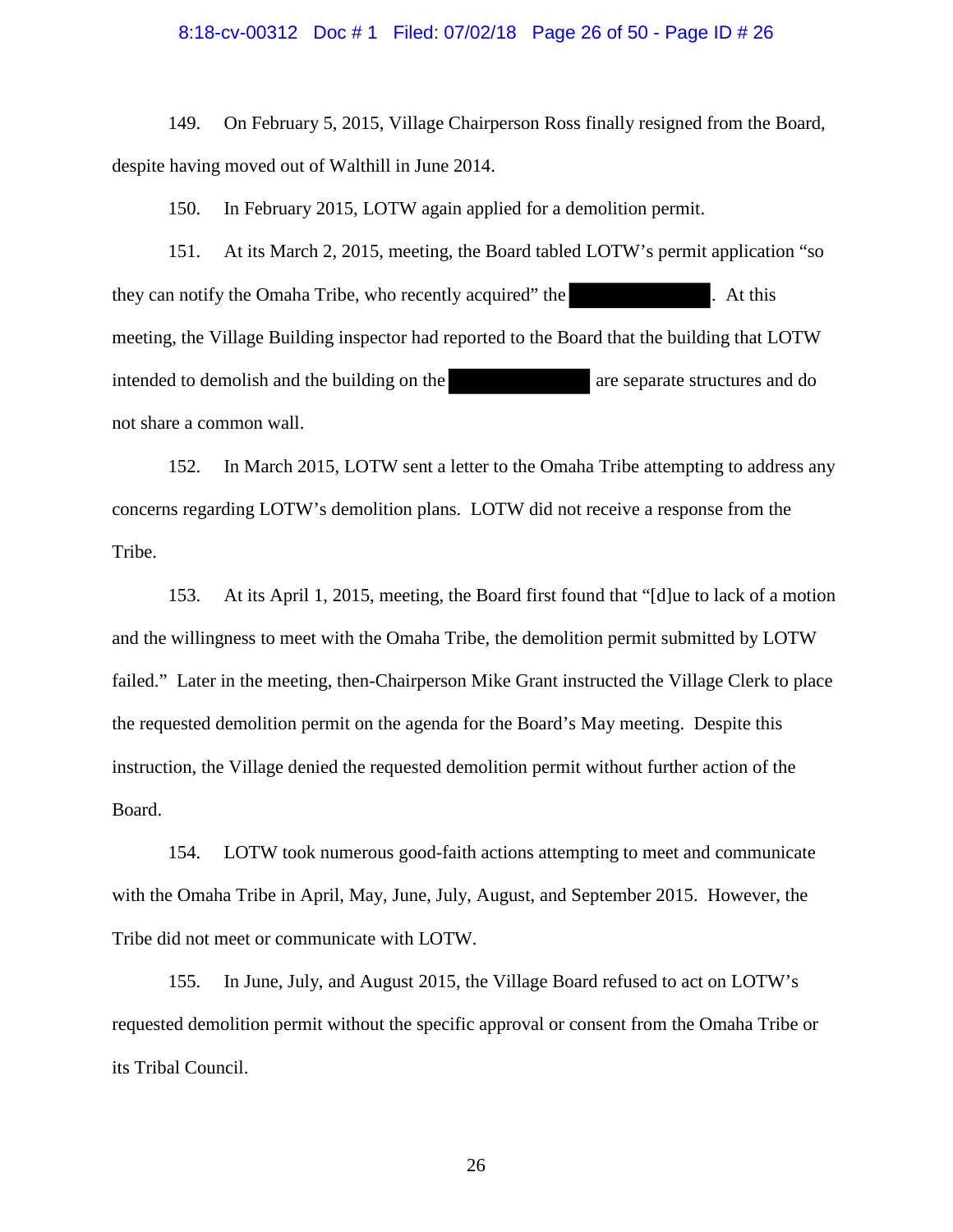149. On February 5, 2015, Village Chairperson Ross finally resigned from the Board, despite having moved out of Walthill in June 2014.

150. In February 2015, LOTW again applied for a demolition permit.

151. At its March 2, 2015, meeting, the Board tabled LOTW's permit application "so they can notify the Omaha Tribe, who recently acquired" the [REDACTED]. At this meeting, the Village Building inspector had reported to the Board that the building that LOTW intended to demolish and the building on the [REDACTED] are separate structures and do not share a common wall.

152. In March 2015, LOTW sent a letter to the Omaha Tribe attempting to address any concerns regarding LOTW's demolition plans. LOTW did not receive a response from the Tribe.

153. At its April 1, 2015, meeting, the Board first found that "[d]ue to lack of a motion and the willingness to meet with the Omaha Tribe, the demolition permit submitted by LOTW failed." Later in the meeting, then-Chairperson Mike Grant instructed the Village Clerk to place the requested demolition permit on the agenda for the Board's May meeting. Despite this instruction, the Village denied the requested demolition permit without further action of the Board.

154. LOTW took numerous good-faith actions attempting to meet and communicate with the Omaha Tribe in April, May, June, July, August, and September 2015. However, the Tribe did not meet or communicate with LOTW.

155. In June, July, and August 2015, the Village Board refused to act on LOTW's requested demolition permit without the specific approval or consent from the Omaha Tribe or its Tribal Council.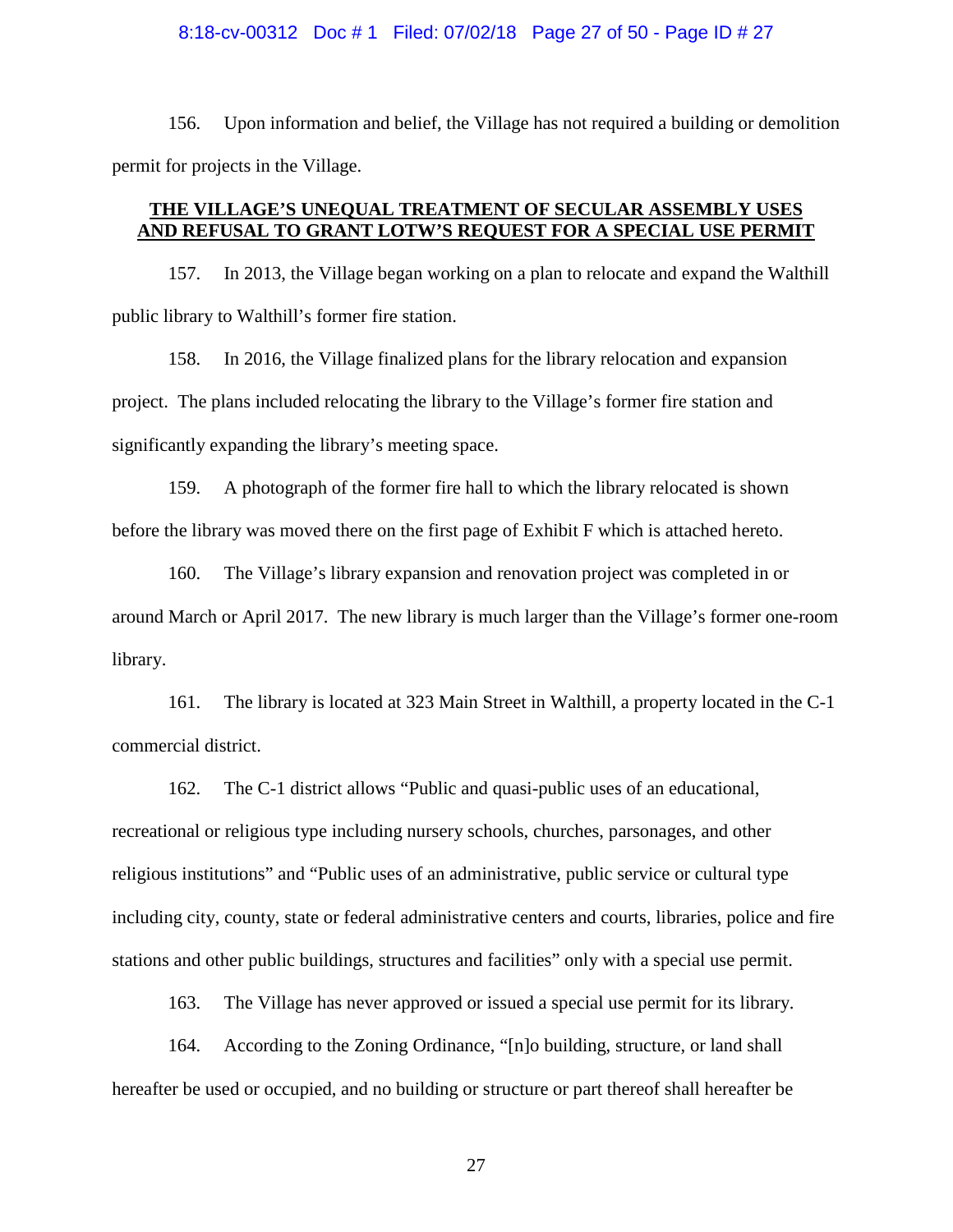156. Upon information and belief, the Village has not required a building or demolition permit for projects in the Village.

## **THE VILLAGE'S UNEQUAL TREATMENT OF SECULAR ASSEMBLY USES AND REFUSAL TO GRANT LOTW'S REQUEST FOR A SPECIAL USE PERMIT**

157. In 2013, the Village began working on a plan to relocate and expand the Walthill public library to Walthill's former fire station.

158. In 2016, the Village finalized plans for the library relocation and expansion project. The plans included relocating the library to the Village's former fire station and significantly expanding the library's meeting space.

159. A photograph of the former fire hall to which the library relocated is shown before the library was moved there on the first page of Exhibit F which is attached hereto.

160. The Village's library expansion and renovation project was completed in or around March or April 2017. The new library is much larger than the Village's former one-room library.

161. The library is located at 323 Main Street in Walthill, a property located in the C-1 commercial district.

162. The C-1 district allows "Public and quasi-public uses of an educational, recreational or religious type including nursery schools, churches, parsonages, and other religious institutions" and "Public uses of an administrative, public service or cultural type including city, county, state or federal administrative centers and courts, libraries, police and fire stations and other public buildings, structures and facilities" only with a special use permit.

163. The Village has never approved or issued a special use permit for its library.

164. According to the Zoning Ordinance, "[n]o building, structure, or land shall hereafter be used or occupied, and no building or structure or part thereof shall hereafter be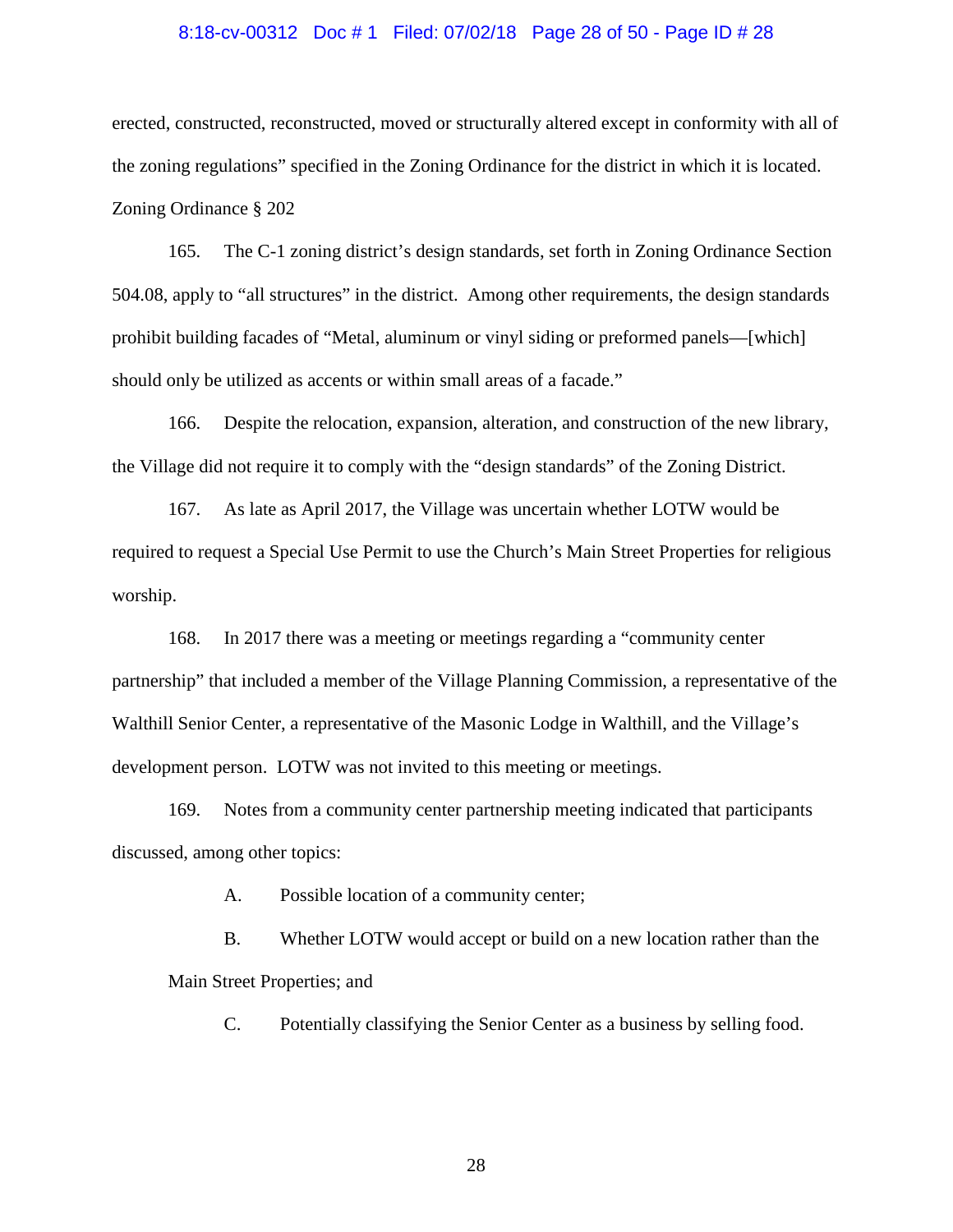erected, constructed, reconstructed, moved or structurally altered except in conformity with all of the zoning regulations" specified in the Zoning Ordinance for the district in which it is located. Zoning Ordinance § 202

165. The C-1 zoning district's design standards, set forth in Zoning Ordinance Section 504.08, apply to "all structures" in the district. Among other requirements, the design standards prohibit building facades of "Metal, aluminum or vinyl siding or preformed panels—[which] should only be utilized as accents or within small areas of a facade."

166. Despite the relocation, expansion, alteration, and construction of the new library, the Village did not require it to comply with the "design standards" of the Zoning District.

167. As late as April 2017, the Village was uncertain whether LOTW would be required to request a Special Use Permit to use the Church's Main Street Properties for religious worship.

168. In 2017 there was a meeting or meetings regarding a "community center partnership" that included a member of the Village Planning Commission, a representative of the Walthill Senior Center, a representative of the Masonic Lodge in Walthill, and the Village's development person. LOTW was not invited to this meeting or meetings.

169. Notes from a community center partnership meeting indicated that participants discussed, among other topics:

A. Possible location of a community center;

B. Whether LOTW would accept or build on a new location rather than the Main Street Properties; and

C. Potentially classifying the Senior Center as a business by selling food.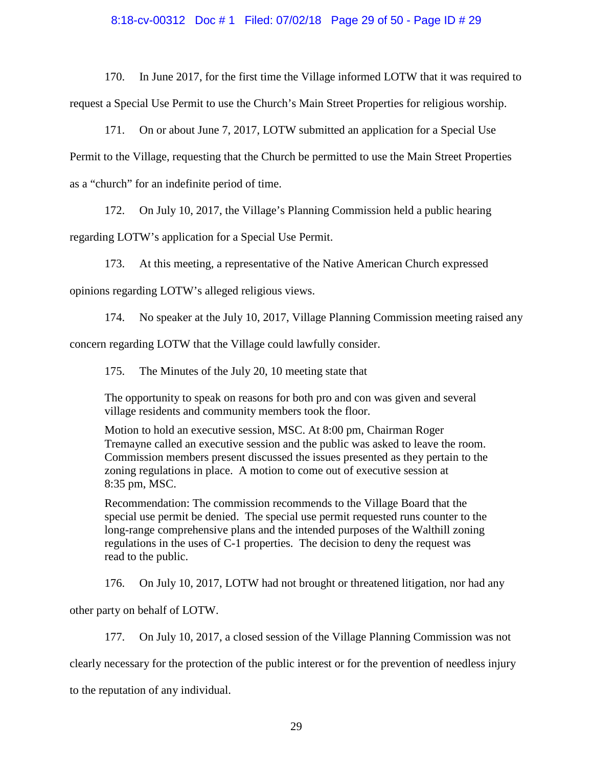170. In June 2017, for the first time the Village informed LOTW that it was required to request a Special Use Permit to use the Church's Main Street Properties for religious worship.

171. On or about June 7, 2017, LOTW submitted an application for a Special Use Permit to the Village, requesting that the Church be permitted to use the Main Street Properties as a "church" for an indefinite period of time.

172. On July 10, 2017, the Village's Planning Commission held a public hearing regarding LOTW's application for a Special Use Permit.

173. At this meeting, a representative of the Native American Church expressed opinions regarding LOTW's alleged religious views.

174. No speaker at the July 10, 2017, Village Planning Commission meeting raised any concern regarding LOTW that the Village could lawfully consider.

175. The Minutes of the July 20, 10 meeting state that

> The opportunity to speak on reasons for both pro and con was given and several village residents and community members took the floor.
>
> Motion to hold an executive session, MSC. At 8:00 pm, Chairman Roger Tremayne called an executive session and the public was asked to leave the room. Commission members present discussed the issues presented as they pertain to the zoning regulations in place. A motion to come out of executive session at 8:35 pm, MSC.
>
> Recommendation: The commission recommends to the Village Board that the special use permit be denied. The special use permit requested runs counter to the long-range comprehensive plans and the intended purposes of the Walthill zoning regulations in the uses of C-1 properties. The decision to deny the request was read to the public.

176. On July 10, 2017, LOTW had not brought or threatened litigation, nor had any other party on behalf of LOTW.

177. On July 10, 2017, a closed session of the Village Planning Commission was not clearly necessary for the protection of the public interest or for the prevention of needless injury to the reputation of any individual.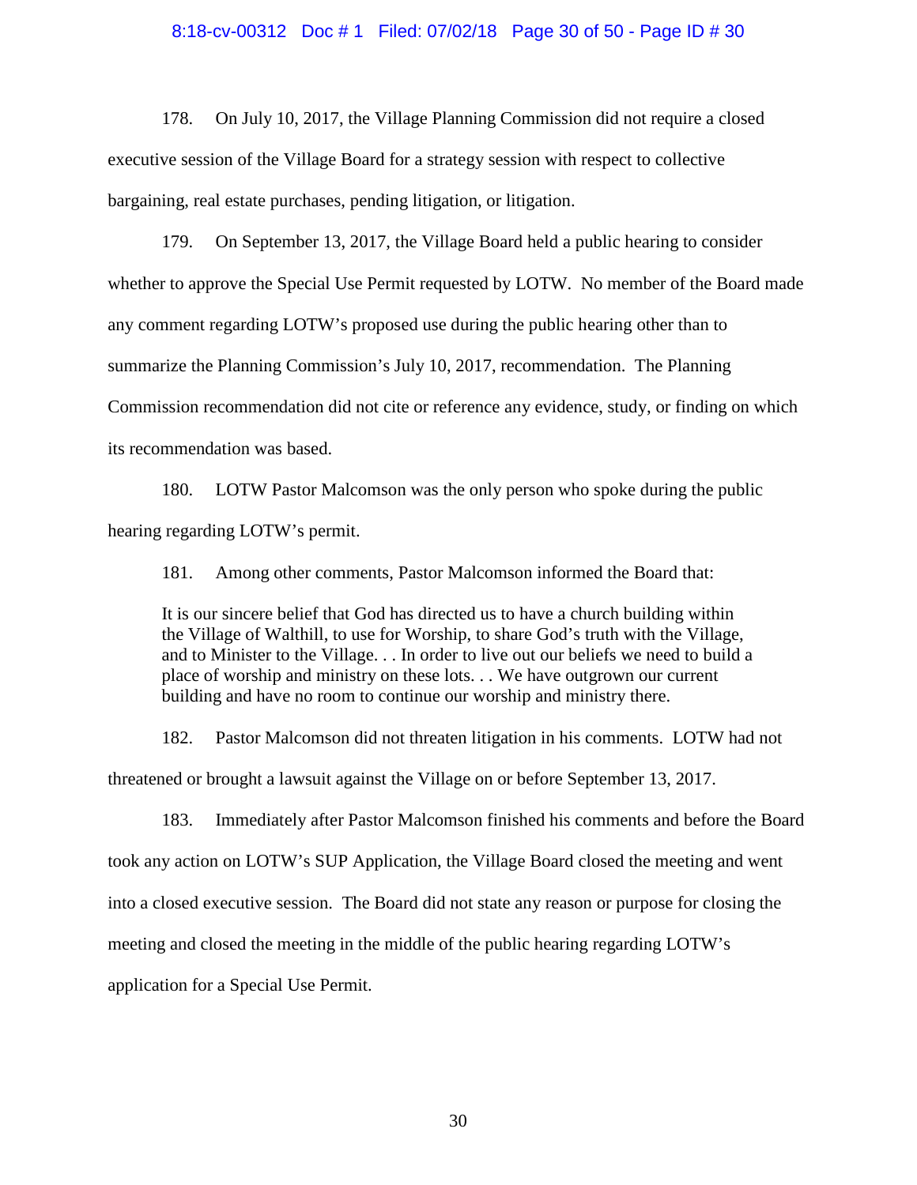178. On July 10, 2017, the Village Planning Commission did not require a closed executive session of the Village Board for a strategy session with respect to collective bargaining, real estate purchases, pending litigation, or litigation.

179. On September 13, 2017, the Village Board held a public hearing to consider whether to approve the Special Use Permit requested by LOTW. No member of the Board made any comment regarding LOTW's proposed use during the public hearing other than to summarize the Planning Commission's July 10, 2017, recommendation. The Planning Commission recommendation did not cite or reference any evidence, study, or finding on which its recommendation was based.

180. LOTW Pastor Malcomson was the only person who spoke during the public hearing regarding LOTW's permit.

181. Among other comments, Pastor Malcomson informed the Board that:

> It is our sincere belief that God has directed us to have a church building within the Village of Walthill, to use for Worship, to share God's truth with the Village, and to Minister to the Village. . . In order to live out our beliefs we need to build a place of worship and ministry on these lots. . . We have outgrown our current building and have no room to continue our worship and ministry there.

182. Pastor Malcomson did not threaten litigation in his comments. LOTW had not threatened or brought a lawsuit against the Village on or before September 13, 2017.

183. Immediately after Pastor Malcomson finished his comments and before the Board took any action on LOTW's SUP Application, the Village Board closed the meeting and went into a closed executive session. The Board did not state any reason or purpose for closing the meeting and closed the meeting in the middle of the public hearing regarding LOTW's application for a Special Use Permit.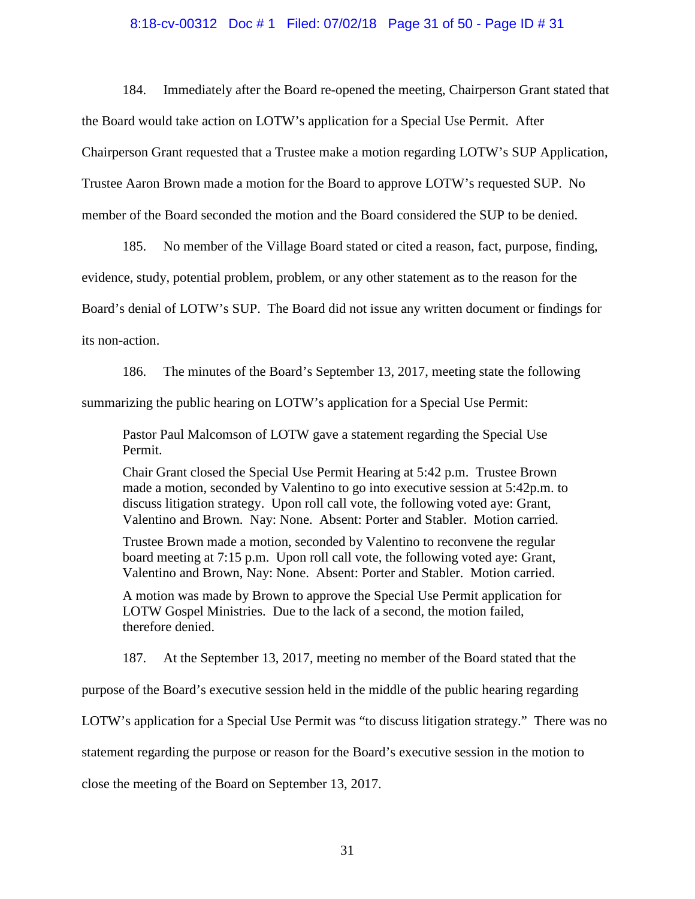184. Immediately after the Board re-opened the meeting, Chairperson Grant stated that the Board would take action on LOTW's application for a Special Use Permit. After Chairperson Grant requested that a Trustee make a motion regarding LOTW's SUP Application, Trustee Aaron Brown made a motion for the Board to approve LOTW's requested SUP. No member of the Board seconded the motion and the Board considered the SUP to be denied.

185. No member of the Village Board stated or cited a reason, fact, purpose, finding, evidence, study, potential problem, problem, or any other statement as to the reason for the Board's denial of LOTW's SUP. The Board did not issue any written document or findings for its non-action.

186. The minutes of the Board's September 13, 2017, meeting state the following summarizing the public hearing on LOTW's application for a Special Use Permit:

> Pastor Paul Malcomson of LOTW gave a statement regarding the Special Use Permit.
>
> Chair Grant closed the Special Use Permit Hearing at 5:42 p.m. Trustee Brown made a motion, seconded by Valentino to go into executive session at 5:42p.m. to discuss litigation strategy. Upon roll call vote, the following voted aye: Grant, Valentino and Brown. Nay: None. Absent: Porter and Stabler. Motion carried.
>
> Trustee Brown made a motion, seconded by Valentino to reconvene the regular board meeting at 7:15 p.m. Upon roll call vote, the following voted aye: Grant, Valentino and Brown, Nay: None. Absent: Porter and Stabler. Motion carried.
>
> A motion was made by Brown to approve the Special Use Permit application for LOTW Gospel Ministries. Due to the lack of a second, the motion failed, therefore denied.

187. At the September 13, 2017, meeting no member of the Board stated that the purpose of the Board's executive session held in the middle of the public hearing regarding LOTW's application for a Special Use Permit was "to discuss litigation strategy." There was no statement regarding the purpose or reason for the Board's executive session in the motion to close the meeting of the Board on September 13, 2017.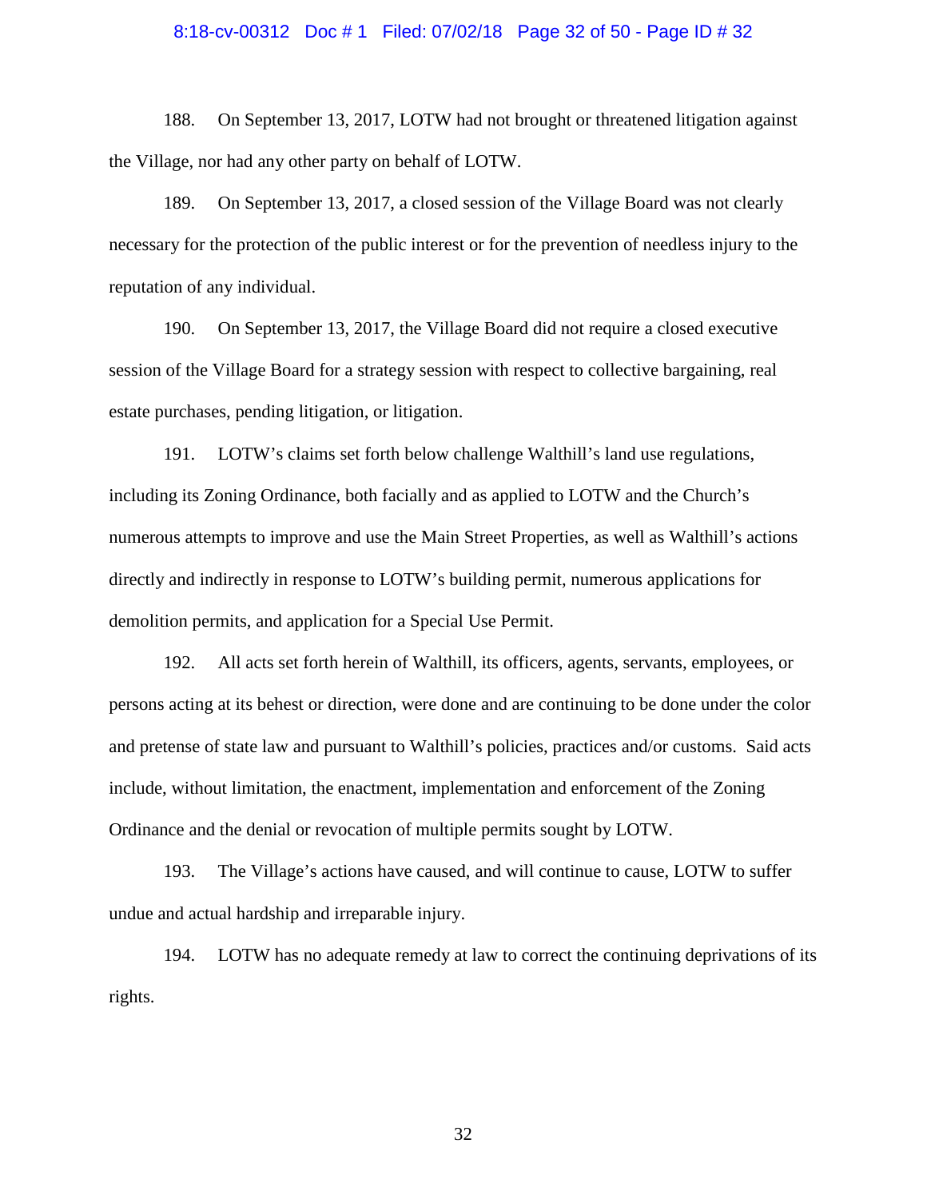188. On September 13, 2017, LOTW had not brought or threatened litigation against the Village, nor had any other party on behalf of LOTW.

189. On September 13, 2017, a closed session of the Village Board was not clearly necessary for the protection of the public interest or for the prevention of needless injury to the reputation of any individual.

190. On September 13, 2017, the Village Board did not require a closed executive session of the Village Board for a strategy session with respect to collective bargaining, real estate purchases, pending litigation, or litigation.

191. LOTW's claims set forth below challenge Walthill's land use regulations, including its Zoning Ordinance, both facially and as applied to LOTW and the Church's numerous attempts to improve and use the Main Street Properties, as well as Walthill's actions directly and indirectly in response to LOTW's building permit, numerous applications for demolition permits, and application for a Special Use Permit.

192. All acts set forth herein of Walthill, its officers, agents, servants, employees, or persons acting at its behest or direction, were done and are continuing to be done under the color and pretense of state law and pursuant to Walthill's policies, practices and/or customs. Said acts include, without limitation, the enactment, implementation and enforcement of the Zoning Ordinance and the denial or revocation of multiple permits sought by LOTW.

193. The Village's actions have caused, and will continue to cause, LOTW to suffer undue and actual hardship and irreparable injury.

194. LOTW has no adequate remedy at law to correct the continuing deprivations of its rights.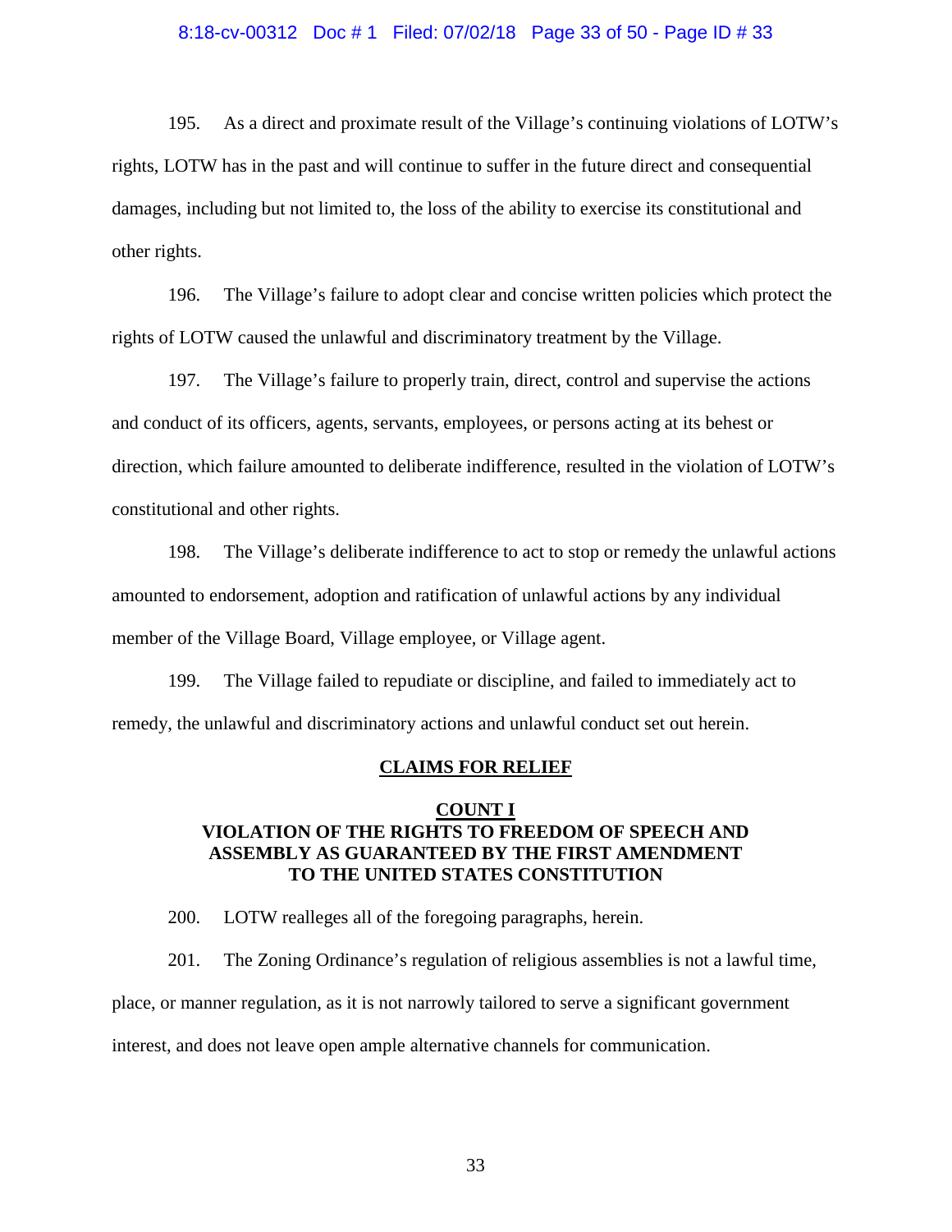195. As a direct and proximate result of the Village's continuing violations of LOTW's rights, LOTW has in the past and will continue to suffer in the future direct and consequential damages, including but not limited to, the loss of the ability to exercise its constitutional and other rights.

196. The Village's failure to adopt clear and concise written policies which protect the rights of LOTW caused the unlawful and discriminatory treatment by the Village.

197. The Village's failure to properly train, direct, control and supervise the actions and conduct of its officers, agents, servants, employees, or persons acting at its behest or direction, which failure amounted to deliberate indifference, resulted in the violation of LOTW's constitutional and other rights.

198. The Village's deliberate indifference to act to stop or remedy the unlawful actions amounted to endorsement, adoption and ratification of unlawful actions by any individual member of the Village Board, Village employee, or Village agent.

199. The Village failed to repudiate or discipline, and failed to immediately act to remedy, the unlawful and discriminatory actions and unlawful conduct set out herein.

## CLAIMS FOR RELIEF

### COUNT I
### VIOLATION OF THE RIGHTS TO FREEDOM OF SPEECH AND ASSEMBLY AS GUARANTEED BY THE FIRST AMENDMENT TO THE UNITED STATES CONSTITUTION

200. LOTW realleges all of the foregoing paragraphs, herein.

201. The Zoning Ordinance's regulation of religious assemblies is not a lawful time, place, or manner regulation, as it is not narrowly tailored to serve a significant government interest, and does not leave open ample alternative channels for communication.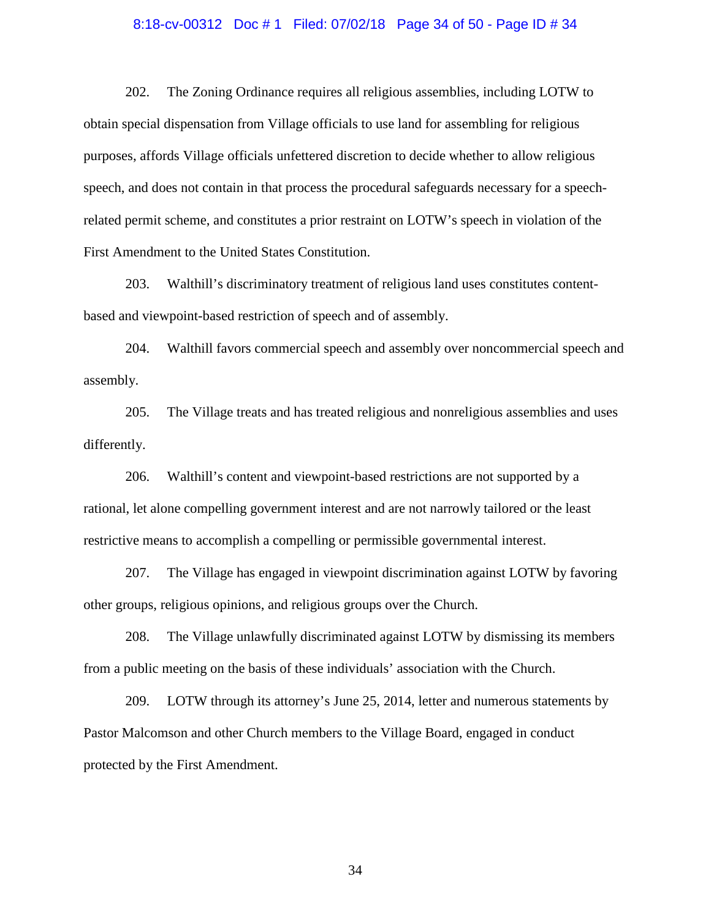202. The Zoning Ordinance requires all religious assemblies, including LOTW to obtain special dispensation from Village officials to use land for assembling for religious purposes, affords Village officials unfettered discretion to decide whether to allow religious speech, and does not contain in that process the procedural safeguards necessary for a speech-related permit scheme, and constitutes a prior restraint on LOTW's speech in violation of the First Amendment to the United States Constitution.

203. Walthill's discriminatory treatment of religious land uses constitutes content-based and viewpoint-based restriction of speech and of assembly.

204. Walthill favors commercial speech and assembly over noncommercial speech and assembly.

205. The Village treats and has treated religious and nonreligious assemblies and uses differently.

206. Walthill's content and viewpoint-based restrictions are not supported by a rational, let alone compelling government interest and are not narrowly tailored or the least restrictive means to accomplish a compelling or permissible governmental interest.

207. The Village has engaged in viewpoint discrimination against LOTW by favoring other groups, religious opinions, and religious groups over the Church.

208. The Village unlawfully discriminated against LOTW by dismissing its members from a public meeting on the basis of these individuals' association with the Church.

209. LOTW through its attorney's June 25, 2014, letter and numerous statements by Pastor Malcomson and other Church members to the Village Board, engaged in conduct protected by the First Amendment.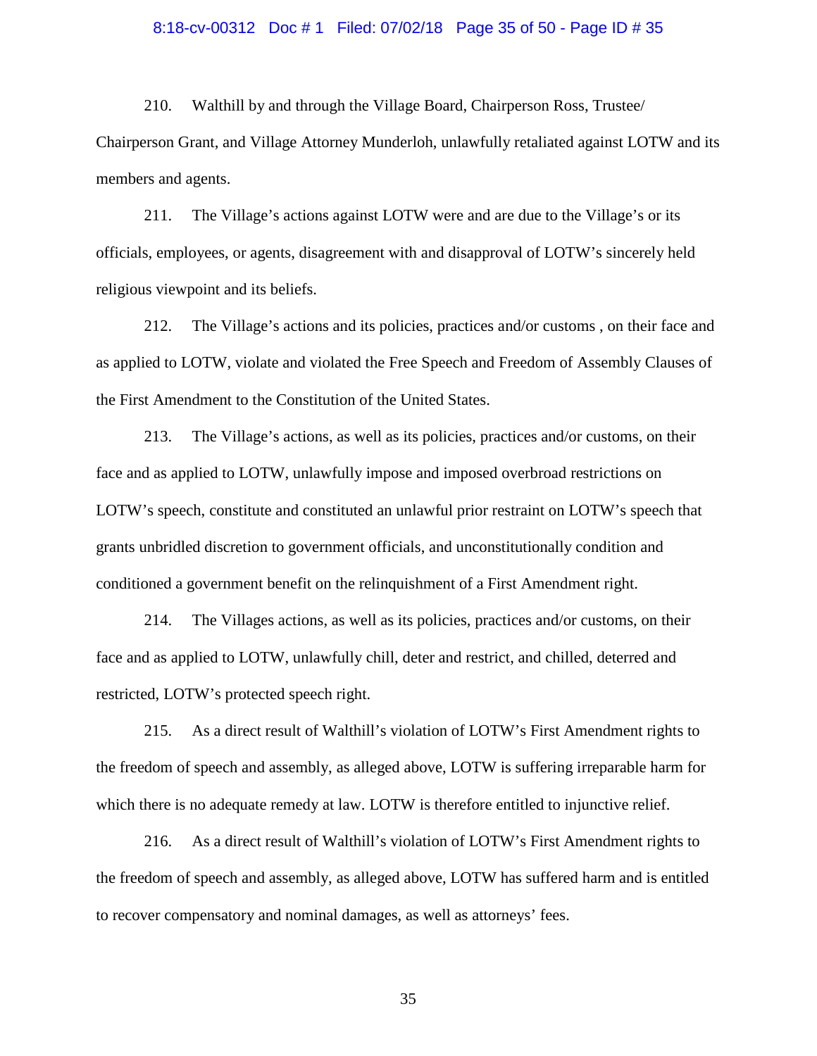210. Walthill by and through the Village Board, Chairperson Ross, Trustee/ Chairperson Grant, and Village Attorney Munderloh, unlawfully retaliated against LOTW and its members and agents.

211. The Village's actions against LOTW were and are due to the Village's or its officials, employees, or agents, disagreement with and disapproval of LOTW's sincerely held religious viewpoint and its beliefs.

212. The Village's actions and its policies, practices and/or customs , on their face and as applied to LOTW, violate and violated the Free Speech and Freedom of Assembly Clauses of the First Amendment to the Constitution of the United States.

213. The Village's actions, as well as its policies, practices and/or customs, on their face and as applied to LOTW, unlawfully impose and imposed overbroad restrictions on LOTW's speech, constitute and constituted an unlawful prior restraint on LOTW's speech that grants unbridled discretion to government officials, and unconstitutionally condition and conditioned a government benefit on the relinquishment of a First Amendment right.

214. The Villages actions, as well as its policies, practices and/or customs, on their face and as applied to LOTW, unlawfully chill, deter and restrict, and chilled, deterred and restricted, LOTW's protected speech right.

215. As a direct result of Walthill's violation of LOTW's First Amendment rights to the freedom of speech and assembly, as alleged above, LOTW is suffering irreparable harm for which there is no adequate remedy at law. LOTW is therefore entitled to injunctive relief.

216. As a direct result of Walthill's violation of LOTW's First Amendment rights to the freedom of speech and assembly, as alleged above, LOTW has suffered harm and is entitled to recover compensatory and nominal damages, as well as attorneys' fees.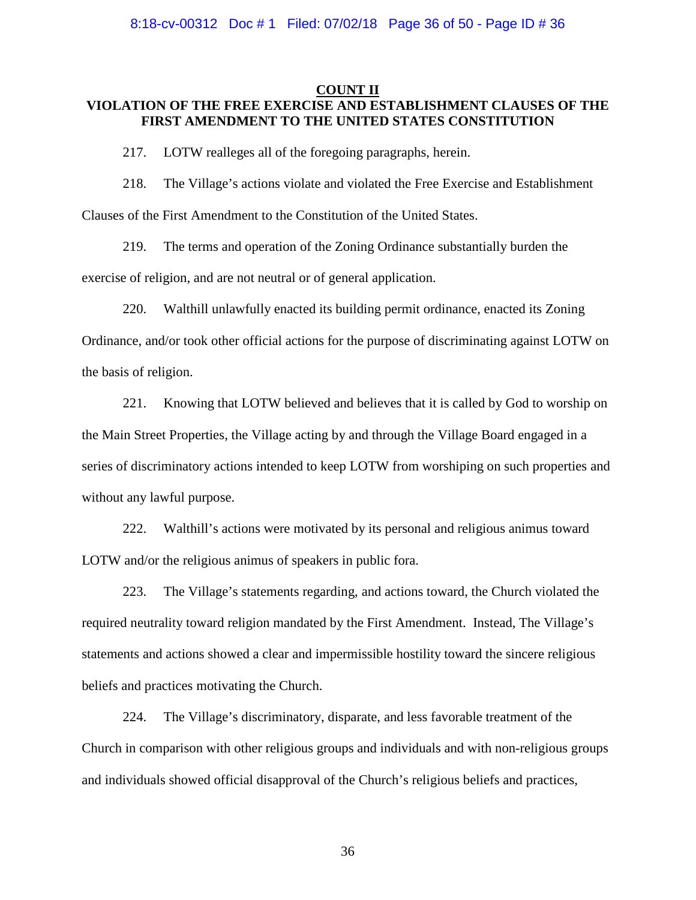## COUNT II

## VIOLATION OF THE FREE EXERCISE AND ESTABLISHMENT CLAUSES OF THE FIRST AMENDMENT TO THE UNITED STATES CONSTITUTION

217. LOTW realleges all of the foregoing paragraphs, herein.

218. The Village's actions violate and violated the Free Exercise and Establishment Clauses of the First Amendment to the Constitution of the United States.

219. The terms and operation of the Zoning Ordinance substantially burden the exercise of religion, and are not neutral or of general application.

220. Walthill unlawfully enacted its building permit ordinance, enacted its Zoning Ordinance, and/or took other official actions for the purpose of discriminating against LOTW on the basis of religion.

221. Knowing that LOTW believed and believes that it is called by God to worship on the Main Street Properties, the Village acting by and through the Village Board engaged in a series of discriminatory actions intended to keep LOTW from worshiping on such properties and without any lawful purpose.

222. Walthill's actions were motivated by its personal and religious animus toward LOTW and/or the religious animus of speakers in public fora.

223. The Village's statements regarding, and actions toward, the Church violated the required neutrality toward religion mandated by the First Amendment. Instead, The Village's statements and actions showed a clear and impermissible hostility toward the sincere religious beliefs and practices motivating the Church.

224. The Village's discriminatory, disparate, and less favorable treatment of the Church in comparison with other religious groups and individuals and with non-religious groups and individuals showed official disapproval of the Church's religious beliefs and practices,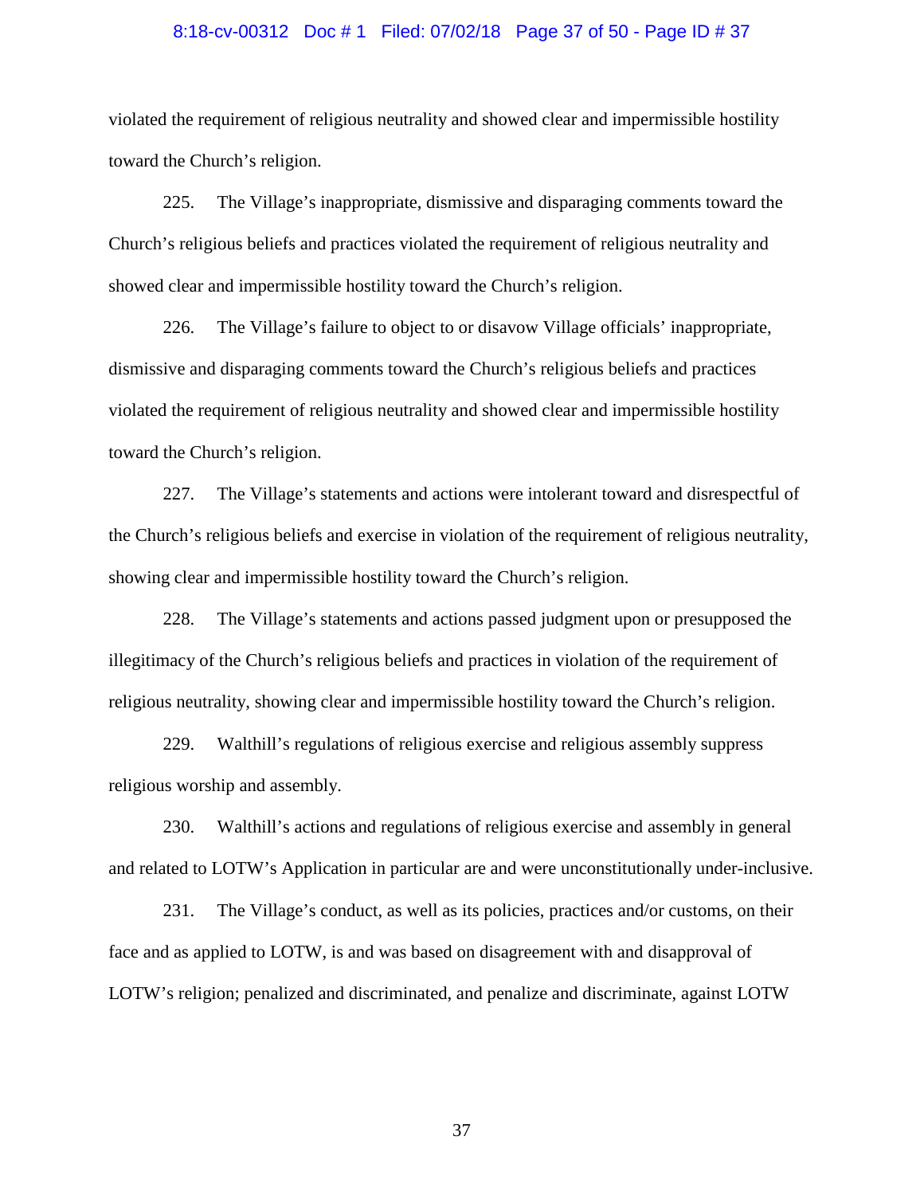violated the requirement of religious neutrality and showed clear and impermissible hostility toward the Church's religion.

225. The Village's inappropriate, dismissive and disparaging comments toward the Church's religious beliefs and practices violated the requirement of religious neutrality and showed clear and impermissible hostility toward the Church's religion.

226. The Village's failure to object to or disavow Village officials' inappropriate, dismissive and disparaging comments toward the Church's religious beliefs and practices violated the requirement of religious neutrality and showed clear and impermissible hostility toward the Church's religion.

227. The Village's statements and actions were intolerant toward and disrespectful of the Church's religious beliefs and exercise in violation of the requirement of religious neutrality, showing clear and impermissible hostility toward the Church's religion.

228. The Village's statements and actions passed judgment upon or presupposed the illegitimacy of the Church's religious beliefs and practices in violation of the requirement of religious neutrality, showing clear and impermissible hostility toward the Church's religion.

229. Walthill's regulations of religious exercise and religious assembly suppress religious worship and assembly.

230. Walthill's actions and regulations of religious exercise and assembly in general and related to LOTW's Application in particular are and were unconstitutionally under-inclusive.

231. The Village's conduct, as well as its policies, practices and/or customs, on their face and as applied to LOTW, is and was based on disagreement with and disapproval of LOTW's religion; penalized and discriminated, and penalize and discriminate, against LOTW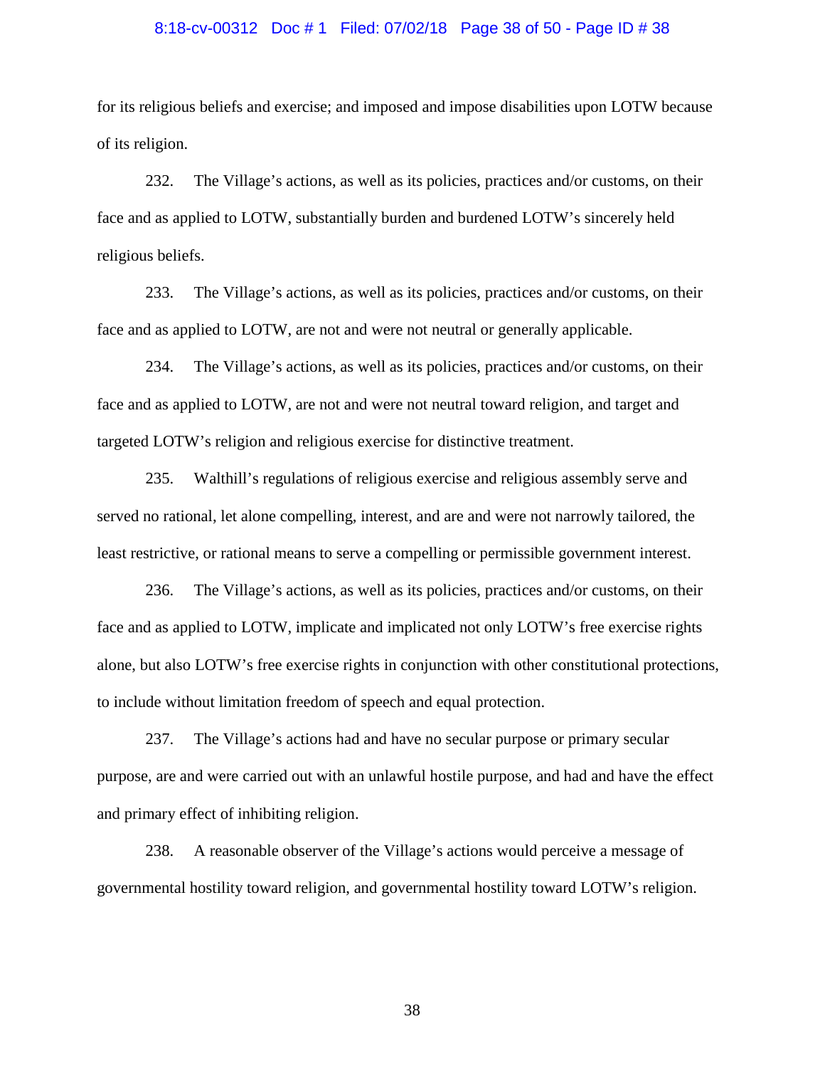for its religious beliefs and exercise; and imposed and impose disabilities upon LOTW because of its religion.

232. The Village's actions, as well as its policies, practices and/or customs, on their face and as applied to LOTW, substantially burden and burdened LOTW's sincerely held religious beliefs.

233. The Village's actions, as well as its policies, practices and/or customs, on their face and as applied to LOTW, are not and were not neutral or generally applicable.

234. The Village's actions, as well as its policies, practices and/or customs, on their face and as applied to LOTW, are not and were not neutral toward religion, and target and targeted LOTW's religion and religious exercise for distinctive treatment.

235. Walthill's regulations of religious exercise and religious assembly serve and served no rational, let alone compelling, interest, and are and were not narrowly tailored, the least restrictive, or rational means to serve a compelling or permissible government interest.

236. The Village's actions, as well as its policies, practices and/or customs, on their face and as applied to LOTW, implicate and implicated not only LOTW's free exercise rights alone, but also LOTW's free exercise rights in conjunction with other constitutional protections, to include without limitation freedom of speech and equal protection.

237. The Village's actions had and have no secular purpose or primary secular purpose, are and were carried out with an unlawful hostile purpose, and had and have the effect and primary effect of inhibiting religion.

238. A reasonable observer of the Village's actions would perceive a message of governmental hostility toward religion, and governmental hostility toward LOTW's religion.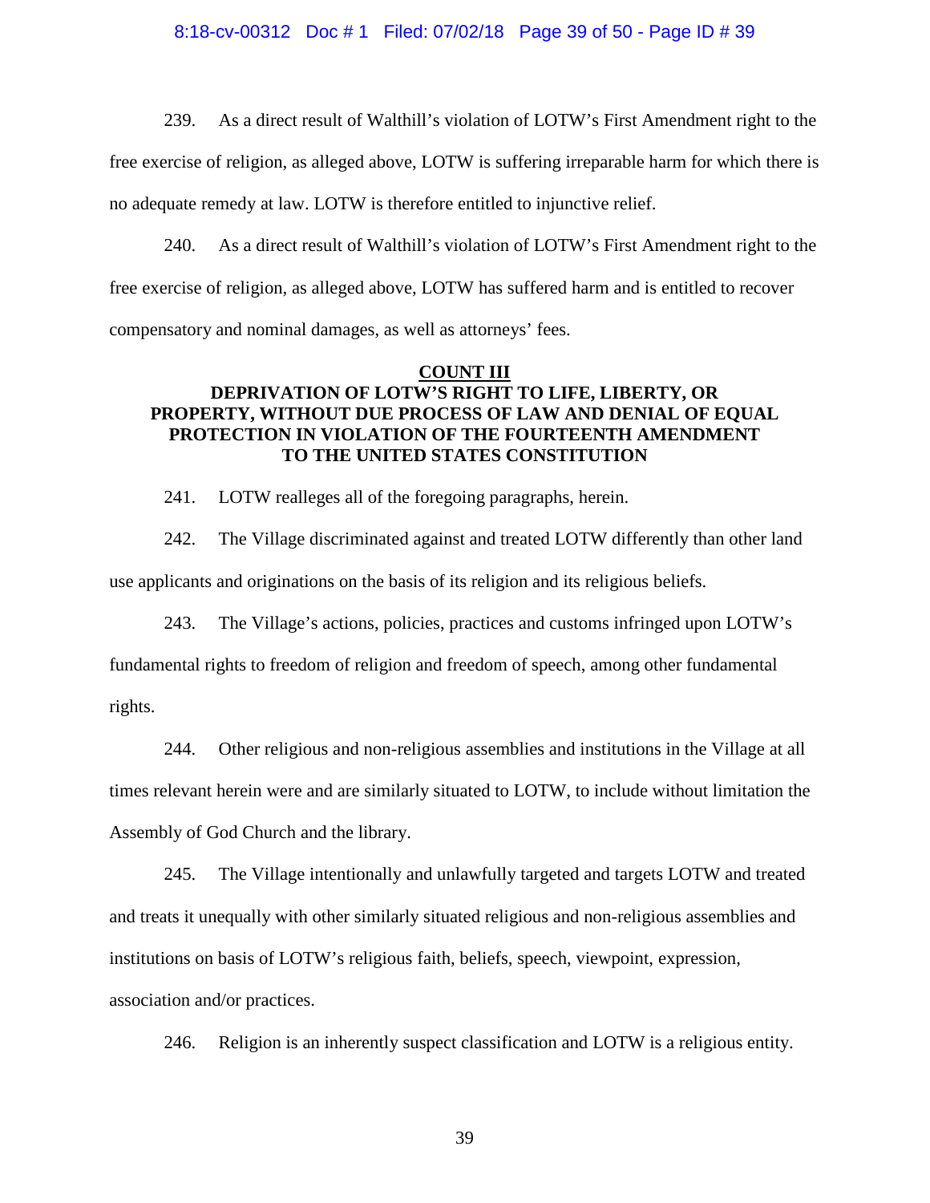239. As a direct result of Walthill's violation of LOTW's First Amendment right to the free exercise of religion, as alleged above, LOTW is suffering irreparable harm for which there is no adequate remedy at law. LOTW is therefore entitled to injunctive relief.

240. As a direct result of Walthill's violation of LOTW's First Amendment right to the free exercise of religion, as alleged above, LOTW has suffered harm and is entitled to recover compensatory and nominal damages, as well as attorneys' fees.

## COUNT III
## DEPRIVATION OF LOTW'S RIGHT TO LIFE, LIBERTY, OR PROPERTY, WITHOUT DUE PROCESS OF LAW AND DENIAL OF EQUAL PROTECTION IN VIOLATION OF THE FOURTEENTH AMENDMENT TO THE UNITED STATES CONSTITUTION

241. LOTW realleges all of the foregoing paragraphs, herein.

242. The Village discriminated against and treated LOTW differently than other land use applicants and originations on the basis of its religion and its religious beliefs.

243. The Village's actions, policies, practices and customs infringed upon LOTW's fundamental rights to freedom of religion and freedom of speech, among other fundamental rights.

244. Other religious and non-religious assemblies and institutions in the Village at all times relevant herein were and are similarly situated to LOTW, to include without limitation the Assembly of God Church and the library.

245. The Village intentionally and unlawfully targeted and targets LOTW and treated and treats it unequally with other similarly situated religious and non-religious assemblies and institutions on basis of LOTW's religious faith, beliefs, speech, viewpoint, expression, association and/or practices.

246. Religion is an inherently suspect classification and LOTW is a religious entity.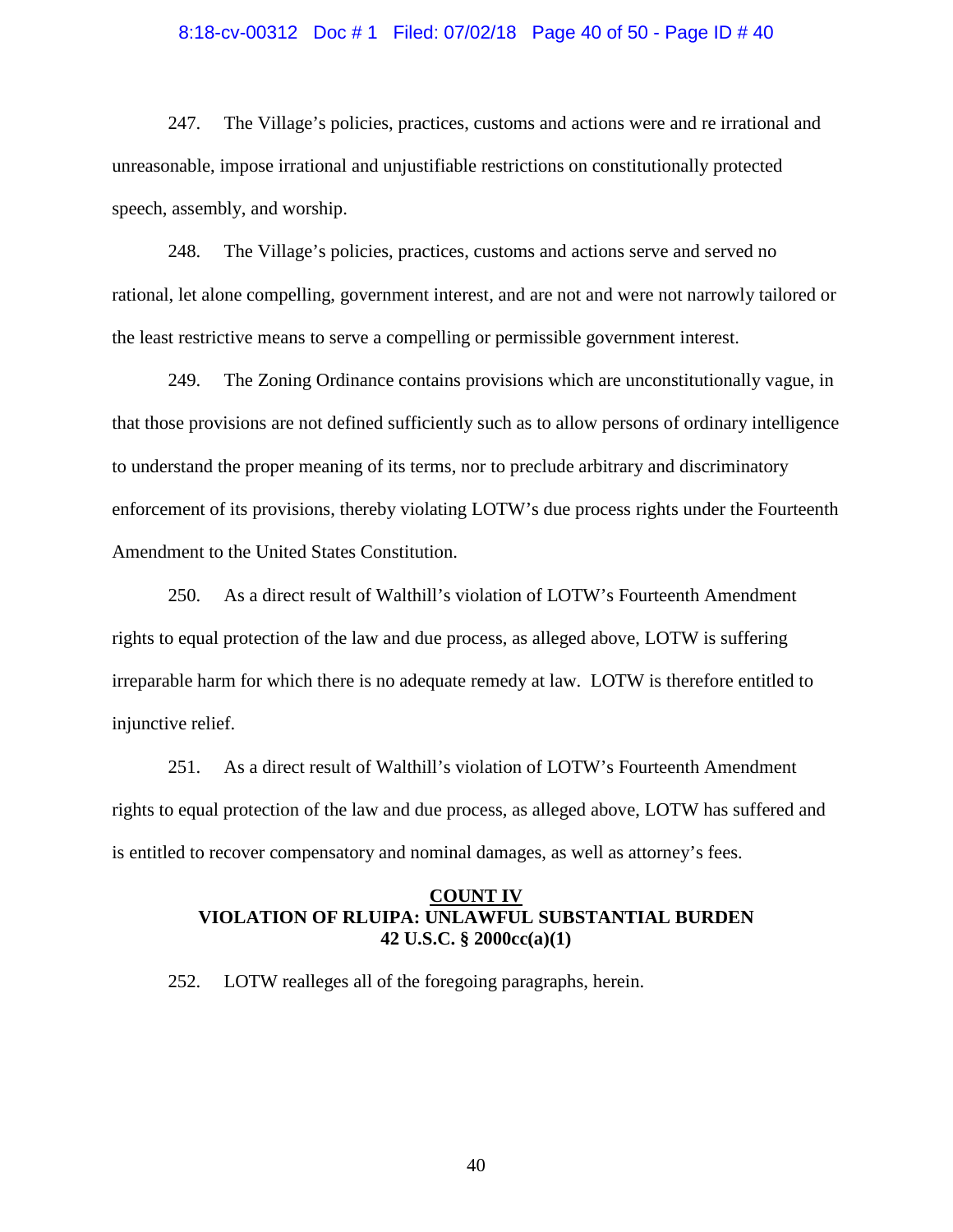247. The Village's policies, practices, customs and actions were and re irrational and unreasonable, impose irrational and unjustifiable restrictions on constitutionally protected speech, assembly, and worship.

248. The Village's policies, practices, customs and actions serve and served no rational, let alone compelling, government interest, and are not and were not narrowly tailored or the least restrictive means to serve a compelling or permissible government interest.

249. The Zoning Ordinance contains provisions which are unconstitutionally vague, in that those provisions are not defined sufficiently such as to allow persons of ordinary intelligence to understand the proper meaning of its terms, nor to preclude arbitrary and discriminatory enforcement of its provisions, thereby violating LOTW's due process rights under the Fourteenth Amendment to the United States Constitution.

250. As a direct result of Walthill's violation of LOTW's Fourteenth Amendment rights to equal protection of the law and due process, as alleged above, LOTW is suffering irreparable harm for which there is no adequate remedy at law. LOTW is therefore entitled to injunctive relief.

251. As a direct result of Walthill's violation of LOTW's Fourteenth Amendment rights to equal protection of the law and due process, as alleged above, LOTW has suffered and is entitled to recover compensatory and nominal damages, as well as attorney's fees.

## COUNT IV
## VIOLATION OF RLUIPA: UNLAWFUL SUBSTANTIAL BURDEN
## 42 U.S.C. § 2000cc(a)(1)

252. LOTW realleges all of the foregoing paragraphs, herein.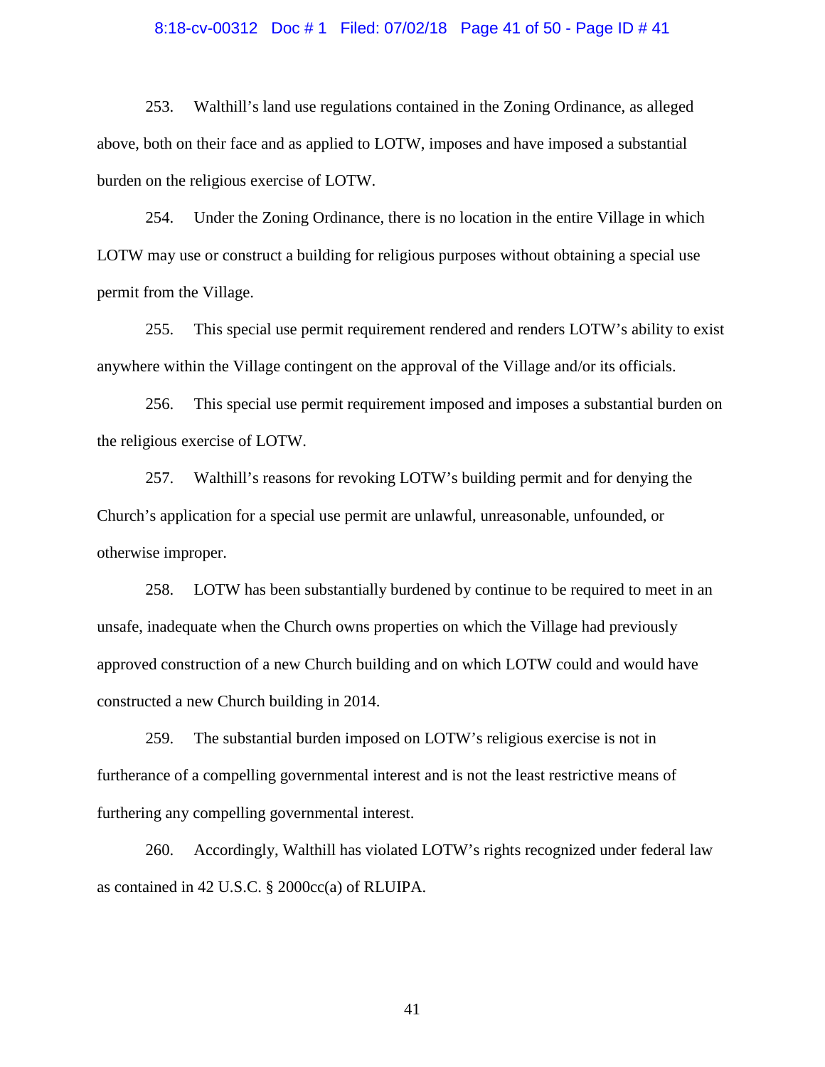253. Walthill's land use regulations contained in the Zoning Ordinance, as alleged above, both on their face and as applied to LOTW, imposes and have imposed a substantial burden on the religious exercise of LOTW.

254. Under the Zoning Ordinance, there is no location in the entire Village in which LOTW may use or construct a building for religious purposes without obtaining a special use permit from the Village.

255. This special use permit requirement rendered and renders LOTW's ability to exist anywhere within the Village contingent on the approval of the Village and/or its officials.

256. This special use permit requirement imposed and imposes a substantial burden on the religious exercise of LOTW.

257. Walthill's reasons for revoking LOTW's building permit and for denying the Church's application for a special use permit are unlawful, unreasonable, unfounded, or otherwise improper.

258. LOTW has been substantially burdened by continue to be required to meet in an unsafe, inadequate when the Church owns properties on which the Village had previously approved construction of a new Church building and on which LOTW could and would have constructed a new Church building in 2014.

259. The substantial burden imposed on LOTW's religious exercise is not in furtherance of a compelling governmental interest and is not the least restrictive means of furthering any compelling governmental interest.

260. Accordingly, Walthill has violated LOTW's rights recognized under federal law as contained in 42 U.S.C. § 2000cc(a) of RLUIPA.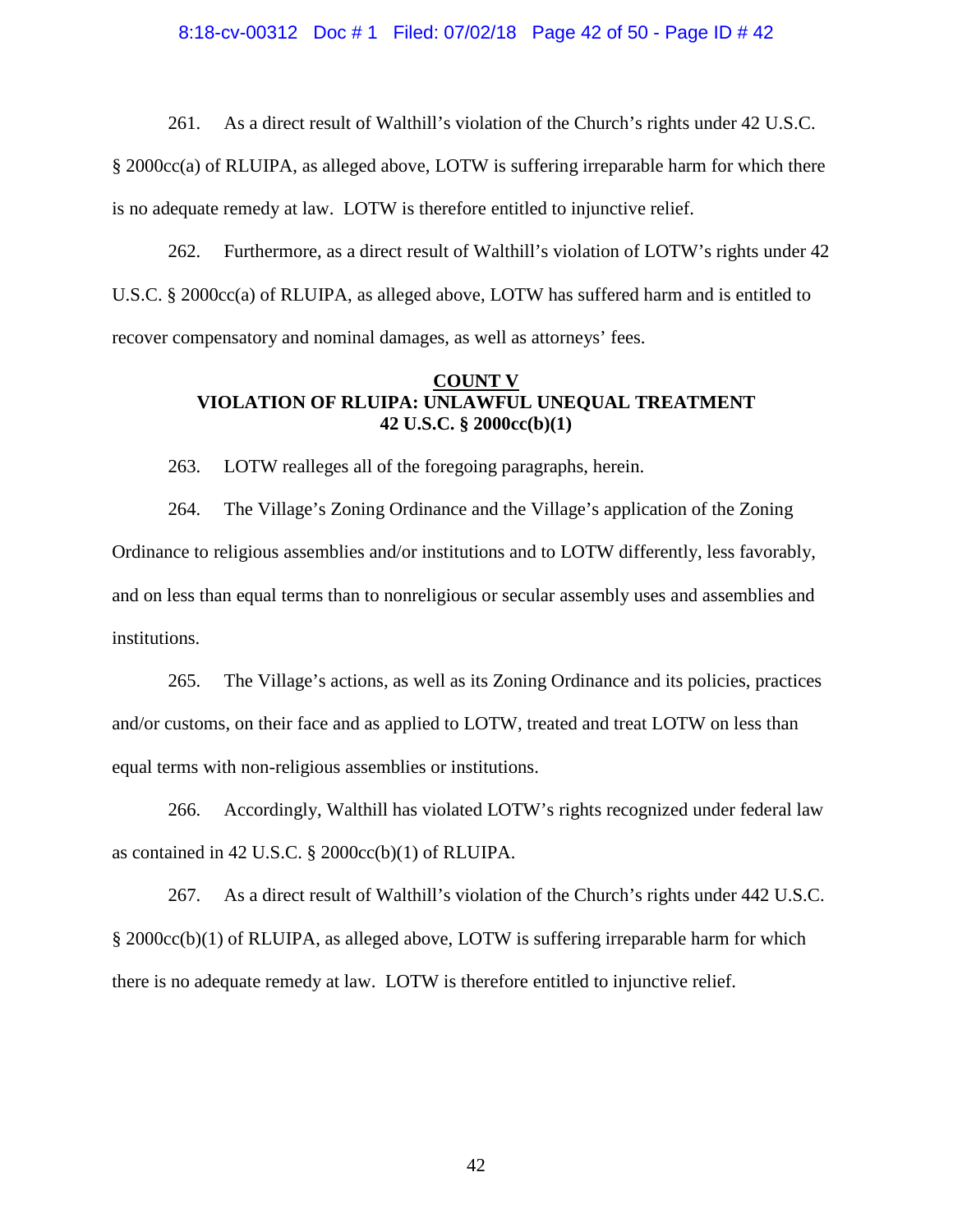261. As a direct result of Walthill's violation of the Church's rights under 42 U.S.C. § 2000cc(a) of RLUIPA, as alleged above, LOTW is suffering irreparable harm for which there is no adequate remedy at law. LOTW is therefore entitled to injunctive relief.

262. Furthermore, as a direct result of Walthill's violation of LOTW's rights under 42 U.S.C. § 2000cc(a) of RLUIPA, as alleged above, LOTW has suffered harm and is entitled to recover compensatory and nominal damages, as well as attorneys' fees.

**COUNT V**
**VIOLATION OF RLUIPA: UNLAWFUL UNEQUAL TREATMENT**
**42 U.S.C. § 2000cc(b)(1)**

263. LOTW realleges all of the foregoing paragraphs, herein.

264. The Village's Zoning Ordinance and the Village's application of the Zoning Ordinance to religious assemblies and/or institutions and to LOTW differently, less favorably, and on less than equal terms than to nonreligious or secular assembly uses and assemblies and institutions.

265. The Village's actions, as well as its Zoning Ordinance and its policies, practices and/or customs, on their face and as applied to LOTW, treated and treat LOTW on less than equal terms with non-religious assemblies or institutions.

266. Accordingly, Walthill has violated LOTW's rights recognized under federal law as contained in 42 U.S.C. § 2000cc(b)(1) of RLUIPA.

267. As a direct result of Walthill's violation of the Church's rights under 442 U.S.C. § 2000cc(b)(1) of RLUIPA, as alleged above, LOTW is suffering irreparable harm for which there is no adequate remedy at law. LOTW is therefore entitled to injunctive relief.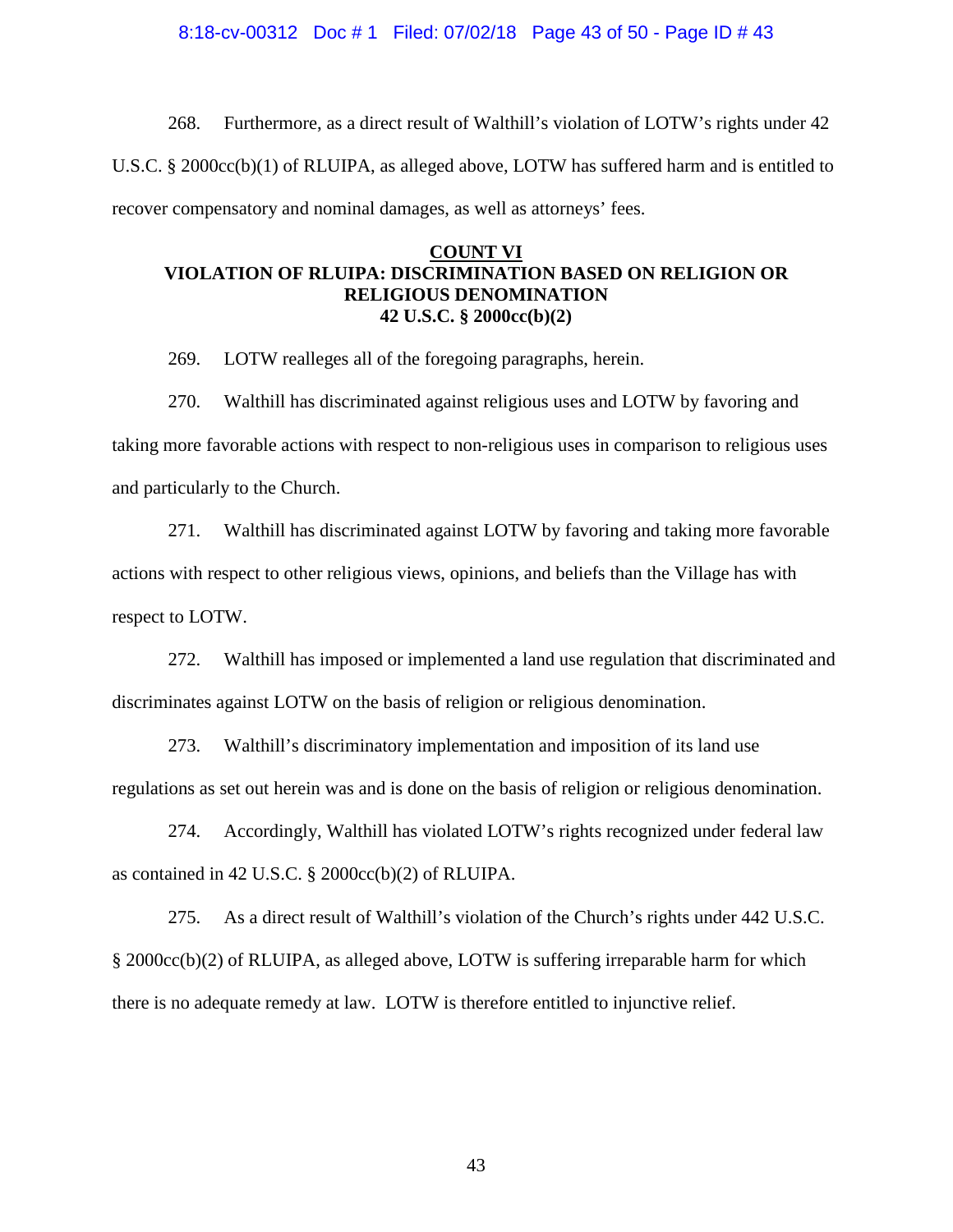268. Furthermore, as a direct result of Walthill's violation of LOTW's rights under 42 U.S.C. § 2000cc(b)(1) of RLUIPA, as alleged above, LOTW has suffered harm and is entitled to recover compensatory and nominal damages, as well as attorneys' fees.

**COUNT VI**
**VIOLATION OF RLUIPA: DISCRIMINATION BASED ON RELIGION OR RELIGIOUS DENOMINATION**
**42 U.S.C. § 2000cc(b)(2)**

269. LOTW realleges all of the foregoing paragraphs, herein.

270. Walthill has discriminated against religious uses and LOTW by favoring and taking more favorable actions with respect to non-religious uses in comparison to religious uses and particularly to the Church.

271. Walthill has discriminated against LOTW by favoring and taking more favorable actions with respect to other religious views, opinions, and beliefs than the Village has with respect to LOTW.

272. Walthill has imposed or implemented a land use regulation that discriminated and discriminates against LOTW on the basis of religion or religious denomination.

273. Walthill's discriminatory implementation and imposition of its land use regulations as set out herein was and is done on the basis of religion or religious denomination.

274. Accordingly, Walthill has violated LOTW's rights recognized under federal law as contained in 42 U.S.C. § 2000cc(b)(2) of RLUIPA.

275. As a direct result of Walthill's violation of the Church's rights under 442 U.S.C. § 2000cc(b)(2) of RLUIPA, as alleged above, LOTW is suffering irreparable harm for which there is no adequate remedy at law. LOTW is therefore entitled to injunctive relief.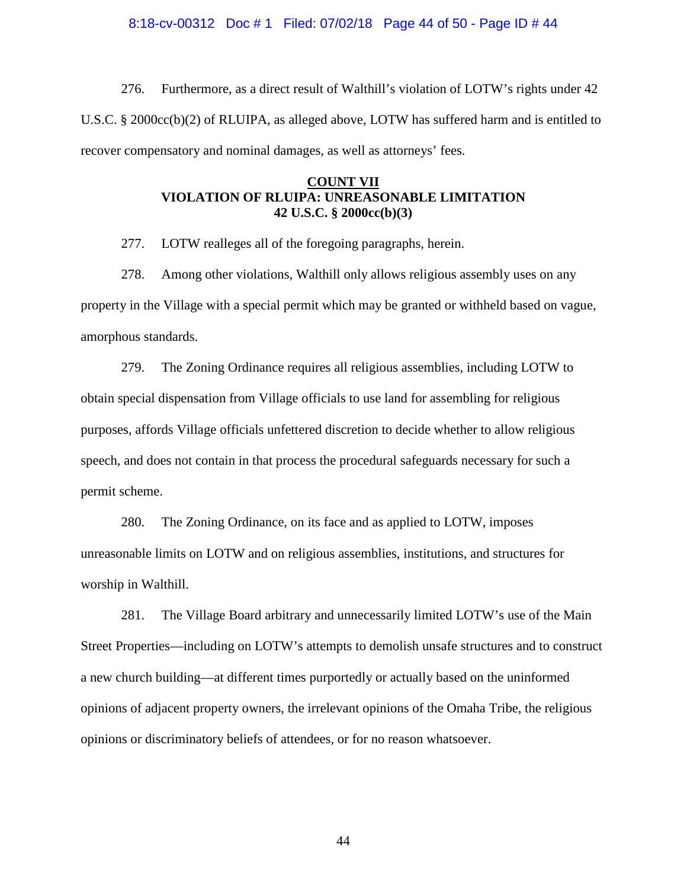276. Furthermore, as a direct result of Walthill's violation of LOTW's rights under 42 U.S.C. § 2000cc(b)(2) of RLUIPA, as alleged above, LOTW has suffered harm and is entitled to recover compensatory and nominal damages, as well as attorneys' fees.

## COUNT VII
## VIOLATION OF RLUIPA: UNREASONABLE LIMITATION
## 42 U.S.C. § 2000cc(b)(3)

277. LOTW realleges all of the foregoing paragraphs, herein.

278. Among other violations, Walthill only allows religious assembly uses on any property in the Village with a special permit which may be granted or withheld based on vague, amorphous standards.

279. The Zoning Ordinance requires all religious assemblies, including LOTW to obtain special dispensation from Village officials to use land for assembling for religious purposes, affords Village officials unfettered discretion to decide whether to allow religious speech, and does not contain in that process the procedural safeguards necessary for such a permit scheme.

280. The Zoning Ordinance, on its face and as applied to LOTW, imposes unreasonable limits on LOTW and on religious assemblies, institutions, and structures for worship in Walthill.

281. The Village Board arbitrary and unnecessarily limited LOTW's use of the Main Street Properties—including on LOTW's attempts to demolish unsafe structures and to construct a new church building—at different times purportedly or actually based on the uninformed opinions of adjacent property owners, the irrelevant opinions of the Omaha Tribe, the religious opinions or discriminatory beliefs of attendees, or for no reason whatsoever.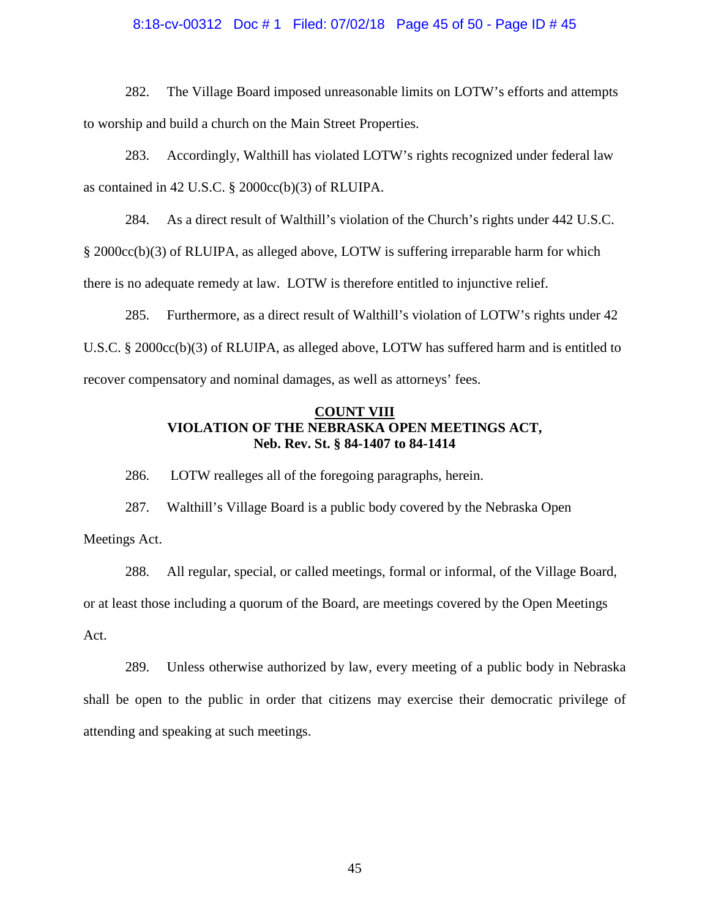282. The Village Board imposed unreasonable limits on LOTW's efforts and attempts to worship and build a church on the Main Street Properties.

283. Accordingly, Walthill has violated LOTW's rights recognized under federal law as contained in 42 U.S.C. § 2000cc(b)(3) of RLUIPA.

284. As a direct result of Walthill's violation of the Church's rights under 442 U.S.C. § 2000cc(b)(3) of RLUIPA, as alleged above, LOTW is suffering irreparable harm for which there is no adequate remedy at law. LOTW is therefore entitled to injunctive relief.

285. Furthermore, as a direct result of Walthill's violation of LOTW's rights under 42 U.S.C. § 2000cc(b)(3) of RLUIPA, as alleged above, LOTW has suffered harm and is entitled to recover compensatory and nominal damages, as well as attorneys' fees.

## COUNT VIII
## VIOLATION OF THE NEBRASKA OPEN MEETINGS ACT, Neb. Rev. St. § 84-1407 to 84-1414

286. LOTW realleges all of the foregoing paragraphs, herein.

287. Walthill's Village Board is a public body covered by the Nebraska Open Meetings Act.

288. All regular, special, or called meetings, formal or informal, of the Village Board, or at least those including a quorum of the Board, are meetings covered by the Open Meetings Act.

289. Unless otherwise authorized by law, every meeting of a public body in Nebraska shall be open to the public in order that citizens may exercise their democratic privilege of attending and speaking at such meetings.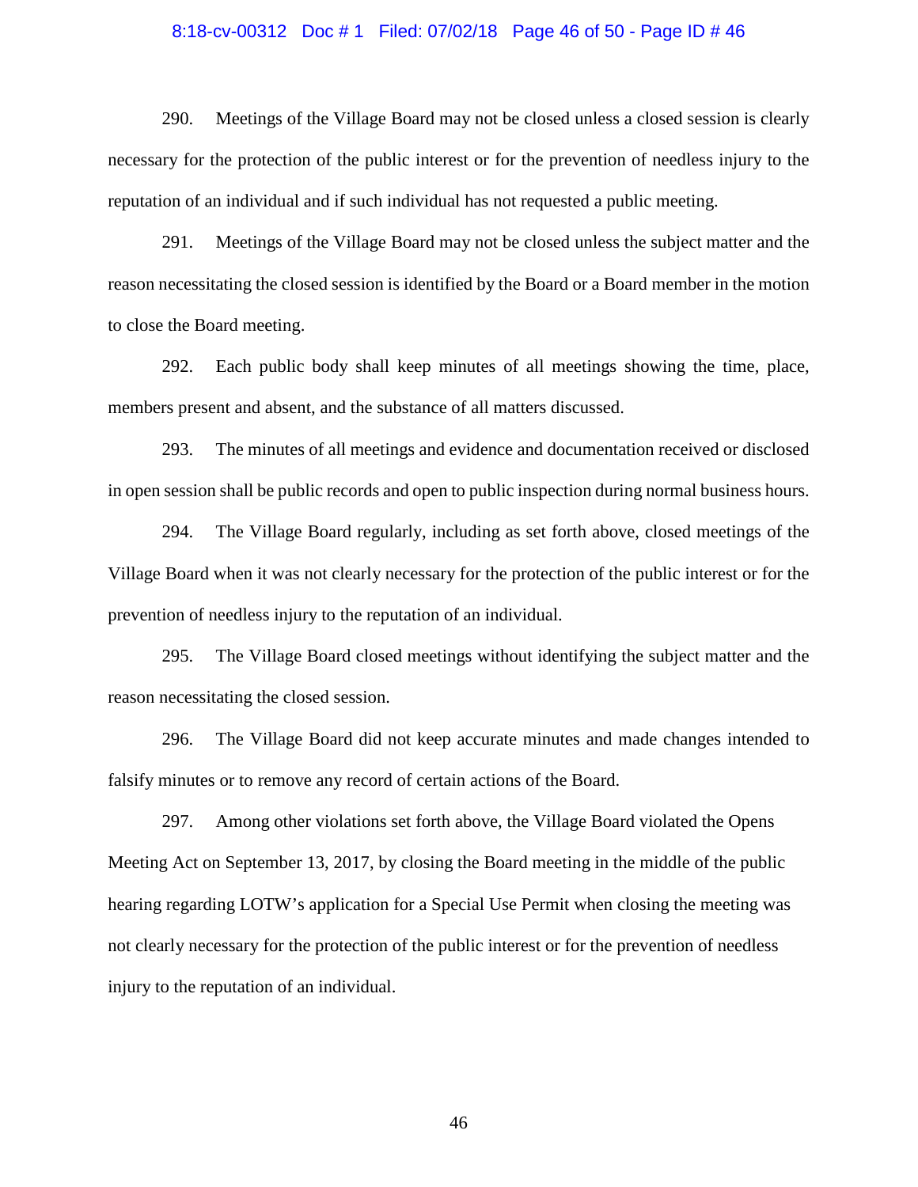290. Meetings of the Village Board may not be closed unless a closed session is clearly necessary for the protection of the public interest or for the prevention of needless injury to the reputation of an individual and if such individual has not requested a public meeting.

291. Meetings of the Village Board may not be closed unless the subject matter and the reason necessitating the closed session is identified by the Board or a Board member in the motion to close the Board meeting.

292. Each public body shall keep minutes of all meetings showing the time, place, members present and absent, and the substance of all matters discussed.

293. The minutes of all meetings and evidence and documentation received or disclosed in open session shall be public records and open to public inspection during normal business hours.

294. The Village Board regularly, including as set forth above, closed meetings of the Village Board when it was not clearly necessary for the protection of the public interest or for the prevention of needless injury to the reputation of an individual.

295. The Village Board closed meetings without identifying the subject matter and the reason necessitating the closed session.

296. The Village Board did not keep accurate minutes and made changes intended to falsify minutes or to remove any record of certain actions of the Board.

297. Among other violations set forth above, the Village Board violated the Opens Meeting Act on September 13, 2017, by closing the Board meeting in the middle of the public hearing regarding LOTW's application for a Special Use Permit when closing the meeting was not clearly necessary for the protection of the public interest or for the prevention of needless injury to the reputation of an individual.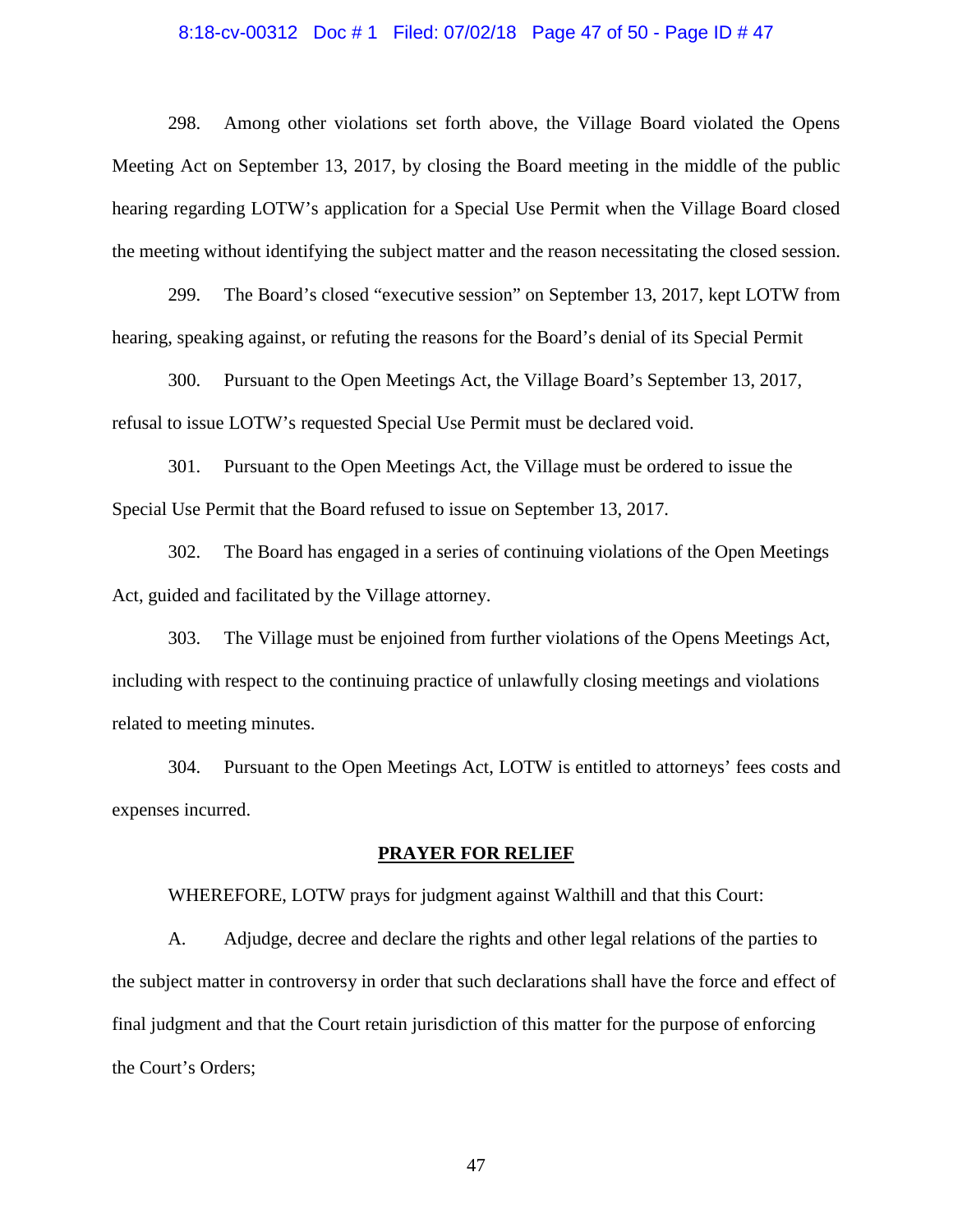298. Among other violations set forth above, the Village Board violated the Opens Meeting Act on September 13, 2017, by closing the Board meeting in the middle of the public hearing regarding LOTW's application for a Special Use Permit when the Village Board closed the meeting without identifying the subject matter and the reason necessitating the closed session.

299. The Board's closed "executive session" on September 13, 2017, kept LOTW from hearing, speaking against, or refuting the reasons for the Board's denial of its Special Permit

300. Pursuant to the Open Meetings Act, the Village Board's September 13, 2017, refusal to issue LOTW's requested Special Use Permit must be declared void.

301. Pursuant to the Open Meetings Act, the Village must be ordered to issue the Special Use Permit that the Board refused to issue on September 13, 2017.

302. The Board has engaged in a series of continuing violations of the Open Meetings Act, guided and facilitated by the Village attorney.

303. The Village must be enjoined from further violations of the Opens Meetings Act, including with respect to the continuing practice of unlawfully closing meetings and violations related to meeting minutes.

304. Pursuant to the Open Meetings Act, LOTW is entitled to attorneys' fees costs and expenses incurred.

## PRAYER FOR RELIEF

WHEREFORE, LOTW prays for judgment against Walthill and that this Court:

A. Adjudge, decree and declare the rights and other legal relations of the parties to the subject matter in controversy in order that such declarations shall have the force and effect of final judgment and that the Court retain jurisdiction of this matter for the purpose of enforcing the Court's Orders;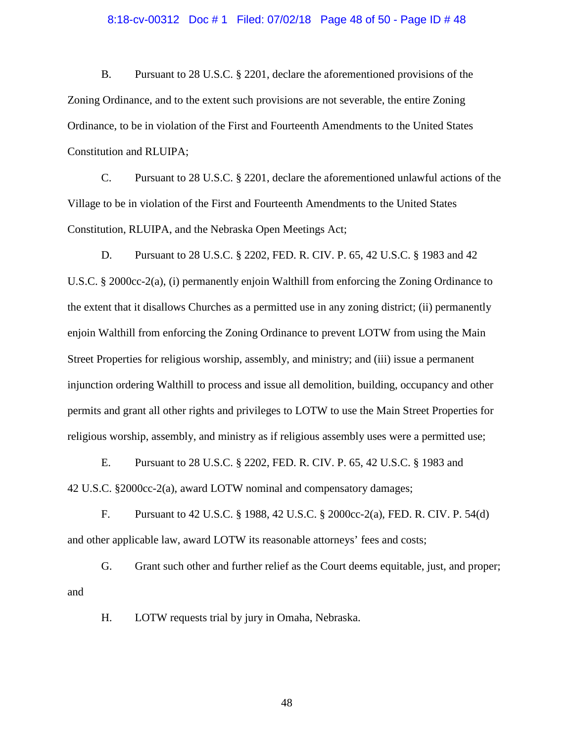B. Pursuant to 28 U.S.C. § 2201, declare the aforementioned provisions of the Zoning Ordinance, and to the extent such provisions are not severable, the entire Zoning Ordinance, to be in violation of the First and Fourteenth Amendments to the United States Constitution and RLUIPA;

C. Pursuant to 28 U.S.C. § 2201, declare the aforementioned unlawful actions of the Village to be in violation of the First and Fourteenth Amendments to the United States Constitution, RLUIPA, and the Nebraska Open Meetings Act;

D. Pursuant to 28 U.S.C. § 2202, FED. R. CIV. P. 65, 42 U.S.C. § 1983 and 42 U.S.C. § 2000cc-2(a), (i) permanently enjoin Walthill from enforcing the Zoning Ordinance to the extent that it disallows Churches as a permitted use in any zoning district; (ii) permanently enjoin Walthill from enforcing the Zoning Ordinance to prevent LOTW from using the Main Street Properties for religious worship, assembly, and ministry; and (iii) issue a permanent injunction ordering Walthill to process and issue all demolition, building, occupancy and other permits and grant all other rights and privileges to LOTW to use the Main Street Properties for religious worship, assembly, and ministry as if religious assembly uses were a permitted use;

E. Pursuant to 28 U.S.C. § 2202, FED. R. CIV. P. 65, 42 U.S.C. § 1983 and 42 U.S.C. §2000cc-2(a), award LOTW nominal and compensatory damages;

F. Pursuant to 42 U.S.C. § 1988, 42 U.S.C. § 2000cc-2(a), FED. R. CIV. P. 54(d) and other applicable law, award LOTW its reasonable attorneys' fees and costs;

G. Grant such other and further relief as the Court deems equitable, just, and proper; and

H. LOTW requests trial by jury in Omaha, Nebraska.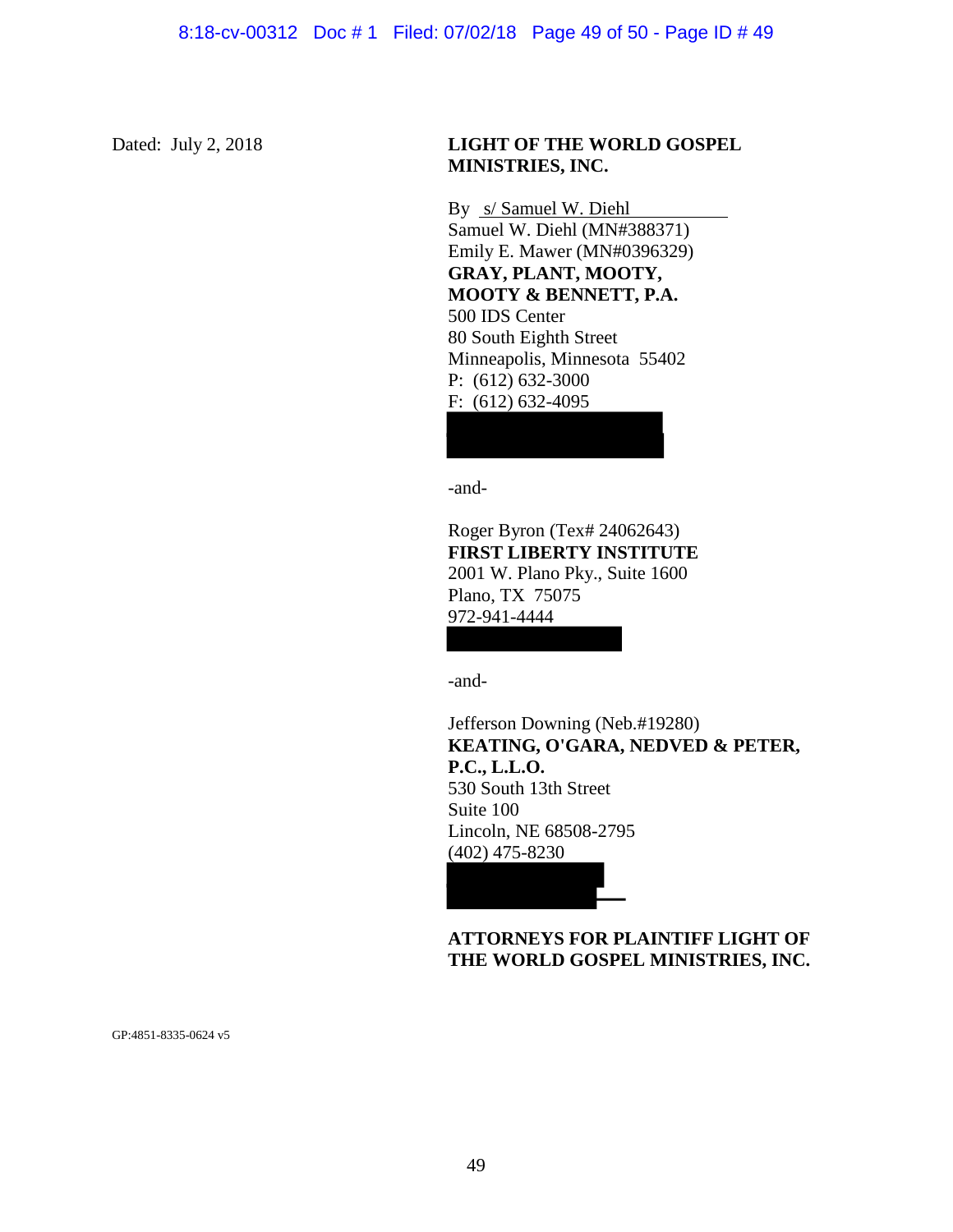Dated: July 2, 2018

**LIGHT OF THE WORLD GOSPEL MINISTRIES, INC.**

By s/ Samuel W. Diehl
Samuel W. Diehl (MN#388371)
Emily E. Mawer (MN#0396329)
**GRAY, PLANT, MOOTY, MOOTY & BENNETT, P.A.**
500 IDS Center
80 South Eighth Street
Minneapolis, Minnesota 55402
P: (612) 632-3000
F: (612) 632-4095

-and-

Roger Byron (Tex# 24062643)
**FIRST LIBERTY INSTITUTE**
2001 W. Plano Pky., Suite 1600
Plano, TX 75075
972-941-4444

-and-

Jefferson Downing (Neb.#19280)
**KEATING, O'GARA, NEDVED & PETER, P.C., L.L.O.**
530 South 13th Street
Suite 100
Lincoln, NE 68508-2795
(402) 475-8230

**ATTORNEYS FOR PLAINTIFF LIGHT OF THE WORLD GOSPEL MINISTRIES, INC.**

GP:4851-8335-0624 v5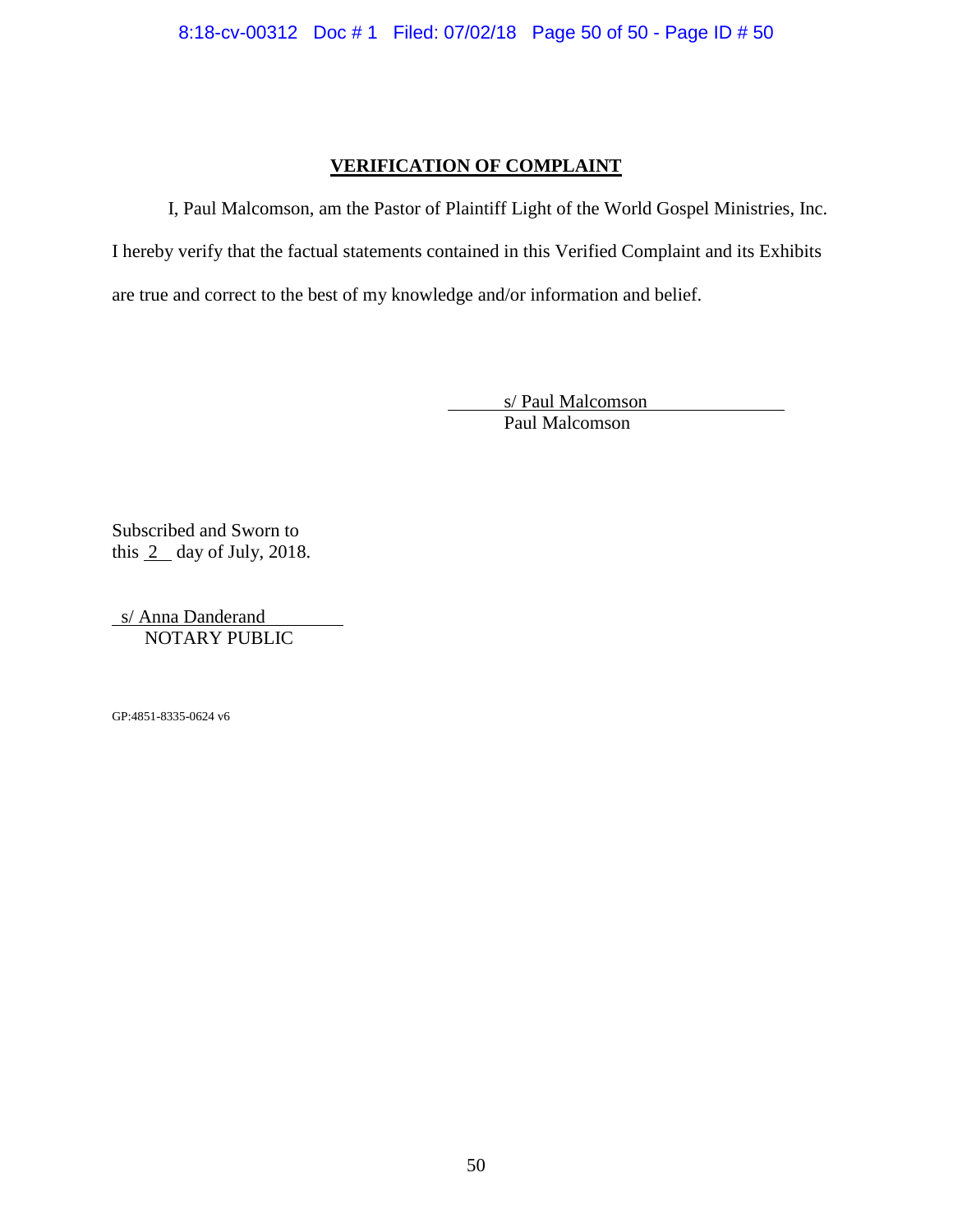## VERIFICATION OF COMPLAINT

I, Paul Malcomson, am the Pastor of Plaintiff Light of the World Gospel Ministries, Inc. I hereby verify that the factual statements contained in this Verified Complaint and its Exhibits are true and correct to the best of my knowledge and/or information and belief.

s/ Paul Malcomson
Paul Malcomson

Subscribed and Sworn to
this 2 day of July, 2018.

s/ Anna Danderand
NOTARY PUBLIC

GP:4851-8335-0624 v6